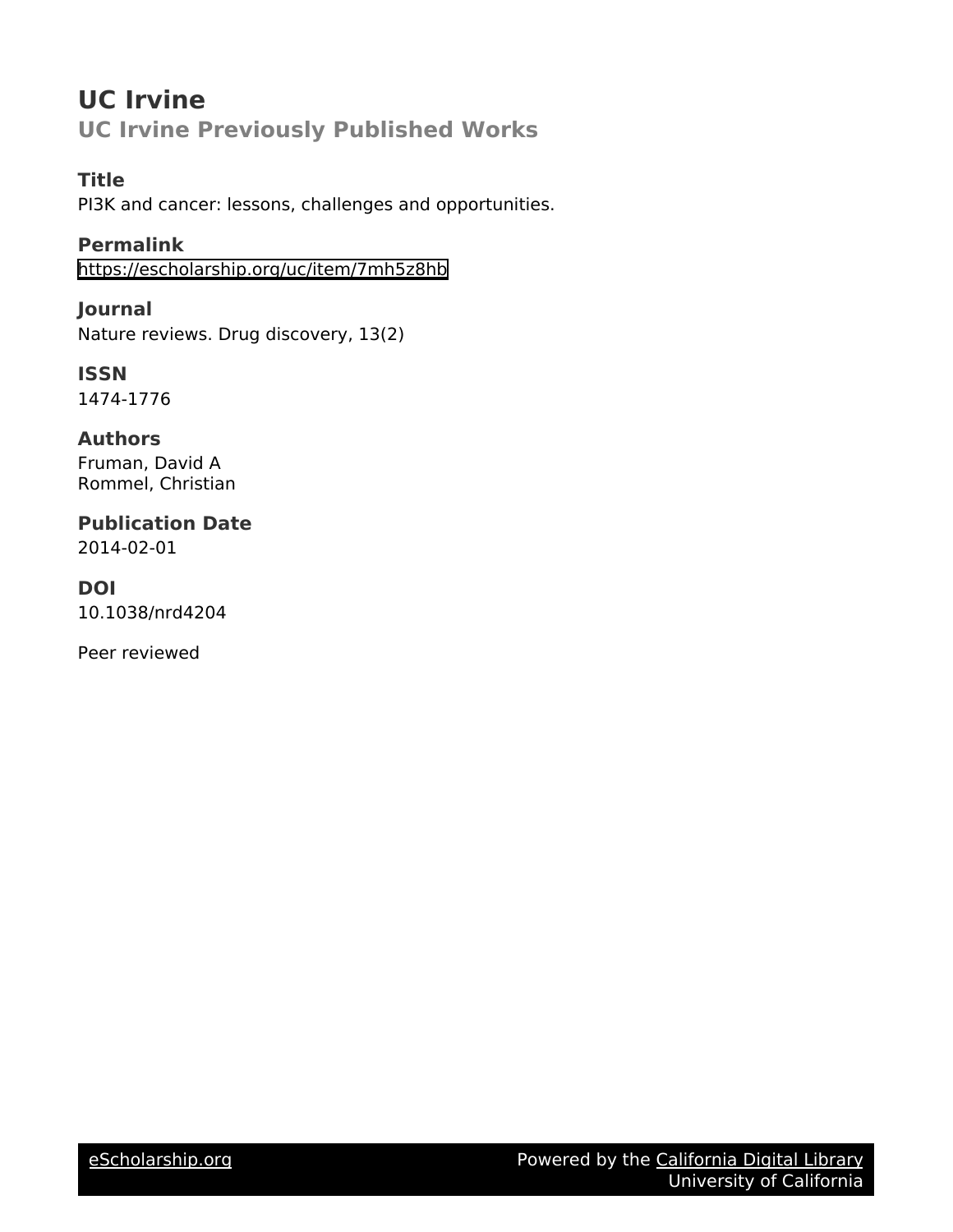# UC Irvine

## UC Irvine Previously Published Works

### Title

PI3K and cancer: lessons, challenges and opportunities.

### Permalink

https://escholarship.org/uc/item/7mh5z8hb

### Journal

Nature reviews. Drug discovery, 13(2)

### ISSN

1474-1776

### Authors

Fruman, David A
Rommel, Christian

### Publication Date

2014-02-01

### DOI

10.1038/nrd4204

Peer reviewed

eScholarship.org Powered by the California Digital Library University of California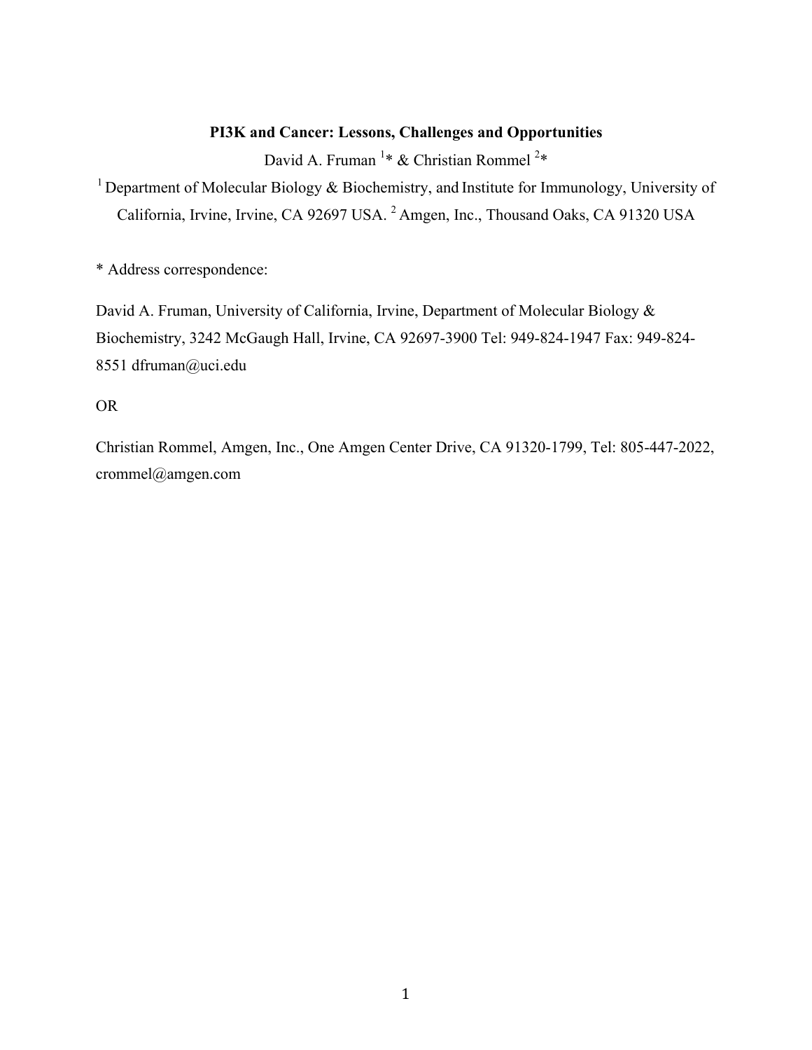# PI3K and Cancer: Lessons, Challenges and Opportunities

David A. Fruman [1]* & Christian Rommel [2]*

[1] Department of Molecular Biology & Biochemistry, and Institute for Immunology, University of California, Irvine, Irvine, CA 92697 USA. [2] Amgen, Inc., Thousand Oaks, CA 91320 USA

* Address correspondence:

David A. Fruman, University of California, Irvine, Department of Molecular Biology & Biochemistry, 3242 McGaugh Hall, Irvine, CA 92697-3900 Tel: 949-824-1947 Fax: 949-824-8551 dfruman@uci.edu

OR

Christian Rommel, Amgen, Inc., One Amgen Center Drive, CA 91320-1799, Tel: 805-447-2022, crommel@amgen.com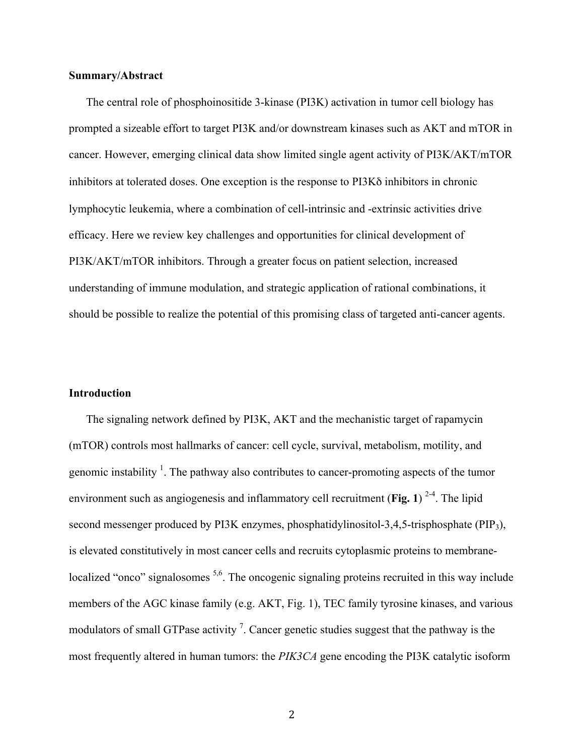**Summary/Abstract**

The central role of phosphoinositide 3-kinase (PI3K) activation in tumor cell biology has prompted a sizeable effort to target PI3K and/or downstream kinases such as AKT and mTOR in cancer. However, emerging clinical data show limited single agent activity of PI3K/AKT/mTOR inhibitors at tolerated doses. One exception is the response to PI3Kδ inhibitors in chronic lymphocytic leukemia, where a combination of cell-intrinsic and -extrinsic activities drive efficacy. Here we review key challenges and opportunities for clinical development of PI3K/AKT/mTOR inhibitors. Through a greater focus on patient selection, increased understanding of immune modulation, and strategic application of rational combinations, it should be possible to realize the potential of this promising class of targeted anti-cancer agents.

**Introduction**

The signaling network defined by PI3K, AKT and the mechanistic target of rapamycin (mTOR) controls most hallmarks of cancer: cell cycle, survival, metabolism, motility, and genomic instability [1]. The pathway also contributes to cancer-promoting aspects of the tumor environment such as angiogenesis and inflammatory cell recruitment (**Fig. 1**) [2-4]. The lipid second messenger produced by PI3K enzymes, phosphatidylinositol-3,4,5-trisphosphate ($PIP_3$), is elevated constitutively in most cancer cells and recruits cytoplasmic proteins to membrane-localized "onco" signalosomes [5,6]. The oncogenic signaling proteins recruited in this way include members of the AGC kinase family (e.g. AKT, Fig. 1), TEC family tyrosine kinases, and various modulators of small GTPase activity [7]. Cancer genetic studies suggest that the pathway is the most frequently altered in human tumors: the *PIK3CA* gene encoding the PI3K catalytic isoform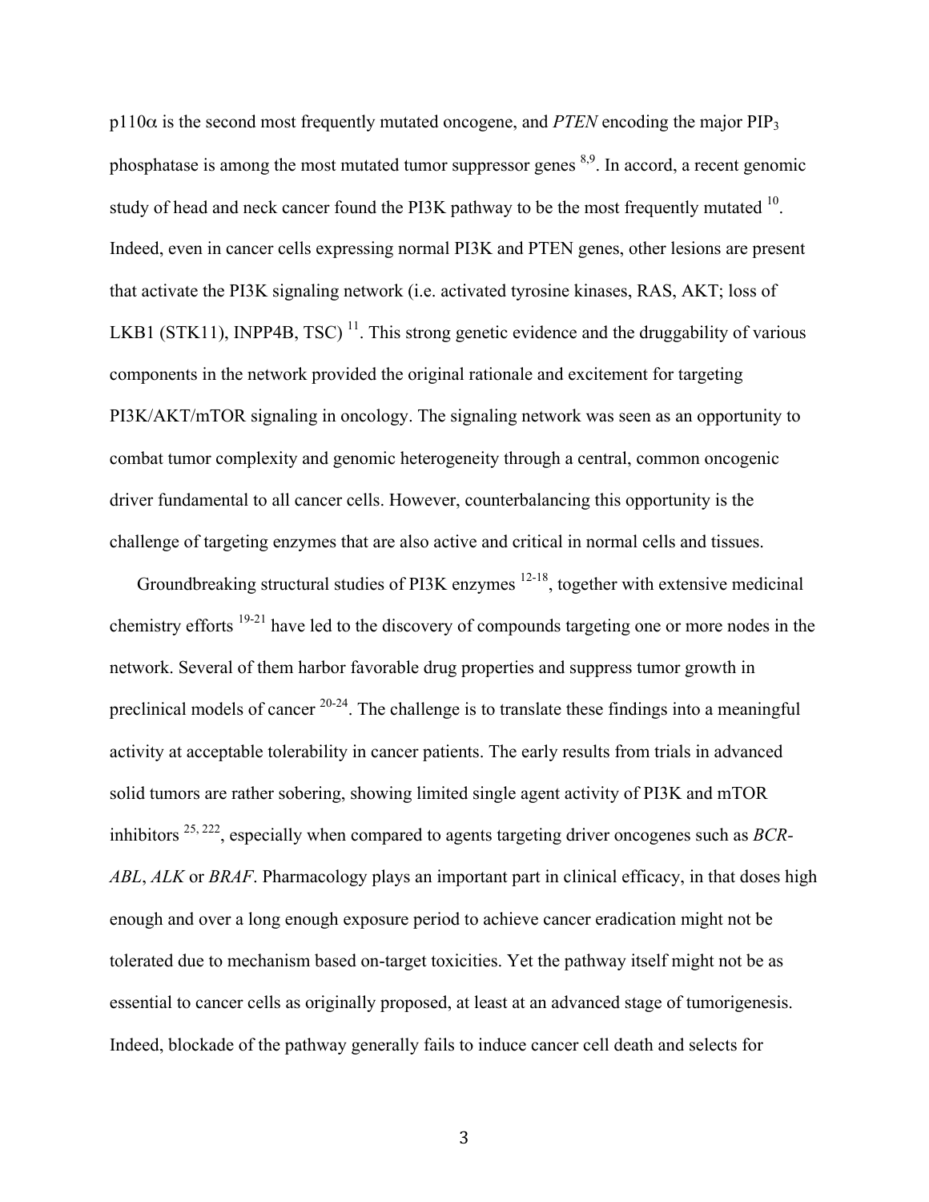p110α is the second most frequently mutated oncogene, and *PTEN* encoding the major $PIP_3$ phosphatase is among the most mutated tumor suppressor genes [8,9]. In accord, a recent genomic study of head and neck cancer found the PI3K pathway to be the most frequently mutated [10]. Indeed, even in cancer cells expressing normal PI3K and PTEN genes, other lesions are present that activate the PI3K signaling network (i.e. activated tyrosine kinases, RAS, AKT; loss of LKB1 (STK11), INPP4B, TSC) [11]. This strong genetic evidence and the druggability of various components in the network provided the original rationale and excitement for targeting PI3K/AKT/mTOR signaling in oncology. The signaling network was seen as an opportunity to combat tumor complexity and genomic heterogeneity through a central, common oncogenic driver fundamental to all cancer cells. However, counterbalancing this opportunity is the challenge of targeting enzymes that are also active and critical in normal cells and tissues.

Groundbreaking structural studies of PI3K enzymes [12-18], together with extensive medicinal chemistry efforts [19-21] have led to the discovery of compounds targeting one or more nodes in the network. Several of them harbor favorable drug properties and suppress tumor growth in preclinical models of cancer [20-24]. The challenge is to translate these findings into a meaningful activity at acceptable tolerability in cancer patients. The early results from trials in advanced solid tumors are rather sobering, showing limited single agent activity of PI3K and mTOR inhibitors [25, 222], especially when compared to agents targeting driver oncogenes such as *BCR-ABL*, *ALK* or *BRAF*. Pharmacology plays an important part in clinical efficacy, in that doses high enough and over a long enough exposure period to achieve cancer eradication might not be tolerated due to mechanism based on-target toxicities. Yet the pathway itself might not be as essential to cancer cells as originally proposed, at least at an advanced stage of tumorigenesis. Indeed, blockade of the pathway generally fails to induce cancer cell death and selects for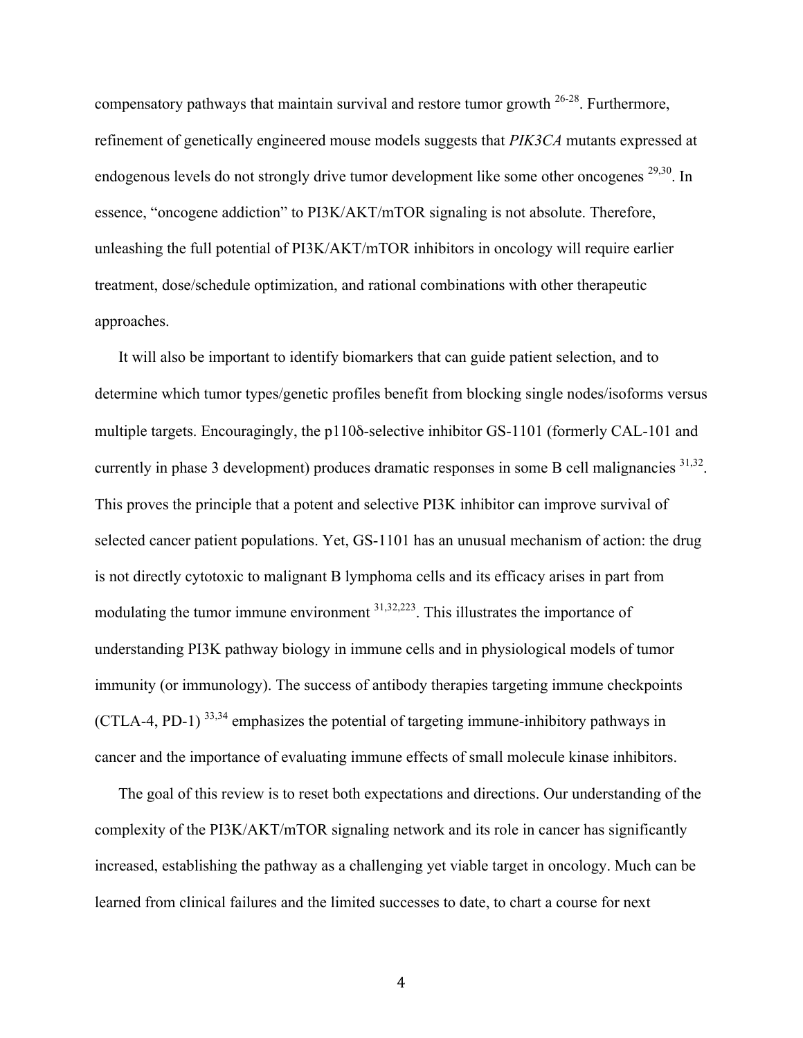compensatory pathways that maintain survival and restore tumor growth [26-28]. Furthermore, refinement of genetically engineered mouse models suggests that *PIK3CA* mutants expressed at endogenous levels do not strongly drive tumor development like some other oncogenes [29,30]. In essence, "oncogene addiction" to PI3K/AKT/mTOR signaling is not absolute. Therefore, unleashing the full potential of PI3K/AKT/mTOR inhibitors in oncology will require earlier treatment, dose/schedule optimization, and rational combinations with other therapeutic approaches.

It will also be important to identify biomarkers that can guide patient selection, and to determine which tumor types/genetic profiles benefit from blocking single nodes/isoforms versus multiple targets. Encouragingly, the p110δ-selective inhibitor GS-1101 (formerly CAL-101 and currently in phase 3 development) produces dramatic responses in some B cell malignancies [31,32]. This proves the principle that a potent and selective PI3K inhibitor can improve survival of selected cancer patient populations. Yet, GS-1101 has an unusual mechanism of action: the drug is not directly cytotoxic to malignant B lymphoma cells and its efficacy arises in part from modulating the tumor immune environment [31,32,223]. This illustrates the importance of understanding PI3K pathway biology in immune cells and in physiological models of tumor immunity (or immunology). The success of antibody therapies targeting immune checkpoints (CTLA-4, PD-1) [33,34] emphasizes the potential of targeting immune-inhibitory pathways in cancer and the importance of evaluating immune effects of small molecule kinase inhibitors.

The goal of this review is to reset both expectations and directions. Our understanding of the complexity of the PI3K/AKT/mTOR signaling network and its role in cancer has significantly increased, establishing the pathway as a challenging yet viable target in oncology. Much can be learned from clinical failures and the limited successes to date, to chart a course for next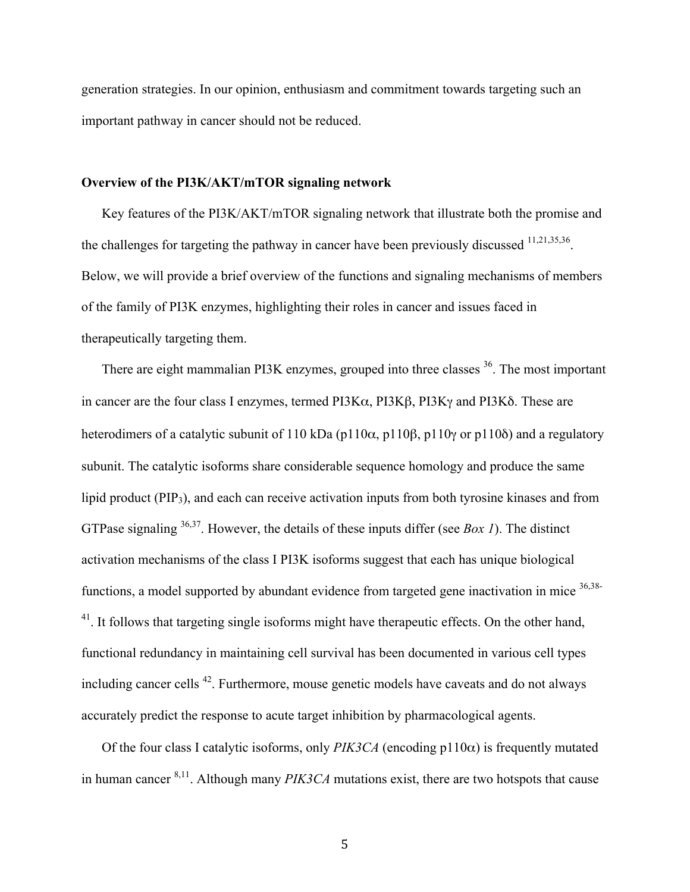generation strategies. In our opinion, enthusiasm and commitment towards targeting such an important pathway in cancer should not be reduced.

**Overview of the PI3K/AKT/mTOR signaling network**

Key features of the PI3K/AKT/mTOR signaling network that illustrate both the promise and the challenges for targeting the pathway in cancer have been previously discussed [11,21,35,36]. Below, we will provide a brief overview of the functions and signaling mechanisms of members of the family of PI3K enzymes, highlighting their roles in cancer and issues faced in therapeutically targeting them.

There are eight mammalian PI3K enzymes, grouped into three classes [36]. The most important in cancer are the four class I enzymes, termed PI3Kα, PI3Kβ, PI3Kγ and PI3Kδ. These are heterodimers of a catalytic subunit of 110 kDa (p110α, p110β, p110γ or p110δ) and a regulatory subunit. The catalytic isoforms share considerable sequence homology and produce the same lipid product ($PIP_3$), and each can receive activation inputs from both tyrosine kinases and from GTPase signaling [36,37]. However, the details of these inputs differ (see *Box 1*). The distinct activation mechanisms of the class I PI3K isoforms suggest that each has unique biological functions, a model supported by abundant evidence from targeted gene inactivation in mice [36,38-41]. It follows that targeting single isoforms might have therapeutic effects. On the other hand, functional redundancy in maintaining cell survival has been documented in various cell types including cancer cells [42]. Furthermore, mouse genetic models have caveats and do not always accurately predict the response to acute target inhibition by pharmacological agents.

Of the four class I catalytic isoforms, only *PIK3CA* (encoding p110α) is frequently mutated in human cancer [8,11]. Although many *PIK3CA* mutations exist, there are two hotspots that cause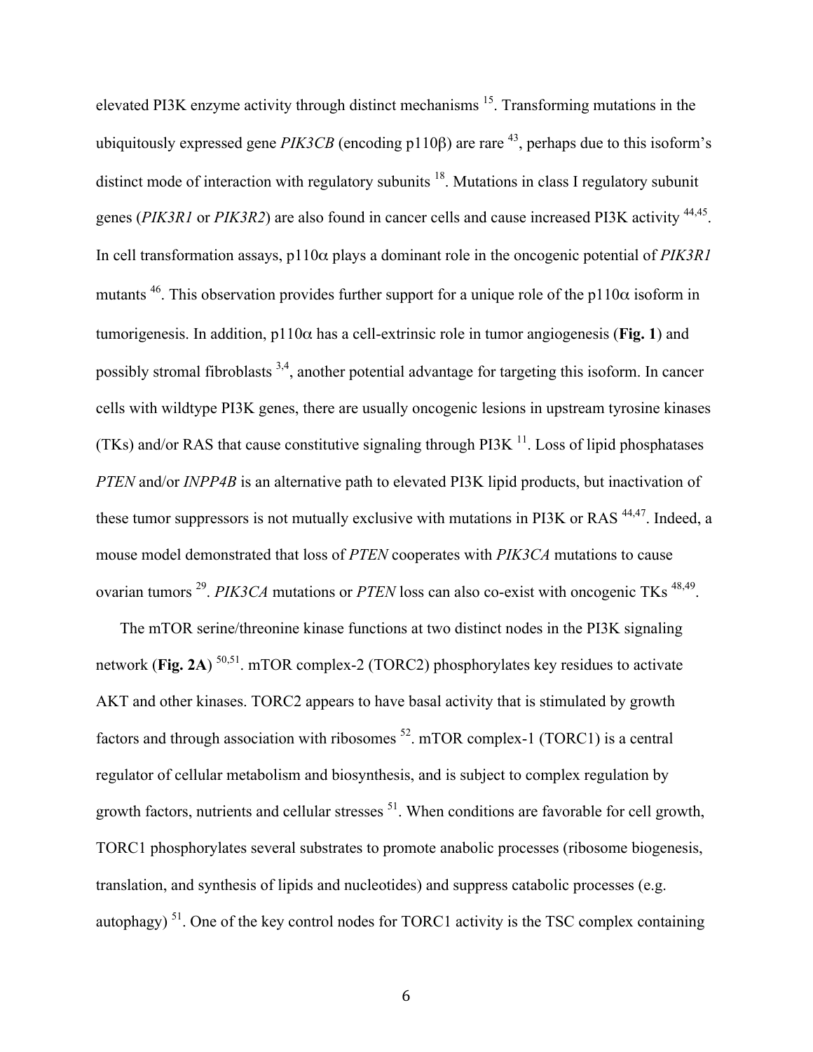elevated PI3K enzyme activity through distinct mechanisms [15]. Transforming mutations in the ubiquitously expressed gene *PIK3CB* (encoding p110β) are rare [43], perhaps due to this isoform's distinct mode of interaction with regulatory subunits [18]. Mutations in class I regulatory subunit genes (*PIK3R1* or *PIK3R2*) are also found in cancer cells and cause increased PI3K activity [44,45]. In cell transformation assays, p110α plays a dominant role in the oncogenic potential of *PIK3R1* mutants [46]. This observation provides further support for a unique role of the p110α isoform in tumorigenesis. In addition, p110α has a cell-extrinsic role in tumor angiogenesis (**Fig. 1**) and possibly stromal fibroblasts [3,4], another potential advantage for targeting this isoform. In cancer cells with wildtype PI3K genes, there are usually oncogenic lesions in upstream tyrosine kinases (TKs) and/or RAS that cause constitutive signaling through PI3K [11]. Loss of lipid phosphatases *PTEN* and/or *INPP4B* is an alternative path to elevated PI3K lipid products, but inactivation of these tumor suppressors is not mutually exclusive with mutations in PI3K or RAS [44,47]. Indeed, a mouse model demonstrated that loss of *PTEN* cooperates with *PIK3CA* mutations to cause ovarian tumors [29]. *PIK3CA* mutations or *PTEN* loss can also co-exist with oncogenic TKs [48,49].

The mTOR serine/threonine kinase functions at two distinct nodes in the PI3K signaling network (**Fig. 2A**) [50,51]. mTOR complex-2 (TORC2) phosphorylates key residues to activate AKT and other kinases. TORC2 appears to have basal activity that is stimulated by growth factors and through association with ribosomes [52]. mTOR complex-1 (TORC1) is a central regulator of cellular metabolism and biosynthesis, and is subject to complex regulation by growth factors, nutrients and cellular stresses [51]. When conditions are favorable for cell growth, TORC1 phosphorylates several substrates to promote anabolic processes (ribosome biogenesis, translation, and synthesis of lipids and nucleotides) and suppress catabolic processes (e.g. autophagy) [51]. One of the key control nodes for TORC1 activity is the TSC complex containing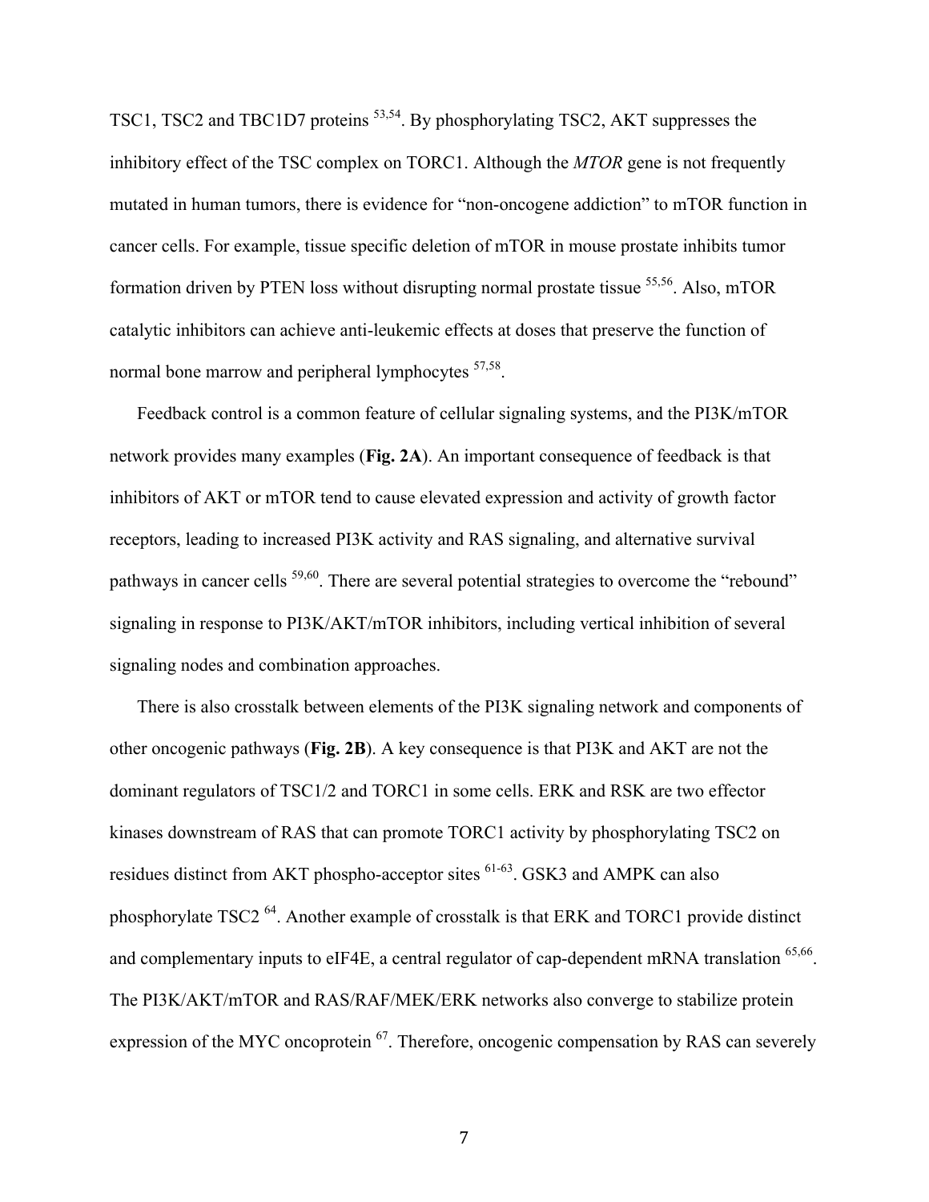TSC1, TSC2 and TBC1D7 proteins [53,54]. By phosphorylating TSC2, AKT suppresses the inhibitory effect of the TSC complex on TORC1. Although the *MTOR* gene is not frequently mutated in human tumors, there is evidence for "non-oncogene addiction" to mTOR function in cancer cells. For example, tissue specific deletion of mTOR in mouse prostate inhibits tumor formation driven by PTEN loss without disrupting normal prostate tissue [55,56]. Also, mTOR catalytic inhibitors can achieve anti-leukemic effects at doses that preserve the function of normal bone marrow and peripheral lymphocytes [57,58].

Feedback control is a common feature of cellular signaling systems, and the PI3K/mTOR network provides many examples (**Fig. 2A**). An important consequence of feedback is that inhibitors of AKT or mTOR tend to cause elevated expression and activity of growth factor receptors, leading to increased PI3K activity and RAS signaling, and alternative survival pathways in cancer cells [59,60]. There are several potential strategies to overcome the "rebound" signaling in response to PI3K/AKT/mTOR inhibitors, including vertical inhibition of several signaling nodes and combination approaches.

There is also crosstalk between elements of the PI3K signaling network and components of other oncogenic pathways (**Fig. 2B**). A key consequence is that PI3K and AKT are not the dominant regulators of TSC1/2 and TORC1 in some cells. ERK and RSK are two effector kinases downstream of RAS that can promote TORC1 activity by phosphorylating TSC2 on residues distinct from AKT phospho-acceptor sites [61-63]. GSK3 and AMPK can also phosphorylate TSC2 [64]. Another example of crosstalk is that ERK and TORC1 provide distinct and complementary inputs to eIF4E, a central regulator of cap-dependent mRNA translation [65,66]. The PI3K/AKT/mTOR and RAS/RAF/MEK/ERK networks also converge to stabilize protein expression of the MYC oncoprotein [67]. Therefore, oncogenic compensation by RAS can severely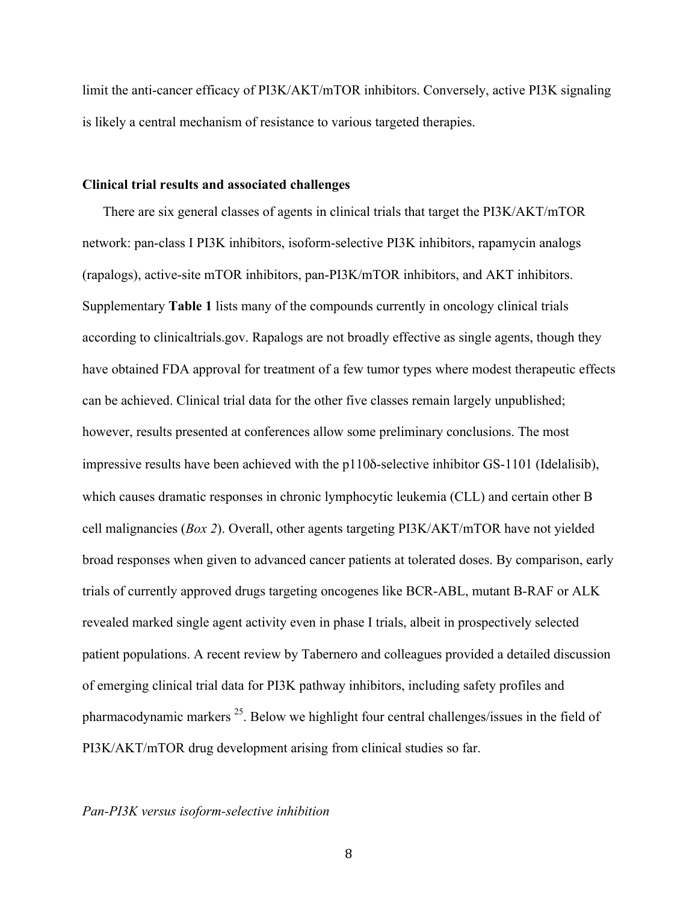limit the anti-cancer efficacy of PI3K/AKT/mTOR inhibitors. Conversely, active PI3K signaling is likely a central mechanism of resistance to various targeted therapies.

### Clinical trial results and associated challenges

There are six general classes of agents in clinical trials that target the PI3K/AKT/mTOR network: pan-class I PI3K inhibitors, isoform-selective PI3K inhibitors, rapamycin analogs (rapalogs), active-site mTOR inhibitors, pan-PI3K/mTOR inhibitors, and AKT inhibitors. Supplementary **Table 1** lists many of the compounds currently in oncology clinical trials according to clinicaltrials.gov. Rapalogs are not broadly effective as single agents, though they have obtained FDA approval for treatment of a few tumor types where modest therapeutic effects can be achieved. Clinical trial data for the other five classes remain largely unpublished; however, results presented at conferences allow some preliminary conclusions. The most impressive results have been achieved with the p110δ-selective inhibitor GS-1101 (Idelalisib), which causes dramatic responses in chronic lymphocytic leukemia (CLL) and certain other B cell malignancies (*Box 2*). Overall, other agents targeting PI3K/AKT/mTOR have not yielded broad responses when given to advanced cancer patients at tolerated doses. By comparison, early trials of currently approved drugs targeting oncogenes like BCR-ABL, mutant B-RAF or ALK revealed marked single agent activity even in phase I trials, albeit in prospectively selected patient populations. A recent review by Tabernero and colleagues provided a detailed discussion of emerging clinical trial data for PI3K pathway inhibitors, including safety profiles and pharmacodynamic markers [25]. Below we highlight four central challenges/issues in the field of PI3K/AKT/mTOR drug development arising from clinical studies so far.

#### *Pan-PI3K versus isoform-selective inhibition*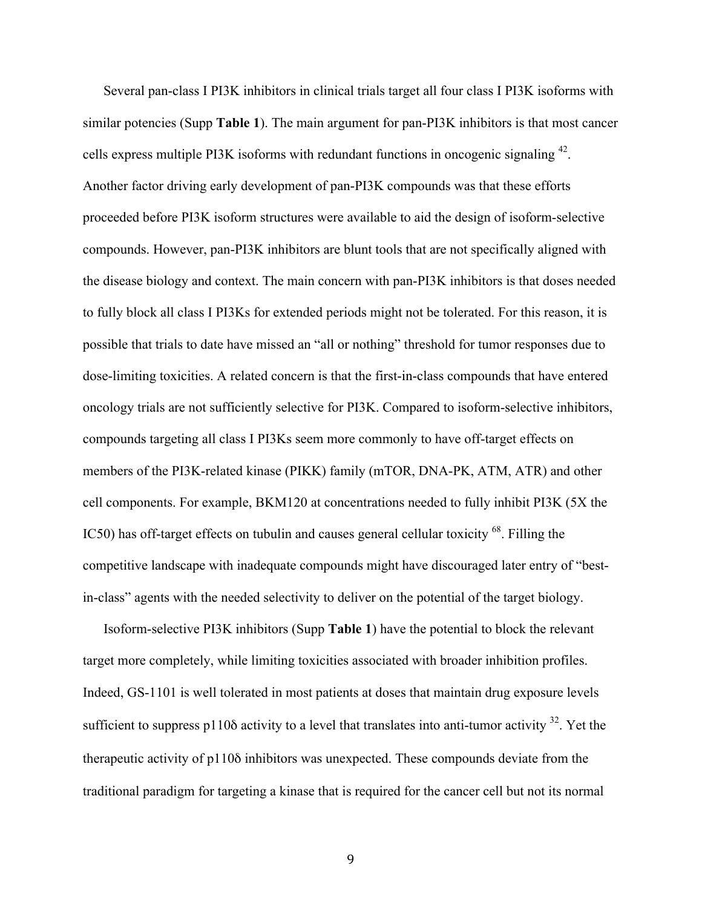Several pan-class I PI3K inhibitors in clinical trials target all four class I PI3K isoforms with similar potencies (Supp **Table 1**). The main argument for pan-PI3K inhibitors is that most cancer cells express multiple PI3K isoforms with redundant functions in oncogenic signaling [42]. Another factor driving early development of pan-PI3K compounds was that these efforts proceeded before PI3K isoform structures were available to aid the design of isoform-selective compounds. However, pan-PI3K inhibitors are blunt tools that are not specifically aligned with the disease biology and context. The main concern with pan-PI3K inhibitors is that doses needed to fully block all class I PI3Ks for extended periods might not be tolerated. For this reason, it is possible that trials to date have missed an "all or nothing" threshold for tumor responses due to dose-limiting toxicities. A related concern is that the first-in-class compounds that have entered oncology trials are not sufficiently selective for PI3K. Compared to isoform-selective inhibitors, compounds targeting all class I PI3Ks seem more commonly to have off-target effects on members of the PI3K-related kinase (PIKK) family (mTOR, DNA-PK, ATM, ATR) and other cell components. For example, BKM120 at concentrations needed to fully inhibit PI3K (5X the IC50) has off-target effects on tubulin and causes general cellular toxicity [68]. Filling the competitive landscape with inadequate compounds might have discouraged later entry of "best-in-class" agents with the needed selectivity to deliver on the potential of the target biology.

Isoform-selective PI3K inhibitors (Supp **Table 1**) have the potential to block the relevant target more completely, while limiting toxicities associated with broader inhibition profiles. Indeed, GS-1101 is well tolerated in most patients at doses that maintain drug exposure levels sufficient to suppress p110δ activity to a level that translates into anti-tumor activity [32]. Yet the therapeutic activity of p110δ inhibitors was unexpected. These compounds deviate from the traditional paradigm for targeting a kinase that is required for the cancer cell but not its normal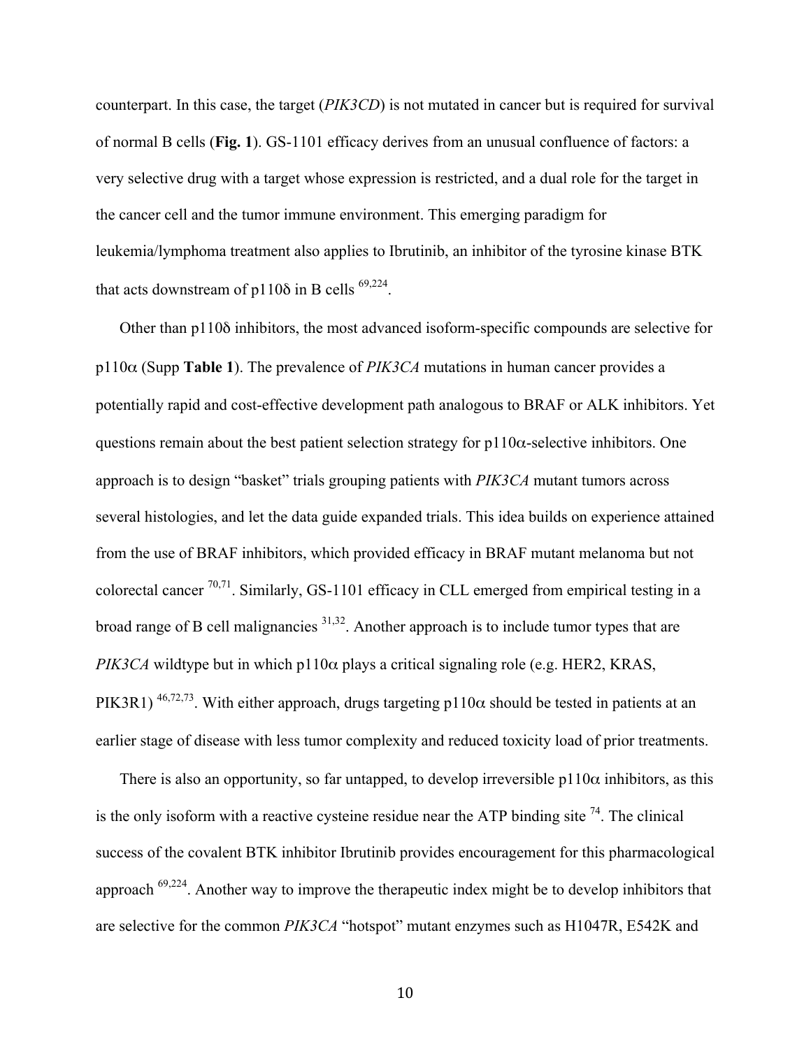counterpart. In this case, the target (*PIK3CD*) is not mutated in cancer but is required for survival of normal B cells (**Fig. 1**). GS-1101 efficacy derives from an unusual confluence of factors: a very selective drug with a target whose expression is restricted, and a dual role for the target in the cancer cell and the tumor immune environment. This emerging paradigm for leukemia/lymphoma treatment also applies to Ibrutinib, an inhibitor of the tyrosine kinase BTK that acts downstream of p110δ in B cells [69,224].

Other than p110δ inhibitors, the most advanced isoform-specific compounds are selective for p110α (Supp **Table 1**). The prevalence of *PIK3CA* mutations in human cancer provides a potentially rapid and cost-effective development path analogous to BRAF or ALK inhibitors. Yet questions remain about the best patient selection strategy for p110α-selective inhibitors. One approach is to design "basket" trials grouping patients with *PIK3CA* mutant tumors across several histologies, and let the data guide expanded trials. This idea builds on experience attained from the use of BRAF inhibitors, which provided efficacy in BRAF mutant melanoma but not colorectal cancer [70,71]. Similarly, GS-1101 efficacy in CLL emerged from empirical testing in a broad range of B cell malignancies [31,32]. Another approach is to include tumor types that are *PIK3CA* wildtype but in which p110α plays a critical signaling role (e.g. HER2, KRAS, PIK3R1) [46,72,73]. With either approach, drugs targeting p110α should be tested in patients at an earlier stage of disease with less tumor complexity and reduced toxicity load of prior treatments.

There is also an opportunity, so far untapped, to develop irreversible p110α inhibitors, as this is the only isoform with a reactive cysteine residue near the ATP binding site [74]. The clinical success of the covalent BTK inhibitor Ibrutinib provides encouragement for this pharmacological approach [69,224]. Another way to improve the therapeutic index might be to develop inhibitors that are selective for the common *PIK3CA* "hotspot" mutant enzymes such as H1047R, E542K and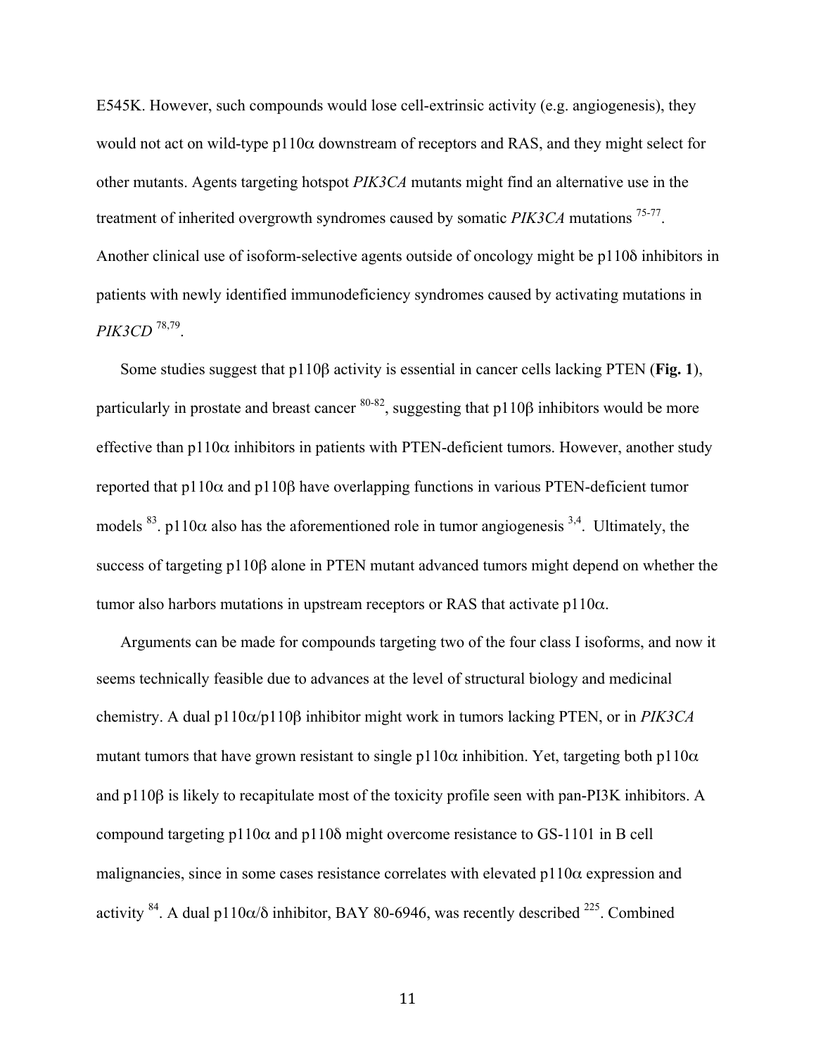E545K. However, such compounds would lose cell-extrinsic activity (e.g. angiogenesis), they would not act on wild-type p110α downstream of receptors and RAS, and they might select for other mutants. Agents targeting hotspot *PIK3CA* mutants might find an alternative use in the treatment of inherited overgrowth syndromes caused by somatic *PIK3CA* mutations [75-77]. Another clinical use of isoform-selective agents outside of oncology might be p110δ inhibitors in patients with newly identified immunodeficiency syndromes caused by activating mutations in *PIK3CD* [78,79].

Some studies suggest that p110β activity is essential in cancer cells lacking PTEN (**Fig. 1**), particularly in prostate and breast cancer [80-82], suggesting that p110β inhibitors would be more effective than p110α inhibitors in patients with PTEN-deficient tumors. However, another study reported that p110α and p110β have overlapping functions in various PTEN-deficient tumor models [83]. p110α also has the aforementioned role in tumor angiogenesis [3,4]. Ultimately, the success of targeting p110β alone in PTEN mutant advanced tumors might depend on whether the tumor also harbors mutations in upstream receptors or RAS that activate p110α.

Arguments can be made for compounds targeting two of the four class I isoforms, and now it seems technically feasible due to advances at the level of structural biology and medicinal chemistry. A dual p110α/p110β inhibitor might work in tumors lacking PTEN, or in *PIK3CA* mutant tumors that have grown resistant to single p110α inhibition. Yet, targeting both p110α and p110β is likely to recapitulate most of the toxicity profile seen with pan-PI3K inhibitors. A compound targeting p110α and p110δ might overcome resistance to GS-1101 in B cell malignancies, since in some cases resistance correlates with elevated p110α expression and activity [84]. A dual p110α/δ inhibitor, BAY 80-6946, was recently described [225]. Combined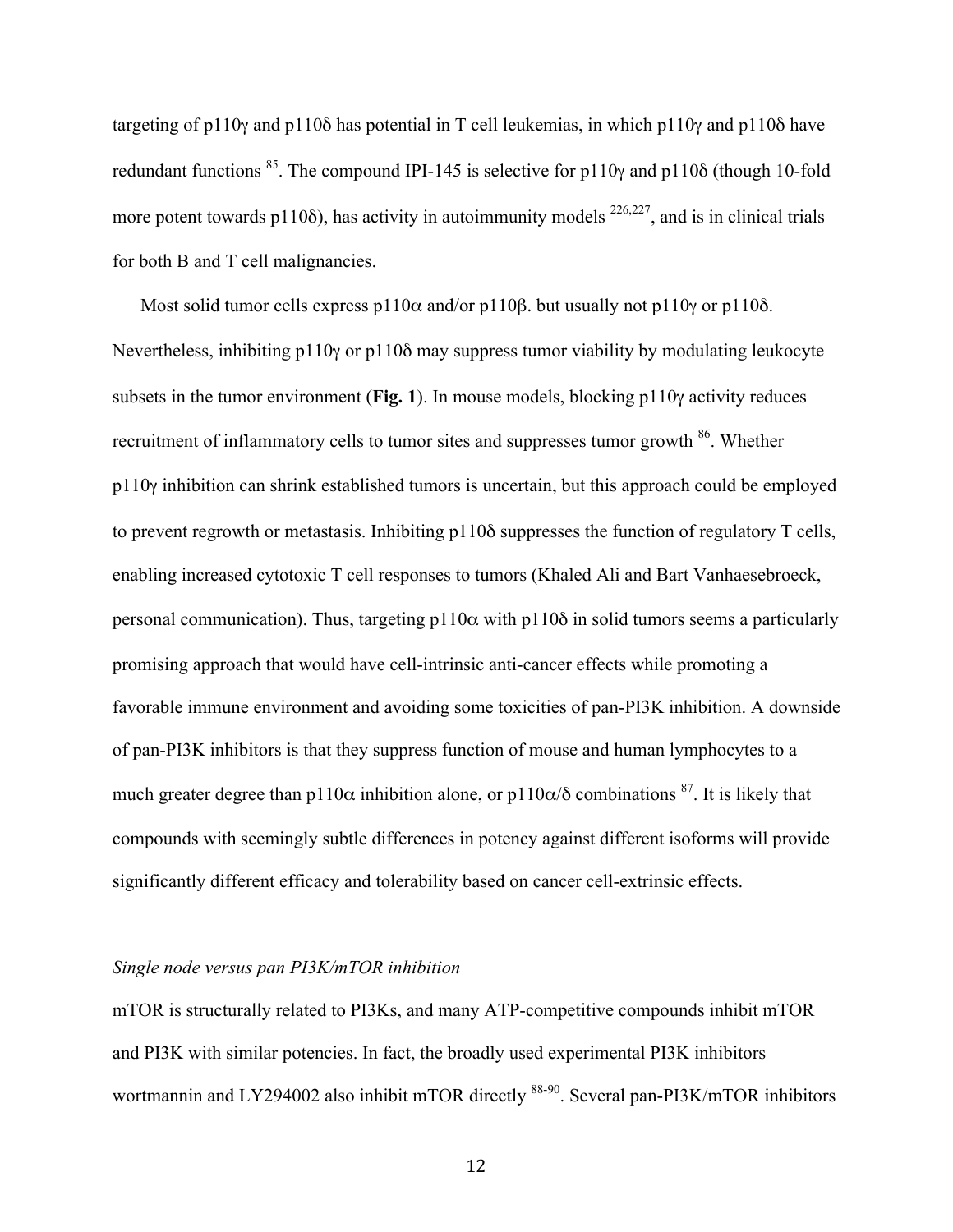targeting of p110γ and p110δ has potential in T cell leukemias, in which p110γ and p110δ have redundant functions [85]. The compound IPI-145 is selective for p110γ and p110δ (though 10-fold more potent towards p110δ), has activity in autoimmunity models [226,227], and is in clinical trials for both B and T cell malignancies.

Most solid tumor cells express p110α and/or p110β. but usually not p110γ or p110δ. Nevertheless, inhibiting p110γ or p110δ may suppress tumor viability by modulating leukocyte subsets in the tumor environment (**Fig. 1**). In mouse models, blocking p110γ activity reduces recruitment of inflammatory cells to tumor sites and suppresses tumor growth [86]. Whether p110γ inhibition can shrink established tumors is uncertain, but this approach could be employed to prevent regrowth or metastasis. Inhibiting p110δ suppresses the function of regulatory T cells, enabling increased cytotoxic T cell responses to tumors (Khaled Ali and Bart Vanhaesebroeck, personal communication). Thus, targeting p110α with p110δ in solid tumors seems a particularly promising approach that would have cell-intrinsic anti-cancer effects while promoting a favorable immune environment and avoiding some toxicities of pan-PI3K inhibition. A downside of pan-PI3K inhibitors is that they suppress function of mouse and human lymphocytes to a much greater degree than p110α inhibition alone, or p110α/δ combinations [87]. It is likely that compounds with seemingly subtle differences in potency against different isoforms will provide significantly different efficacy and tolerability based on cancer cell-extrinsic effects.

*Single node versus pan PI3K/mTOR inhibition*

mTOR is structurally related to PI3Ks, and many ATP-competitive compounds inhibit mTOR and PI3K with similar potencies. In fact, the broadly used experimental PI3K inhibitors wortmannin and LY294002 also inhibit mTOR directly [88-90]. Several pan-PI3K/mTOR inhibitors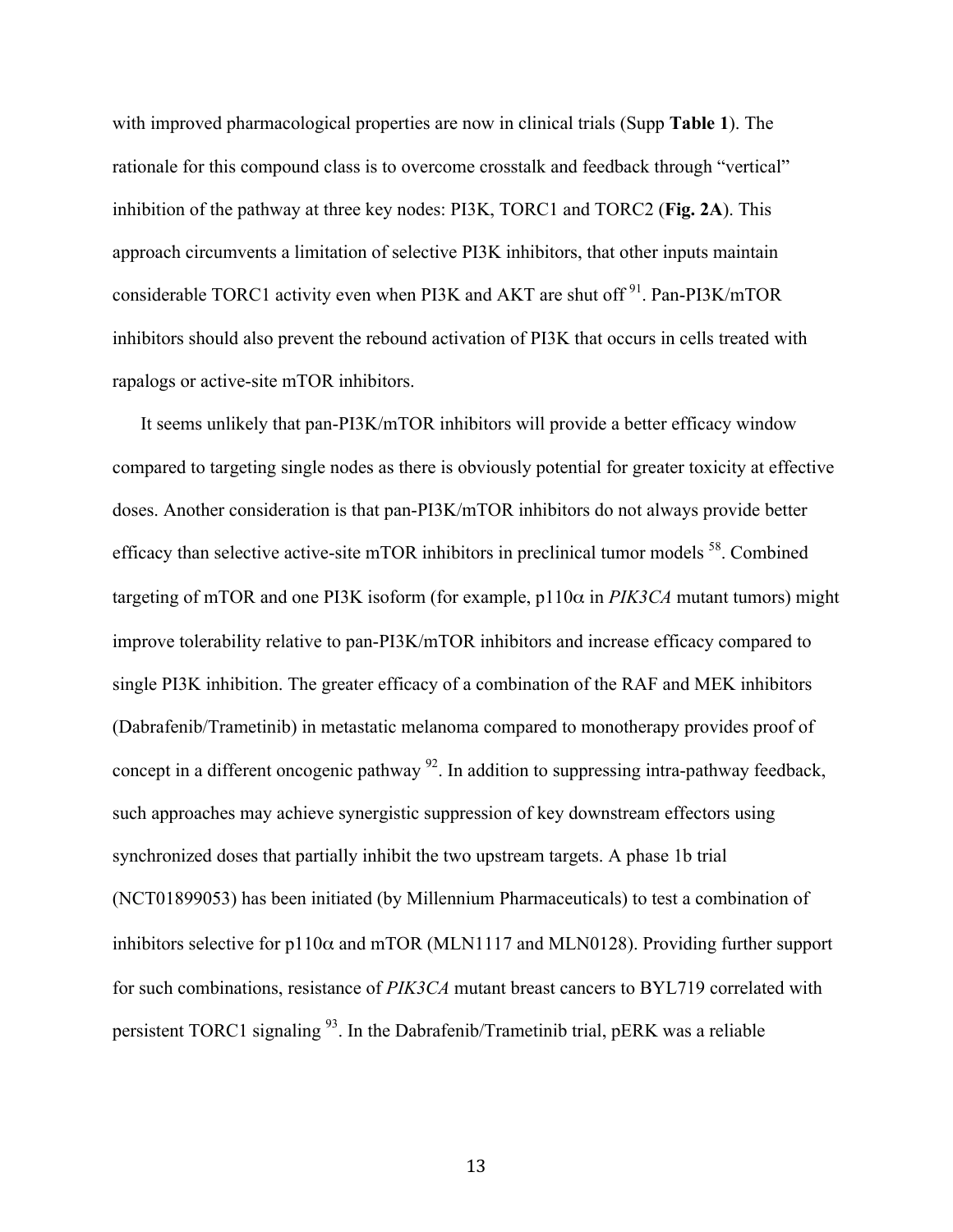with improved pharmacological properties are now in clinical trials (Supp **Table 1**). The rationale for this compound class is to overcome crosstalk and feedback through "vertical" inhibition of the pathway at three key nodes: PI3K, TORC1 and TORC2 (**Fig. 2A**). This approach circumvents a limitation of selective PI3K inhibitors, that other inputs maintain considerable TORC1 activity even when PI3K and AKT are shut off [91]. Pan-PI3K/mTOR inhibitors should also prevent the rebound activation of PI3K that occurs in cells treated with rapalogs or active-site mTOR inhibitors.

It seems unlikely that pan-PI3K/mTOR inhibitors will provide a better efficacy window compared to targeting single nodes as there is obviously potential for greater toxicity at effective doses. Another consideration is that pan-PI3K/mTOR inhibitors do not always provide better efficacy than selective active-site mTOR inhibitors in preclinical tumor models [58]. Combined targeting of mTOR and one PI3K isoform (for example, p110α in *PIK3CA* mutant tumors) might improve tolerability relative to pan-PI3K/mTOR inhibitors and increase efficacy compared to single PI3K inhibition. The greater efficacy of a combination of the RAF and MEK inhibitors (Dabrafenib/Trametinib) in metastatic melanoma compared to monotherapy provides proof of concept in a different oncogenic pathway [92]. In addition to suppressing intra-pathway feedback, such approaches may achieve synergistic suppression of key downstream effectors using synchronized doses that partially inhibit the two upstream targets. A phase 1b trial (NCT01899053) has been initiated (by Millennium Pharmaceuticals) to test a combination of inhibitors selective for p110α and mTOR (MLN1117 and MLN0128). Providing further support for such combinations, resistance of *PIK3CA* mutant breast cancers to BYL719 correlated with persistent TORC1 signaling [93]. In the Dabrafenib/Trametinib trial, pERK was a reliable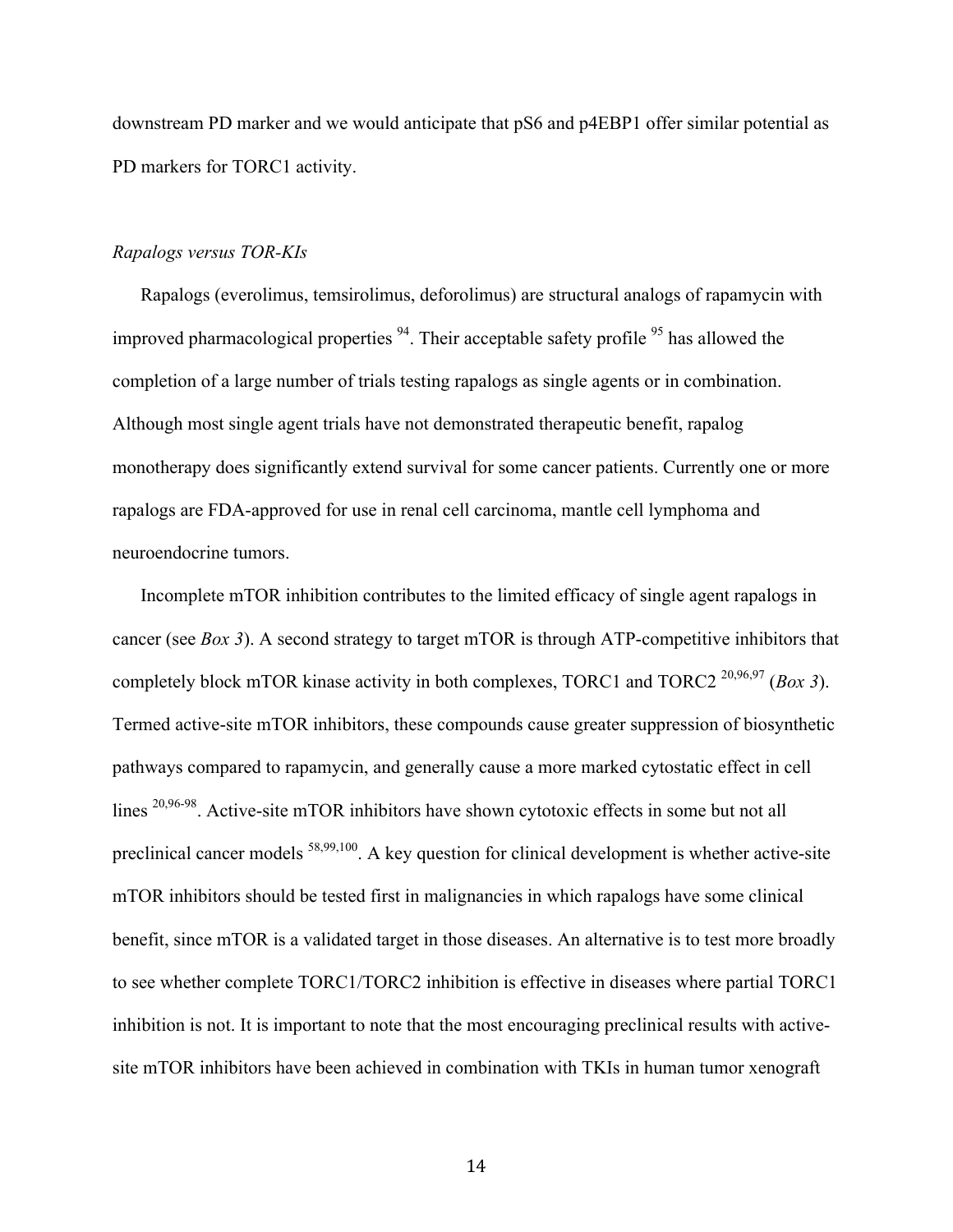downstream PD marker and we would anticipate that pS6 and p4EBP1 offer similar potential as PD markers for TORC1 activity.

*Rapalogs versus TOR-KIs*

Rapalogs (everolimus, temsirolimus, deforolimus) are structural analogs of rapamycin with improved pharmacological properties [94]. Their acceptable safety profile [95] has allowed the completion of a large number of trials testing rapalogs as single agents or in combination. Although most single agent trials have not demonstrated therapeutic benefit, rapalog monotherapy does significantly extend survival for some cancer patients. Currently one or more rapalogs are FDA-approved for use in renal cell carcinoma, mantle cell lymphoma and neuroendocrine tumors.

Incomplete mTOR inhibition contributes to the limited efficacy of single agent rapalogs in cancer (see *Box 3*). A second strategy to target mTOR is through ATP-competitive inhibitors that completely block mTOR kinase activity in both complexes, TORC1 and TORC2 [20,96,97] (*Box 3*). Termed active-site mTOR inhibitors, these compounds cause greater suppression of biosynthetic pathways compared to rapamycin, and generally cause a more marked cytostatic effect in cell lines [20,96-98]. Active-site mTOR inhibitors have shown cytotoxic effects in some but not all preclinical cancer models [58,99,100]. A key question for clinical development is whether active-site mTOR inhibitors should be tested first in malignancies in which rapalogs have some clinical benefit, since mTOR is a validated target in those diseases. An alternative is to test more broadly to see whether complete TORC1/TORC2 inhibition is effective in diseases where partial TORC1 inhibition is not. It is important to note that the most encouraging preclinical results with active-site mTOR inhibitors have been achieved in combination with TKIs in human tumor xenograft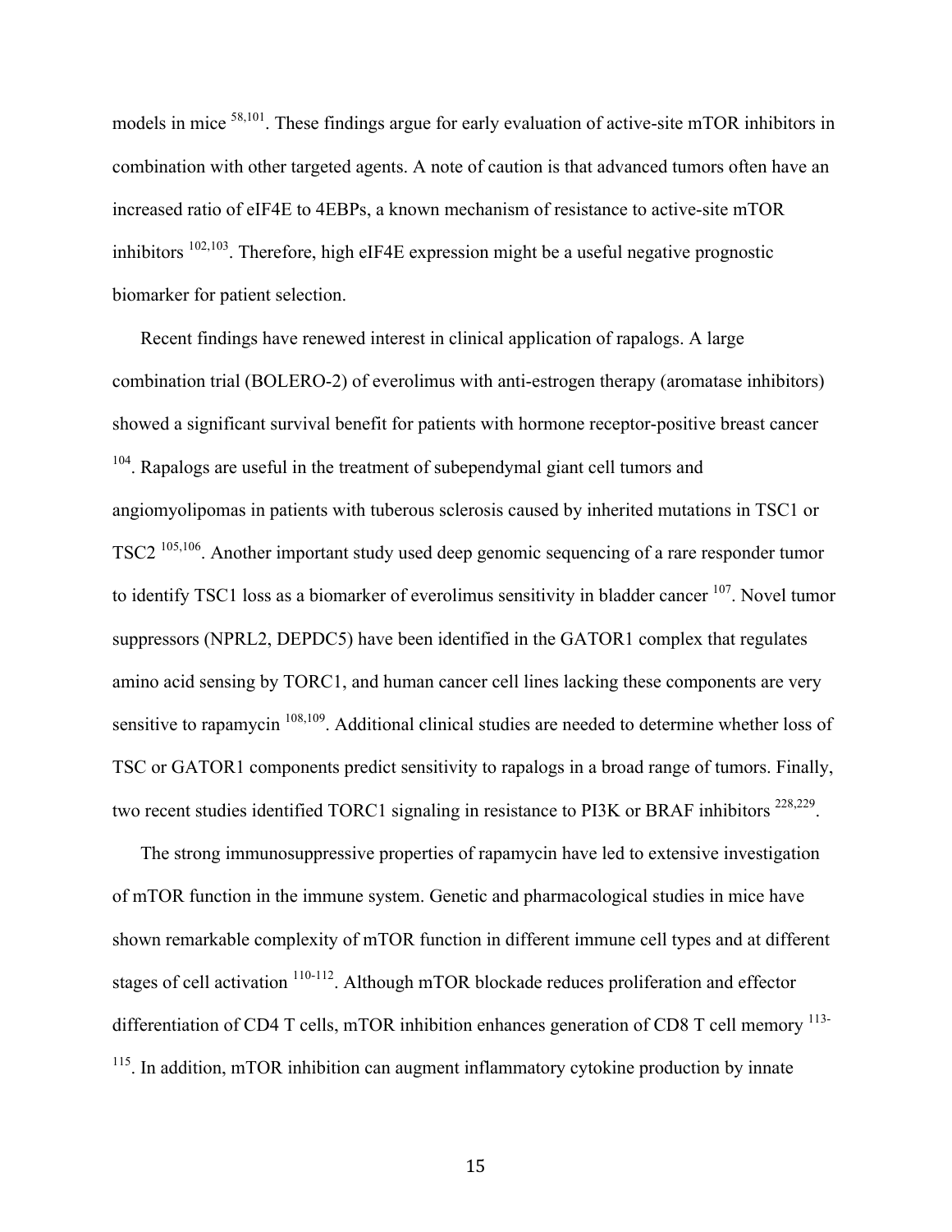models in mice [58,101]. These findings argue for early evaluation of active-site mTOR inhibitors in combination with other targeted agents. A note of caution is that advanced tumors often have an increased ratio of eIF4E to 4EBPs, a known mechanism of resistance to active-site mTOR inhibitors [102,103]. Therefore, high eIF4E expression might be a useful negative prognostic biomarker for patient selection.

Recent findings have renewed interest in clinical application of rapalogs. A large combination trial (BOLERO-2) of everolimus with anti-estrogen therapy (aromatase inhibitors) showed a significant survival benefit for patients with hormone receptor-positive breast cancer [104]. Rapalogs are useful in the treatment of subependymal giant cell tumors and angiomyolipomas in patients with tuberous sclerosis caused by inherited mutations in TSC1 or TSC2 [105,106]. Another important study used deep genomic sequencing of a rare responder tumor to identify TSC1 loss as a biomarker of everolimus sensitivity in bladder cancer [107]. Novel tumor suppressors (NPRL2, DEPDC5) have been identified in the GATOR1 complex that regulates amino acid sensing by TORC1, and human cancer cell lines lacking these components are very sensitive to rapamycin [108,109]. Additional clinical studies are needed to determine whether loss of TSC or GATOR1 components predict sensitivity to rapalogs in a broad range of tumors. Finally, two recent studies identified TORC1 signaling in resistance to PI3K or BRAF inhibitors [228,229].

The strong immunosuppressive properties of rapamycin have led to extensive investigation of mTOR function in the immune system. Genetic and pharmacological studies in mice have shown remarkable complexity of mTOR function in different immune cell types and at different stages of cell activation [110-112]. Although mTOR blockade reduces proliferation and effector differentiation of CD4 T cells, mTOR inhibition enhances generation of CD8 T cell memory [113-115]. In addition, mTOR inhibition can augment inflammatory cytokine production by innate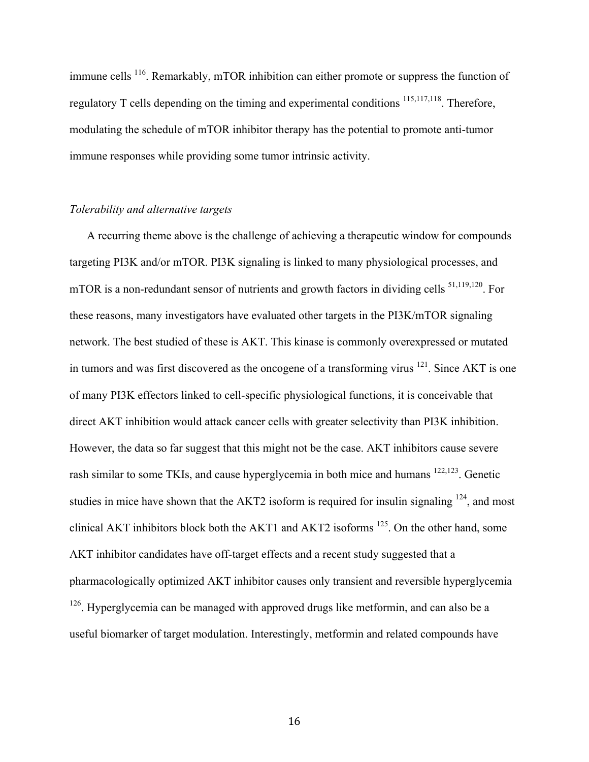immune cells [116]. Remarkably, mTOR inhibition can either promote or suppress the function of regulatory T cells depending on the timing and experimental conditions [115,117,118]. Therefore, modulating the schedule of mTOR inhibitor therapy has the potential to promote anti-tumor immune responses while providing some tumor intrinsic activity.

*Tolerability and alternative targets*

A recurring theme above is the challenge of achieving a therapeutic window for compounds targeting PI3K and/or mTOR. PI3K signaling is linked to many physiological processes, and mTOR is a non-redundant sensor of nutrients and growth factors in dividing cells [51,119,120]. For these reasons, many investigators have evaluated other targets in the PI3K/mTOR signaling network. The best studied of these is AKT. This kinase is commonly overexpressed or mutated in tumors and was first discovered as the oncogene of a transforming virus [121]. Since AKT is one of many PI3K effectors linked to cell-specific physiological functions, it is conceivable that direct AKT inhibition would attack cancer cells with greater selectivity than PI3K inhibition. However, the data so far suggest that this might not be the case. AKT inhibitors cause severe rash similar to some TKIs, and cause hyperglycemia in both mice and humans [122,123]. Genetic studies in mice have shown that the AKT2 isoform is required for insulin signaling [124], and most clinical AKT inhibitors block both the AKT1 and AKT2 isoforms [125]. On the other hand, some AKT inhibitor candidates have off-target effects and a recent study suggested that a pharmacologically optimized AKT inhibitor causes only transient and reversible hyperglycemia [126]. Hyperglycemia can be managed with approved drugs like metformin, and can also be a useful biomarker of target modulation. Interestingly, metformin and related compounds have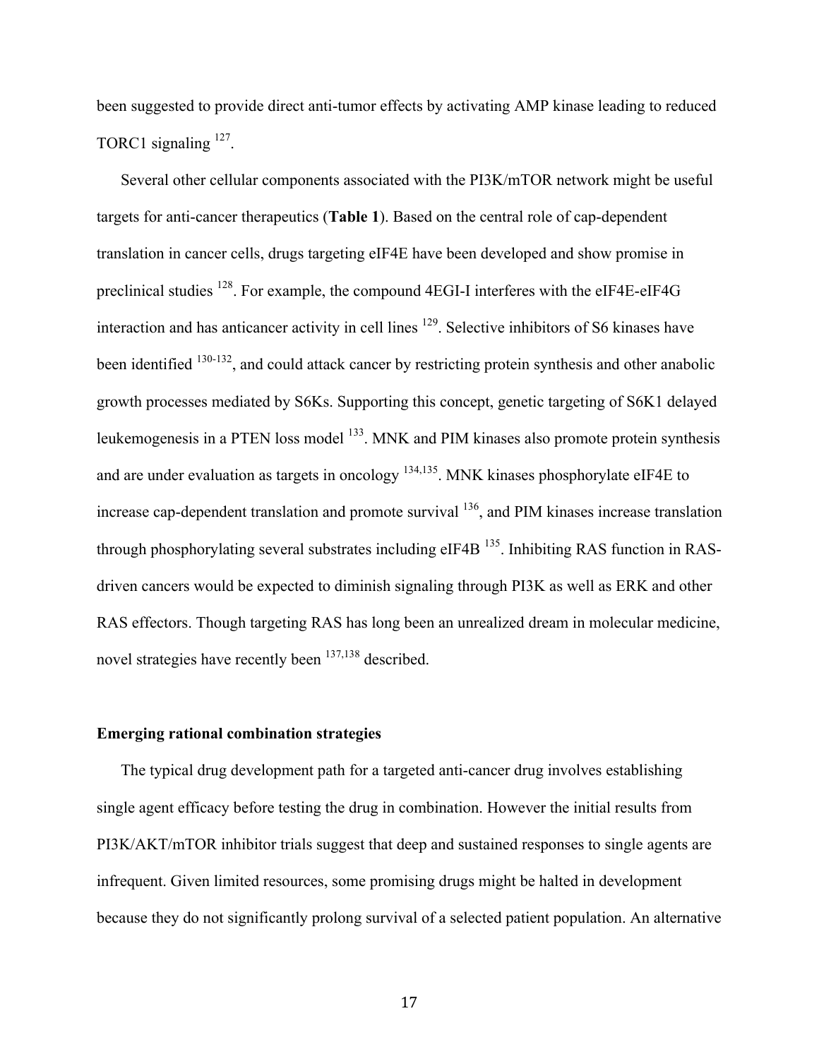been suggested to provide direct anti-tumor effects by activating AMP kinase leading to reduced TORC1 signaling [127].

Several other cellular components associated with the PI3K/mTOR network might be useful targets for anti-cancer therapeutics (**Table 1**). Based on the central role of cap-dependent translation in cancer cells, drugs targeting eIF4E have been developed and show promise in preclinical studies [128]. For example, the compound 4EGI-I interferes with the eIF4E-eIF4G interaction and has anticancer activity in cell lines [129]. Selective inhibitors of S6 kinases have been identified [130-132], and could attack cancer by restricting protein synthesis and other anabolic growth processes mediated by S6Ks. Supporting this concept, genetic targeting of S6K1 delayed leukemogenesis in a PTEN loss model [133]. MNK and PIM kinases also promote protein synthesis and are under evaluation as targets in oncology [134,135]. MNK kinases phosphorylate eIF4E to increase cap-dependent translation and promote survival [136], and PIM kinases increase translation through phosphorylating several substrates including eIF4B [135]. Inhibiting RAS function in RAS-driven cancers would be expected to diminish signaling through PI3K as well as ERK and other RAS effectors. Though targeting RAS has long been an unrealized dream in molecular medicine, novel strategies have recently been [137,138] described.

## Emerging rational combination strategies

The typical drug development path for a targeted anti-cancer drug involves establishing single agent efficacy before testing the drug in combination. However the initial results from PI3K/AKT/mTOR inhibitor trials suggest that deep and sustained responses to single agents are infrequent. Given limited resources, some promising drugs might be halted in development because they do not significantly prolong survival of a selected patient population. An alternative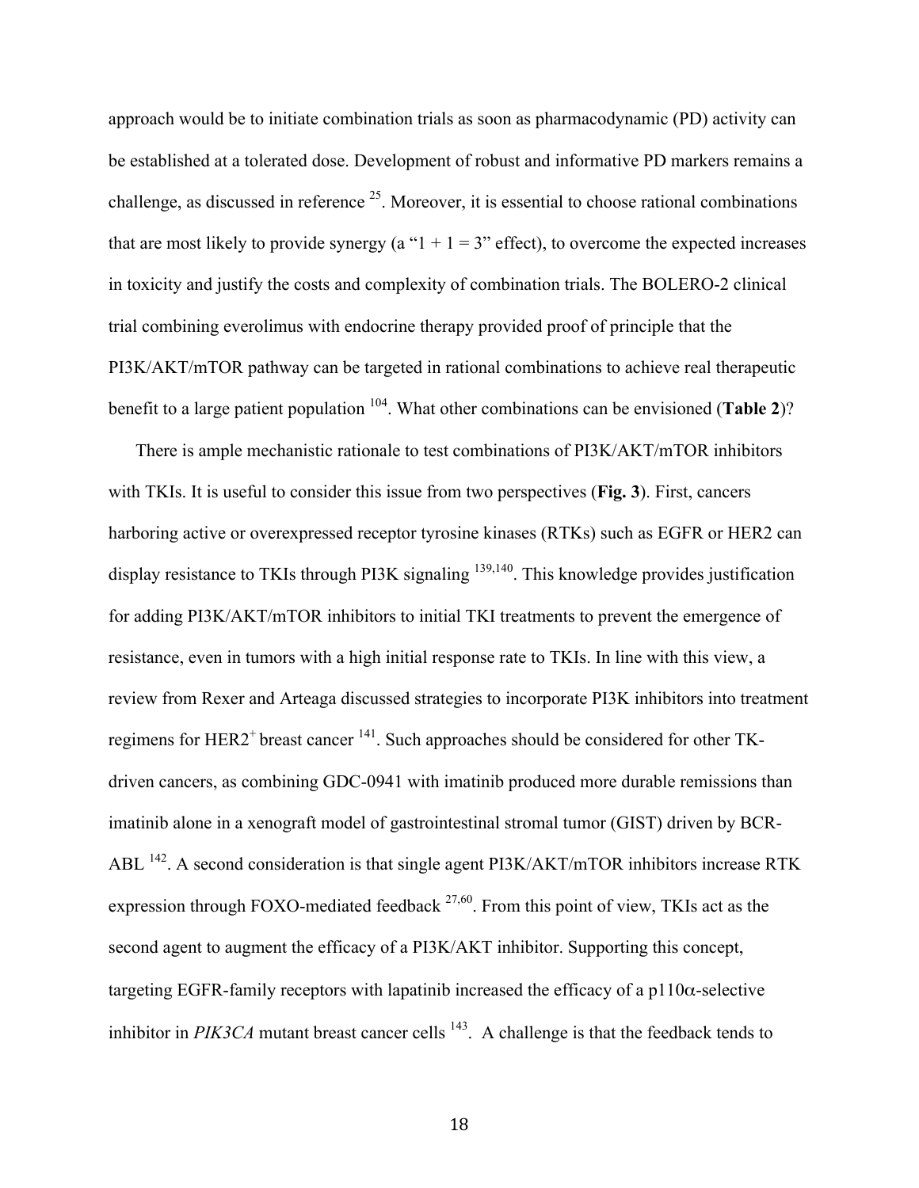approach would be to initiate combination trials as soon as pharmacodynamic (PD) activity can be established at a tolerated dose. Development of robust and informative PD markers remains a challenge, as discussed in reference [25]. Moreover, it is essential to choose rational combinations that are most likely to provide synergy (a "1 + 1 = 3" effect), to overcome the expected increases in toxicity and justify the costs and complexity of combination trials. The BOLERO-2 clinical trial combining everolimus with endocrine therapy provided proof of principle that the PI3K/AKT/mTOR pathway can be targeted in rational combinations to achieve real therapeutic benefit to a large patient population [104]. What other combinations can be envisioned (**Table 2**)?

There is ample mechanistic rationale to test combinations of PI3K/AKT/mTOR inhibitors with TKIs. It is useful to consider this issue from two perspectives (**Fig. 3**). First, cancers harboring active or overexpressed receptor tyrosine kinases (RTKs) such as EGFR or HER2 can display resistance to TKIs through PI3K signaling [139,140]. This knowledge provides justification for adding PI3K/AKT/mTOR inhibitors to initial TKI treatments to prevent the emergence of resistance, even in tumors with a high initial response rate to TKIs. In line with this view, a review from Rexer and Arteaga discussed strategies to incorporate PI3K inhibitors into treatment regimens for $HER2^{+}$ breast cancer [141]. Such approaches should be considered for other TK-driven cancers, as combining GDC-0941 with imatinib produced more durable remissions than imatinib alone in a xenograft model of gastrointestinal stromal tumor (GIST) driven by BCR-ABL [142]. A second consideration is that single agent PI3K/AKT/mTOR inhibitors increase RTK expression through FOXO-mediated feedback [27,60]. From this point of view, TKIs act as the second agent to augment the efficacy of a PI3K/AKT inhibitor. Supporting this concept, targeting EGFR-family receptors with lapatinib increased the efficacy of a p110α-selective inhibitor in *PIK3CA* mutant breast cancer cells [143]. A challenge is that the feedback tends to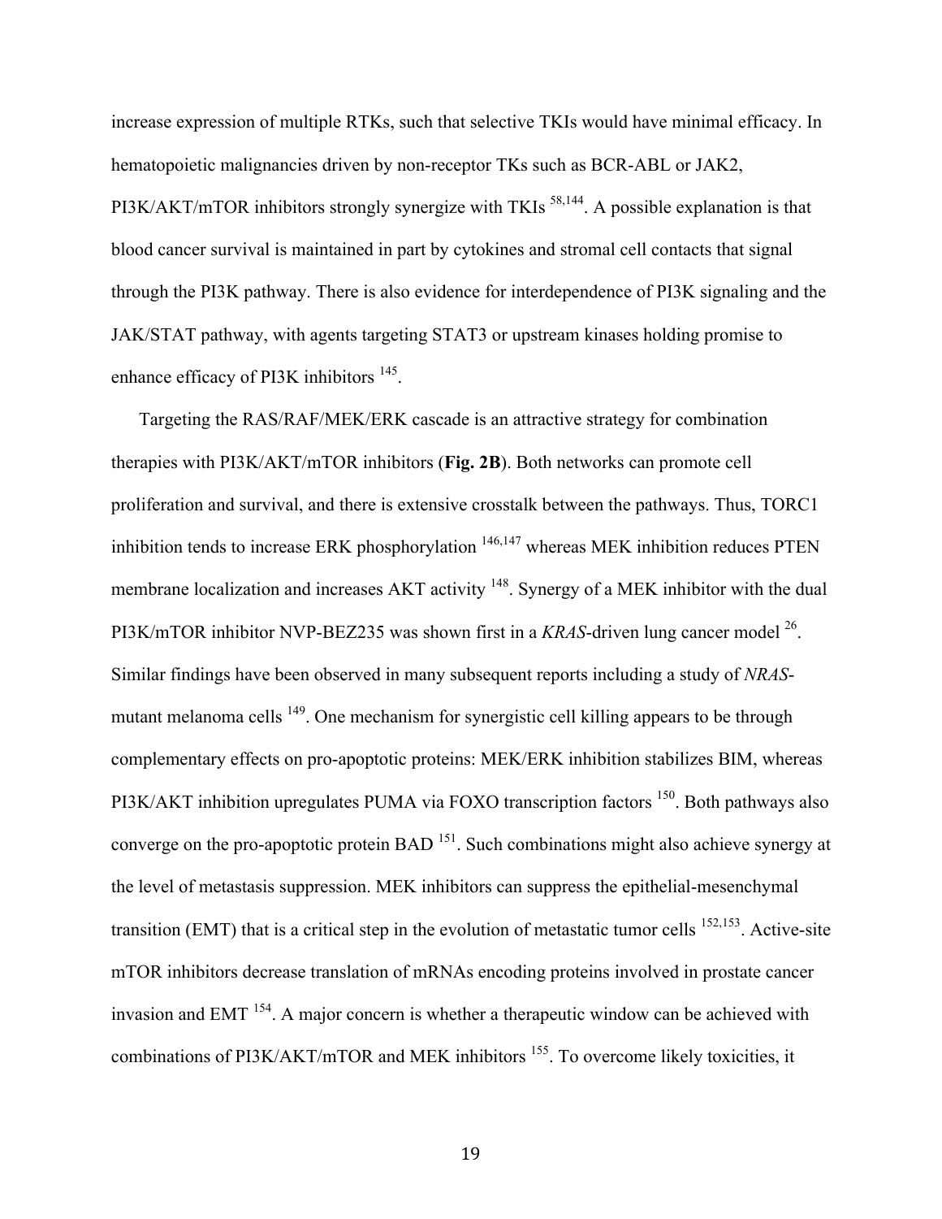increase expression of multiple RTKs, such that selective TKIs would have minimal efficacy. In hematopoietic malignancies driven by non-receptor TKs such as BCR-ABL or JAK2, PI3K/AKT/mTOR inhibitors strongly synergize with TKIs [58,144]. A possible explanation is that blood cancer survival is maintained in part by cytokines and stromal cell contacts that signal through the PI3K pathway. There is also evidence for interdependence of PI3K signaling and the JAK/STAT pathway, with agents targeting STAT3 or upstream kinases holding promise to enhance efficacy of PI3K inhibitors [145].

Targeting the RAS/RAF/MEK/ERK cascade is an attractive strategy for combination therapies with PI3K/AKT/mTOR inhibitors (**Fig. 2B**). Both networks can promote cell proliferation and survival, and there is extensive crosstalk between the pathways. Thus, TORC1 inhibition tends to increase ERK phosphorylation [146,147] whereas MEK inhibition reduces PTEN membrane localization and increases AKT activity [148]. Synergy of a MEK inhibitor with the dual PI3K/mTOR inhibitor NVP-BEZ235 was shown first in a *KRAS*-driven lung cancer model [26]. Similar findings have been observed in many subsequent reports including a study of *NRAS*-mutant melanoma cells [149]. One mechanism for synergistic cell killing appears to be through complementary effects on pro-apoptotic proteins: MEK/ERK inhibition stabilizes BIM, whereas PI3K/AKT inhibition upregulates PUMA via FOXO transcription factors [150]. Both pathways also converge on the pro-apoptotic protein BAD [151]. Such combinations might also achieve synergy at the level of metastasis suppression. MEK inhibitors can suppress the epithelial-mesenchymal transition (EMT) that is a critical step in the evolution of metastatic tumor cells [152,153]. Active-site mTOR inhibitors decrease translation of mRNAs encoding proteins involved in prostate cancer invasion and EMT [154]. A major concern is whether a therapeutic window can be achieved with combinations of PI3K/AKT/mTOR and MEK inhibitors [155]. To overcome likely toxicities, it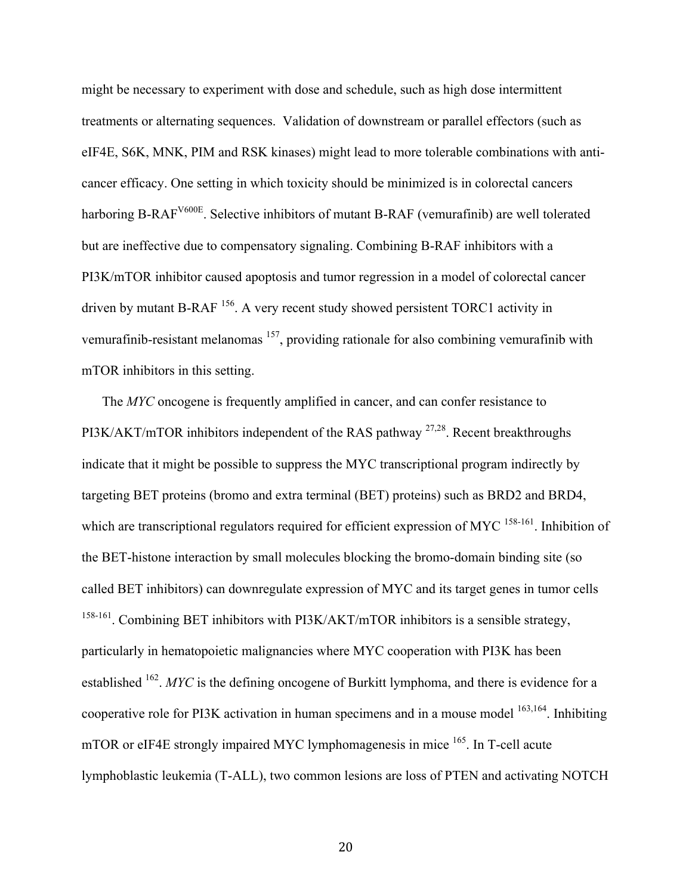might be necessary to experiment with dose and schedule, such as high dose intermittent treatments or alternating sequences. Validation of downstream or parallel effectors (such as eIF4E, S6K, MNK, PIM and RSK kinases) might lead to more tolerable combinations with anti-cancer efficacy. One setting in which toxicity should be minimized is in colorectal cancers harboring B-RAF$^{V600E}$. Selective inhibitors of mutant B-RAF (vemurafinib) are well tolerated but are ineffective due to compensatory signaling. Combining B-RAF inhibitors with a PI3K/mTOR inhibitor caused apoptosis and tumor regression in a model of colorectal cancer driven by mutant B-RAF [156]. A very recent study showed persistent TORC1 activity in vemurafinib-resistant melanomas [157], providing rationale for also combining vemurafinib with mTOR inhibitors in this setting.

The *MYC* oncogene is frequently amplified in cancer, and can confer resistance to PI3K/AKT/mTOR inhibitors independent of the RAS pathway [27,28]. Recent breakthroughs indicate that it might be possible to suppress the MYC transcriptional program indirectly by targeting BET proteins (bromo and extra terminal (BET) proteins) such as BRD2 and BRD4, which are transcriptional regulators required for efficient expression of MYC [158-161]. Inhibition of the BET-histone interaction by small molecules blocking the bromo-domain binding site (so called BET inhibitors) can downregulate expression of MYC and its target genes in tumor cells [158-161]. Combining BET inhibitors with PI3K/AKT/mTOR inhibitors is a sensible strategy, particularly in hematopoietic malignancies where MYC cooperation with PI3K has been established [162]. *MYC* is the defining oncogene of Burkitt lymphoma, and there is evidence for a cooperative role for PI3K activation in human specimens and in a mouse model [163,164]. Inhibiting mTOR or eIF4E strongly impaired MYC lymphomagenesis in mice [165]. In T-cell acute lymphoblastic leukemia (T-ALL), two common lesions are loss of PTEN and activating NOTCH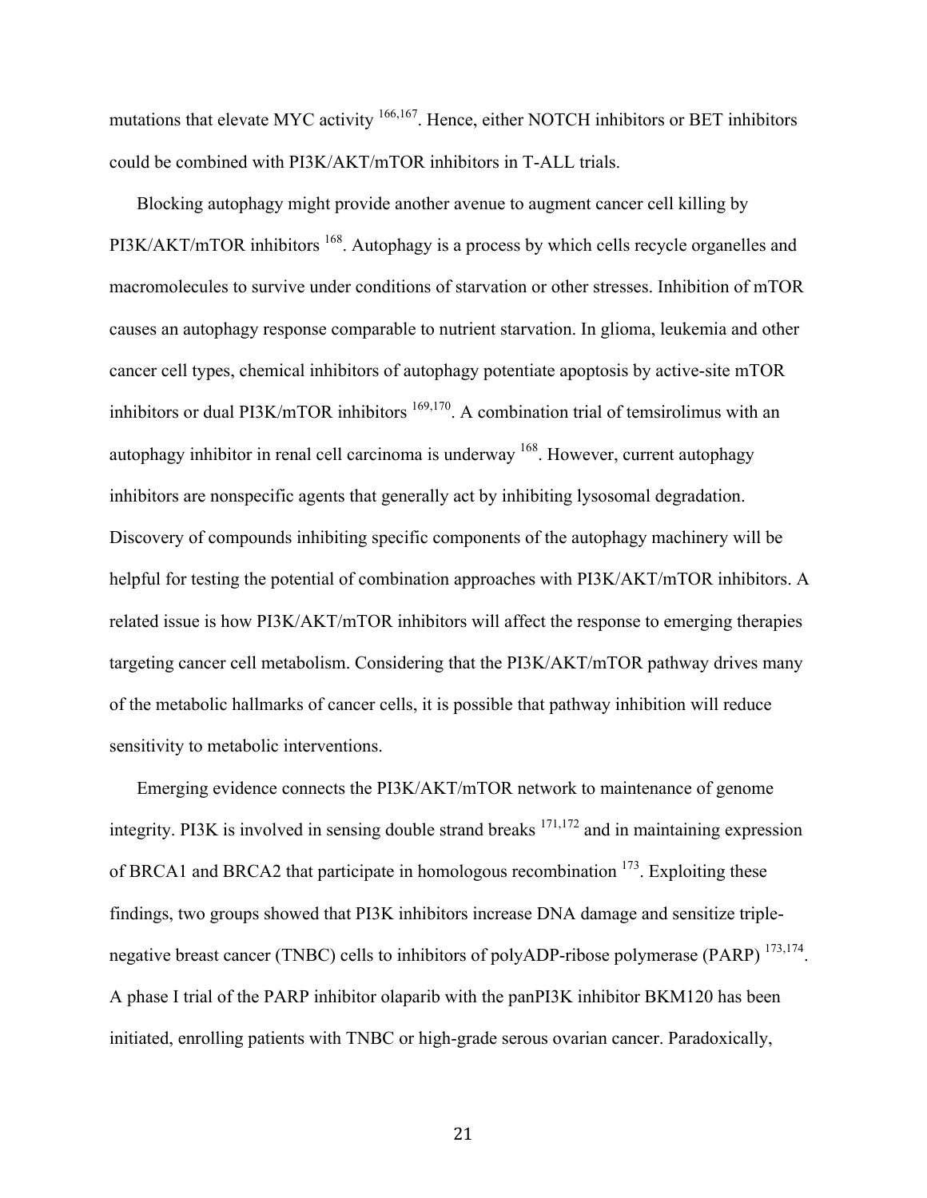mutations that elevate MYC activity [166,167]. Hence, either NOTCH inhibitors or BET inhibitors could be combined with PI3K/AKT/mTOR inhibitors in T-ALL trials.

Blocking autophagy might provide another avenue to augment cancer cell killing by PI3K/AKT/mTOR inhibitors [168]. Autophagy is a process by which cells recycle organelles and macromolecules to survive under conditions of starvation or other stresses. Inhibition of mTOR causes an autophagy response comparable to nutrient starvation. In glioma, leukemia and other cancer cell types, chemical inhibitors of autophagy potentiate apoptosis by active-site mTOR inhibitors or dual PI3K/mTOR inhibitors [169,170]. A combination trial of temsirolimus with an autophagy inhibitor in renal cell carcinoma is underway [168]. However, current autophagy inhibitors are nonspecific agents that generally act by inhibiting lysosomal degradation. Discovery of compounds inhibiting specific components of the autophagy machinery will be helpful for testing the potential of combination approaches with PI3K/AKT/mTOR inhibitors. A related issue is how PI3K/AKT/mTOR inhibitors will affect the response to emerging therapies targeting cancer cell metabolism. Considering that the PI3K/AKT/mTOR pathway drives many of the metabolic hallmarks of cancer cells, it is possible that pathway inhibition will reduce sensitivity to metabolic interventions.

Emerging evidence connects the PI3K/AKT/mTOR network to maintenance of genome integrity. PI3K is involved in sensing double strand breaks [171,172] and in maintaining expression of BRCA1 and BRCA2 that participate in homologous recombination [173]. Exploiting these findings, two groups showed that PI3K inhibitors increase DNA damage and sensitize triple-negative breast cancer (TNBC) cells to inhibitors of polyADP-ribose polymerase (PARP) [173,174]. A phase I trial of the PARP inhibitor olaparib with the panPI3K inhibitor BKM120 has been initiated, enrolling patients with TNBC or high-grade serous ovarian cancer. Paradoxically,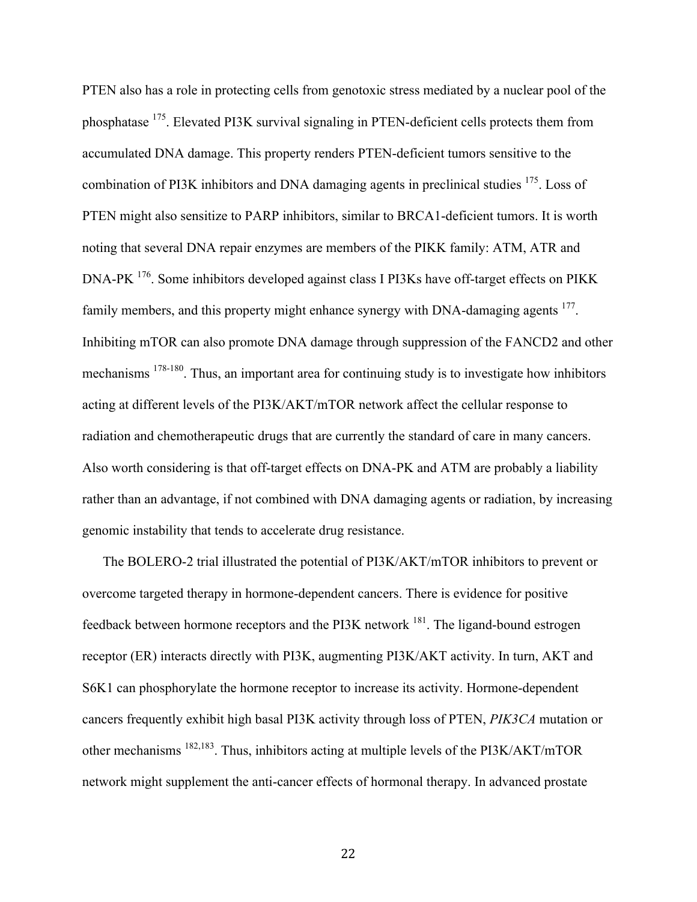PTEN also has a role in protecting cells from genotoxic stress mediated by a nuclear pool of the phosphatase [175]. Elevated PI3K survival signaling in PTEN-deficient cells protects them from accumulated DNA damage. This property renders PTEN-deficient tumors sensitive to the combination of PI3K inhibitors and DNA damaging agents in preclinical studies [175]. Loss of PTEN might also sensitize to PARP inhibitors, similar to BRCA1-deficient tumors. It is worth noting that several DNA repair enzymes are members of the PIKK family: ATM, ATR and DNA-PK [176]. Some inhibitors developed against class I PI3Ks have off-target effects on PIKK family members, and this property might enhance synergy with DNA-damaging agents [177]. Inhibiting mTOR can also promote DNA damage through suppression of the FANCD2 and other mechanisms [178-180]. Thus, an important area for continuing study is to investigate how inhibitors acting at different levels of the PI3K/AKT/mTOR network affect the cellular response to radiation and chemotherapeutic drugs that are currently the standard of care in many cancers. Also worth considering is that off-target effects on DNA-PK and ATM are probably a liability rather than an advantage, if not combined with DNA damaging agents or radiation, by increasing genomic instability that tends to accelerate drug resistance.

The BOLERO-2 trial illustrated the potential of PI3K/AKT/mTOR inhibitors to prevent or overcome targeted therapy in hormone-dependent cancers. There is evidence for positive feedback between hormone receptors and the PI3K network [181]. The ligand-bound estrogen receptor (ER) interacts directly with PI3K, augmenting PI3K/AKT activity. In turn, AKT and S6K1 can phosphorylate the hormone receptor to increase its activity. Hormone-dependent cancers frequently exhibit high basal PI3K activity through loss of PTEN, *PIK3CA* mutation or other mechanisms [182,183]. Thus, inhibitors acting at multiple levels of the PI3K/AKT/mTOR network might supplement the anti-cancer effects of hormonal therapy. In advanced prostate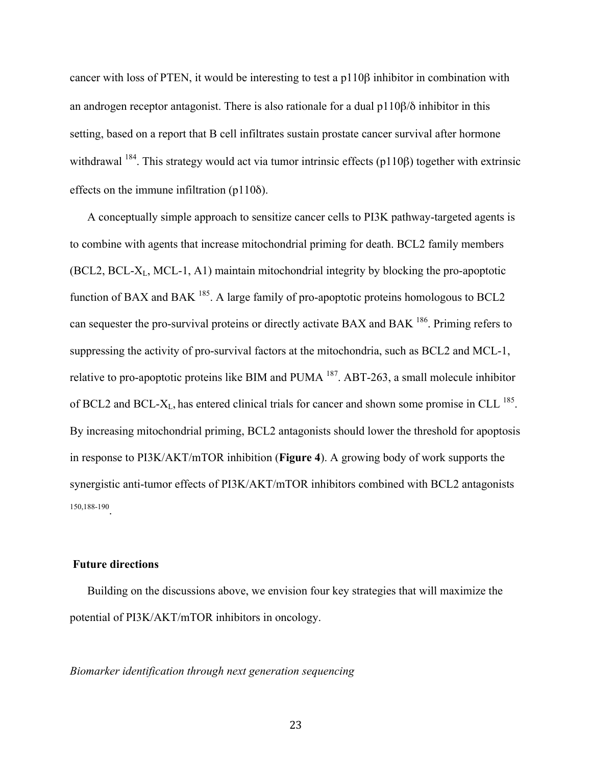cancer with loss of PTEN, it would be interesting to test a p110β inhibitor in combination with an androgen receptor antagonist. There is also rationale for a dual p110β/δ inhibitor in this setting, based on a report that B cell infiltrates sustain prostate cancer survival after hormone withdrawal [184]. This strategy would act via tumor intrinsic effects (p110β) together with extrinsic effects on the immune infiltration (p110δ).

A conceptually simple approach to sensitize cancer cells to PI3K pathway-targeted agents is to combine with agents that increase mitochondrial priming for death. BCL2 family members (BCL2, BCL-$X_L$, MCL-1, A1) maintain mitochondrial integrity by blocking the pro-apoptotic function of BAX and BAK [185]. A large family of pro-apoptotic proteins homologous to BCL2 can sequester the pro-survival proteins or directly activate BAX and BAK [186]. Priming refers to suppressing the activity of pro-survival factors at the mitochondria, such as BCL2 and MCL-1, relative to pro-apoptotic proteins like BIM and PUMA [187]. ABT-263, a small molecule inhibitor of BCL2 and BCL-$X_L$, has entered clinical trials for cancer and shown some promise in CLL [185]. By increasing mitochondrial priming, BCL2 antagonists should lower the threshold for apoptosis in response to PI3K/AKT/mTOR inhibition (**Figure 4**). A growing body of work supports the synergistic anti-tumor effects of PI3K/AKT/mTOR inhibitors combined with BCL2 antagonists [150,188-190].

## Future directions

Building on the discussions above, we envision four key strategies that will maximize the potential of PI3K/AKT/mTOR inhibitors in oncology.

### *Biomarker identification through next generation sequencing*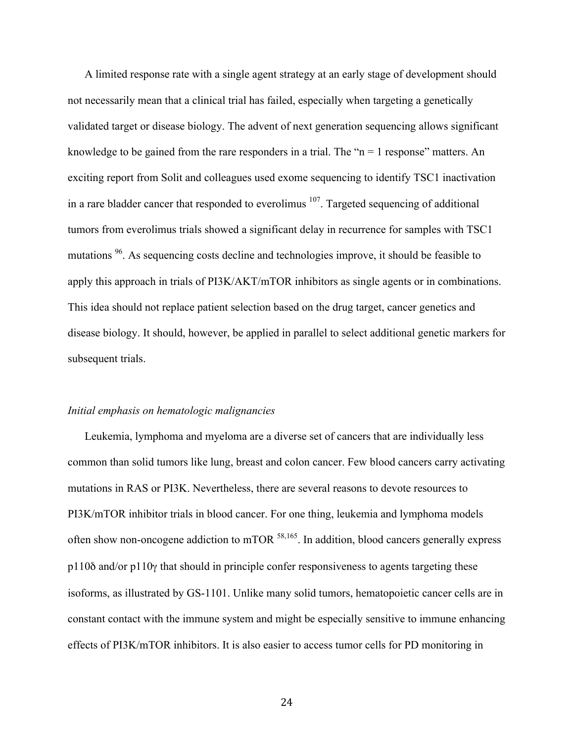A limited response rate with a single agent strategy at an early stage of development should not necessarily mean that a clinical trial has failed, especially when targeting a genetically validated target or disease biology. The advent of next generation sequencing allows significant knowledge to be gained from the rare responders in a trial. The "n = 1 response" matters. An exciting report from Solit and colleagues used exome sequencing to identify TSC1 inactivation in a rare bladder cancer that responded to everolimus [107]. Targeted sequencing of additional tumors from everolimus trials showed a significant delay in recurrence for samples with TSC1 mutations [96]. As sequencing costs decline and technologies improve, it should be feasible to apply this approach in trials of PI3K/AKT/mTOR inhibitors as single agents or in combinations. This idea should not replace patient selection based on the drug target, cancer genetics and disease biology. It should, however, be applied in parallel to select additional genetic markers for subsequent trials.

*Initial emphasis on hematologic malignancies*

Leukemia, lymphoma and myeloma are a diverse set of cancers that are individually less common than solid tumors like lung, breast and colon cancer. Few blood cancers carry activating mutations in RAS or PI3K. Nevertheless, there are several reasons to devote resources to PI3K/mTOR inhibitor trials in blood cancer. For one thing, leukemia and lymphoma models often show non-oncogene addiction to mTOR [58,165]. In addition, blood cancers generally express p110δ and/or p110γ that should in principle confer responsiveness to agents targeting these isoforms, as illustrated by GS-1101. Unlike many solid tumors, hematopoietic cancer cells are in constant contact with the immune system and might be especially sensitive to immune enhancing effects of PI3K/mTOR inhibitors. It is also easier to access tumor cells for PD monitoring in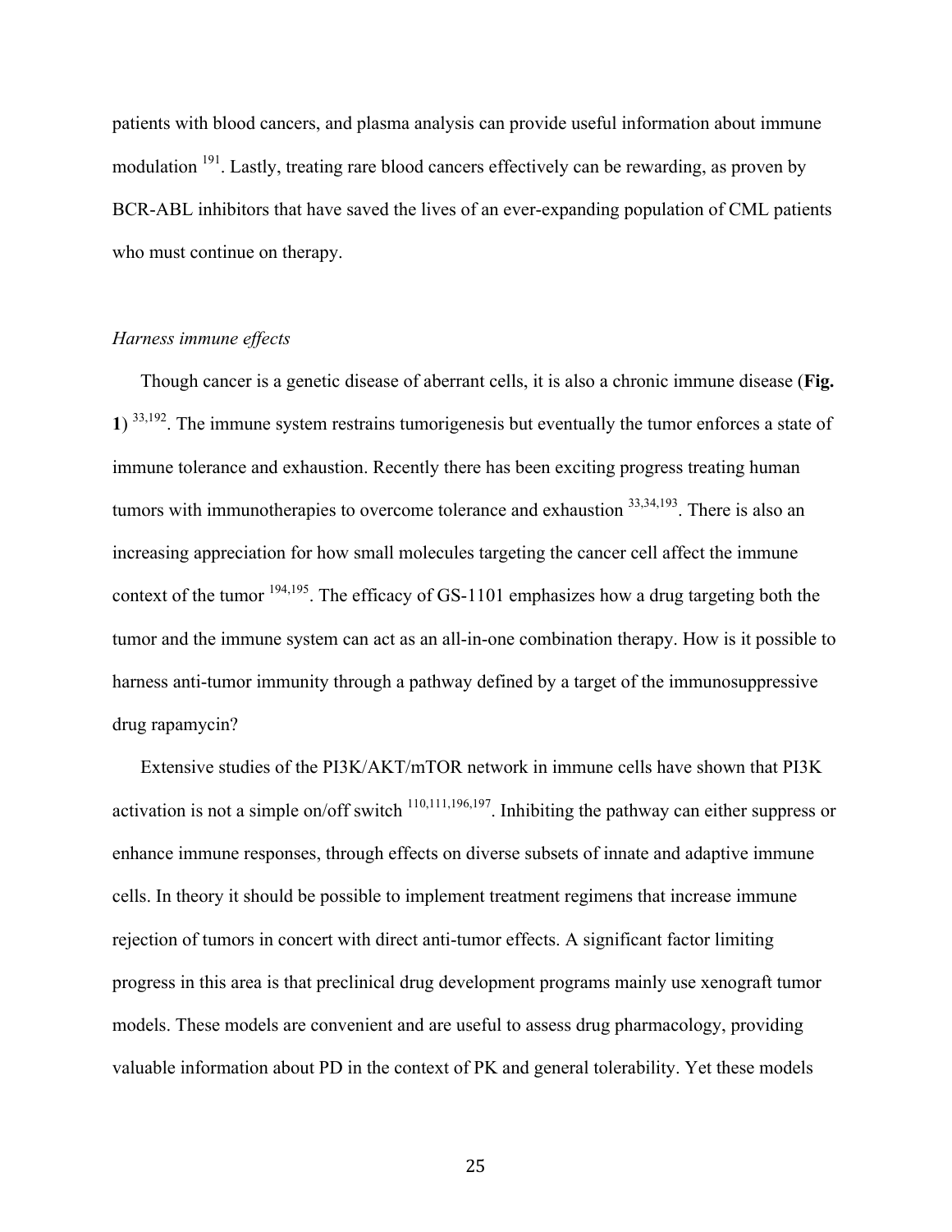patients with blood cancers, and plasma analysis can provide useful information about immune modulation [191]. Lastly, treating rare blood cancers effectively can be rewarding, as proven by BCR-ABL inhibitors that have saved the lives of an ever-expanding population of CML patients who must continue on therapy.

*Harness immune effects*

Though cancer is a genetic disease of aberrant cells, it is also a chronic immune disease (**Fig. 1**) [33,192]. The immune system restrains tumorigenesis but eventually the tumor enforces a state of immune tolerance and exhaustion. Recently there has been exciting progress treating human tumors with immunotherapies to overcome tolerance and exhaustion [33,34,193]. There is also an increasing appreciation for how small molecules targeting the cancer cell affect the immune context of the tumor [194,195]. The efficacy of GS-1101 emphasizes how a drug targeting both the tumor and the immune system can act as an all-in-one combination therapy. How is it possible to harness anti-tumor immunity through a pathway defined by a target of the immunosuppressive drug rapamycin?

Extensive studies of the PI3K/AKT/mTOR network in immune cells have shown that PI3K activation is not a simple on/off switch [110,111,196,197]. Inhibiting the pathway can either suppress or enhance immune responses, through effects on diverse subsets of innate and adaptive immune cells. In theory it should be possible to implement treatment regimens that increase immune rejection of tumors in concert with direct anti-tumor effects. A significant factor limiting progress in this area is that preclinical drug development programs mainly use xenograft tumor models. These models are convenient and are useful to assess drug pharmacology, providing valuable information about PD in the context of PK and general tolerability. Yet these models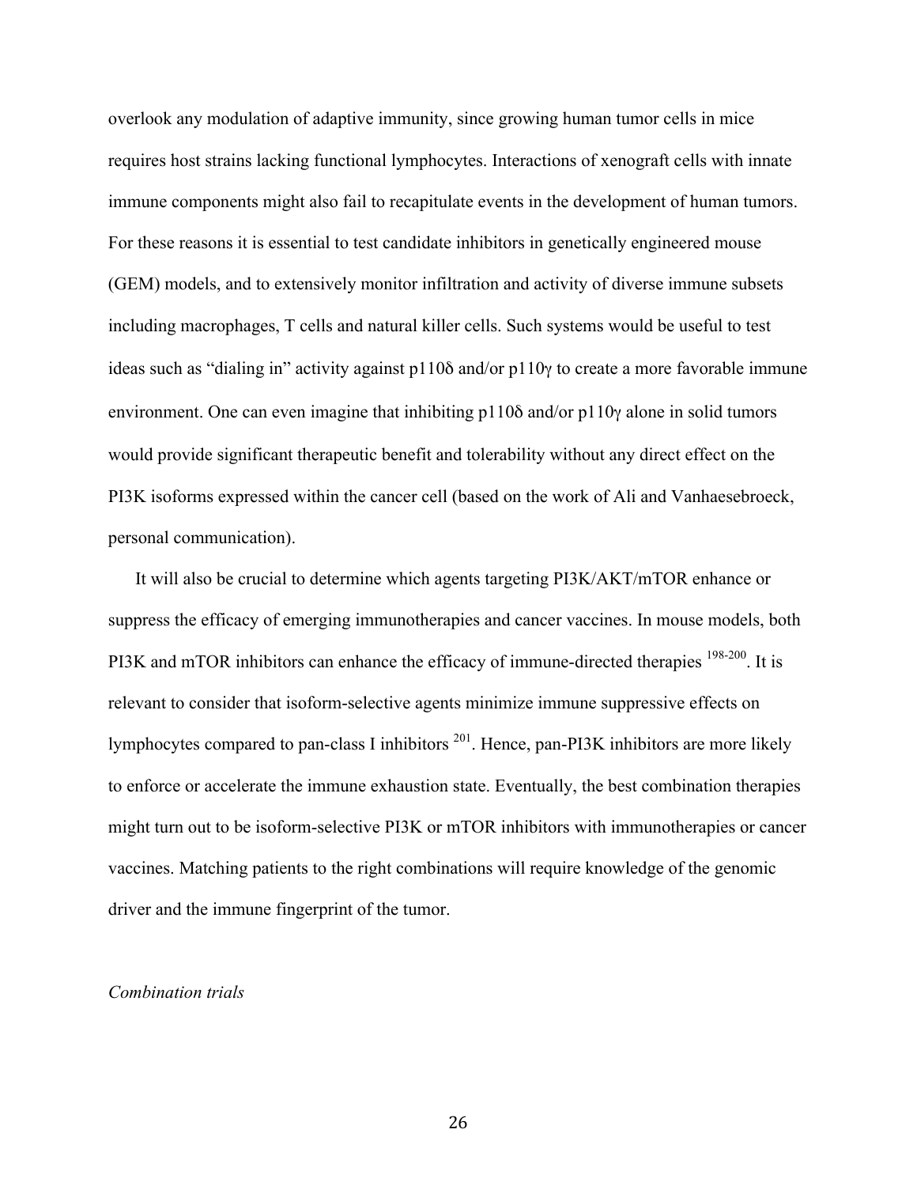overlook any modulation of adaptive immunity, since growing human tumor cells in mice requires host strains lacking functional lymphocytes. Interactions of xenograft cells with innate immune components might also fail to recapitulate events in the development of human tumors. For these reasons it is essential to test candidate inhibitors in genetically engineered mouse (GEM) models, and to extensively monitor infiltration and activity of diverse immune subsets including macrophages, T cells and natural killer cells. Such systems would be useful to test ideas such as "dialing in" activity against p110δ and/or p110γ to create a more favorable immune environment. One can even imagine that inhibiting p110δ and/or p110γ alone in solid tumors would provide significant therapeutic benefit and tolerability without any direct effect on the PI3K isoforms expressed within the cancer cell (based on the work of Ali and Vanhaesebroeck, personal communication).

It will also be crucial to determine which agents targeting PI3K/AKT/mTOR enhance or suppress the efficacy of emerging immunotherapies and cancer vaccines. In mouse models, both PI3K and mTOR inhibitors can enhance the efficacy of immune-directed therapies [198-200]. It is relevant to consider that isoform-selective agents minimize immune suppressive effects on lymphocytes compared to pan-class I inhibitors [201]. Hence, pan-PI3K inhibitors are more likely to enforce or accelerate the immune exhaustion state. Eventually, the best combination therapies might turn out to be isoform-selective PI3K or mTOR inhibitors with immunotherapies or cancer vaccines. Matching patients to the right combinations will require knowledge of the genomic driver and the immune fingerprint of the tumor.

*Combination trials*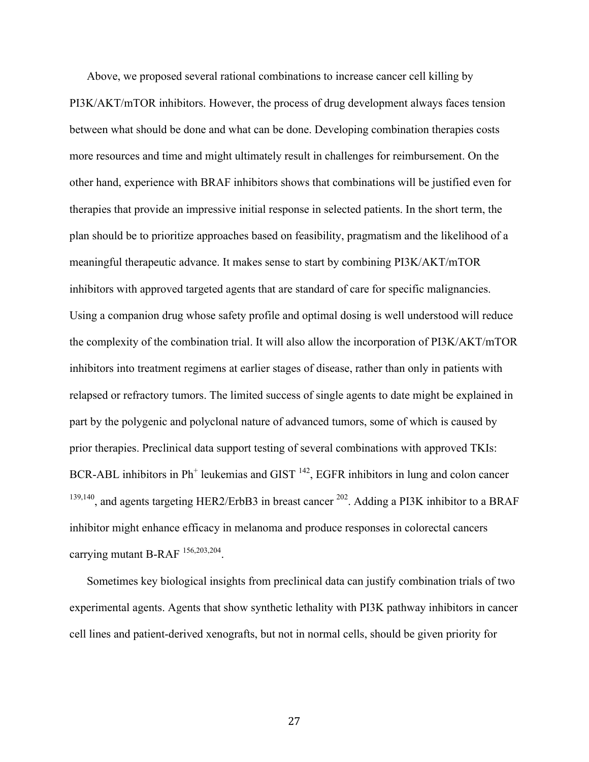Above, we proposed several rational combinations to increase cancer cell killing by PI3K/AKT/mTOR inhibitors. However, the process of drug development always faces tension between what should be done and what can be done. Developing combination therapies costs more resources and time and might ultimately result in challenges for reimbursement. On the other hand, experience with BRAF inhibitors shows that combinations will be justified even for therapies that provide an impressive initial response in selected patients. In the short term, the plan should be to prioritize approaches based on feasibility, pragmatism and the likelihood of a meaningful therapeutic advance. It makes sense to start by combining PI3K/AKT/mTOR inhibitors with approved targeted agents that are standard of care for specific malignancies. Using a companion drug whose safety profile and optimal dosing is well understood will reduce the complexity of the combination trial. It will also allow the incorporation of PI3K/AKT/mTOR inhibitors into treatment regimens at earlier stages of disease, rather than only in patients with relapsed or refractory tumors. The limited success of single agents to date might be explained in part by the polygenic and polyclonal nature of advanced tumors, some of which is caused by prior therapies. Preclinical data support testing of several combinations with approved TKIs: BCR-ABL inhibitors in $Ph^+$ leukemias and GIST [142], EGFR inhibitors in lung and colon cancer [139,140], and agents targeting HER2/ErbB3 in breast cancer [202]. Adding a PI3K inhibitor to a BRAF inhibitor might enhance efficacy in melanoma and produce responses in colorectal cancers carrying mutant B-RAF [156,203,204].

Sometimes key biological insights from preclinical data can justify combination trials of two experimental agents. Agents that show synthetic lethality with PI3K pathway inhibitors in cancer cell lines and patient-derived xenografts, but not in normal cells, should be given priority for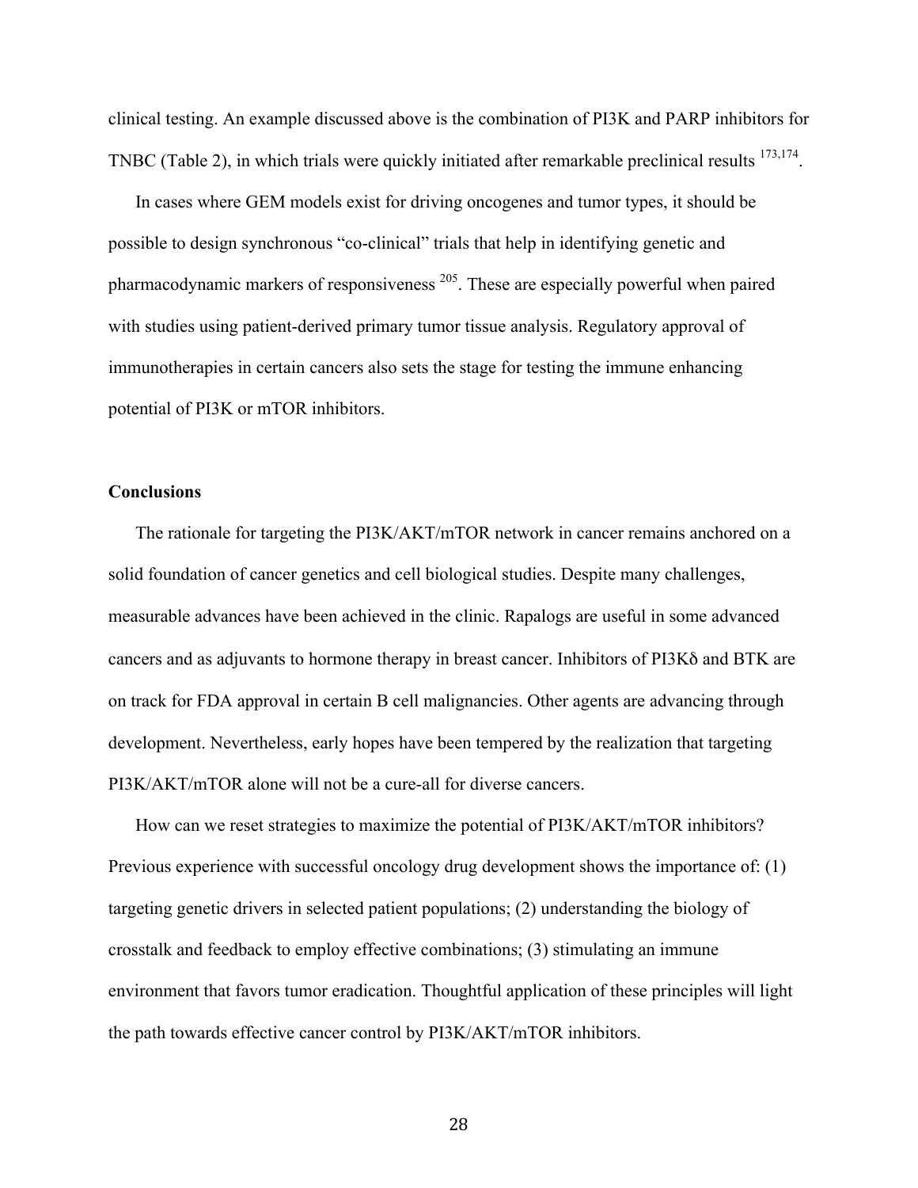clinical testing. An example discussed above is the combination of PI3K and PARP inhibitors for TNBC (Table 2), in which trials were quickly initiated after remarkable preclinical results [173,174].

In cases where GEM models exist for driving oncogenes and tumor types, it should be possible to design synchronous "co-clinical" trials that help in identifying genetic and pharmacodynamic markers of responsiveness [205]. These are especially powerful when paired with studies using patient-derived primary tumor tissue analysis. Regulatory approval of immunotherapies in certain cancers also sets the stage for testing the immune enhancing potential of PI3K or mTOR inhibitors.

## Conclusions

The rationale for targeting the PI3K/AKT/mTOR network in cancer remains anchored on a solid foundation of cancer genetics and cell biological studies. Despite many challenges, measurable advances have been achieved in the clinic. Rapalogs are useful in some advanced cancers and as adjuvants to hormone therapy in breast cancer. Inhibitors of PI3Kδ and BTK are on track for FDA approval in certain B cell malignancies. Other agents are advancing through development. Nevertheless, early hopes have been tempered by the realization that targeting PI3K/AKT/mTOR alone will not be a cure-all for diverse cancers.

How can we reset strategies to maximize the potential of PI3K/AKT/mTOR inhibitors? Previous experience with successful oncology drug development shows the importance of: (1) targeting genetic drivers in selected patient populations; (2) understanding the biology of crosstalk and feedback to employ effective combinations; (3) stimulating an immune environment that favors tumor eradication. Thoughtful application of these principles will light the path towards effective cancer control by PI3K/AKT/mTOR inhibitors.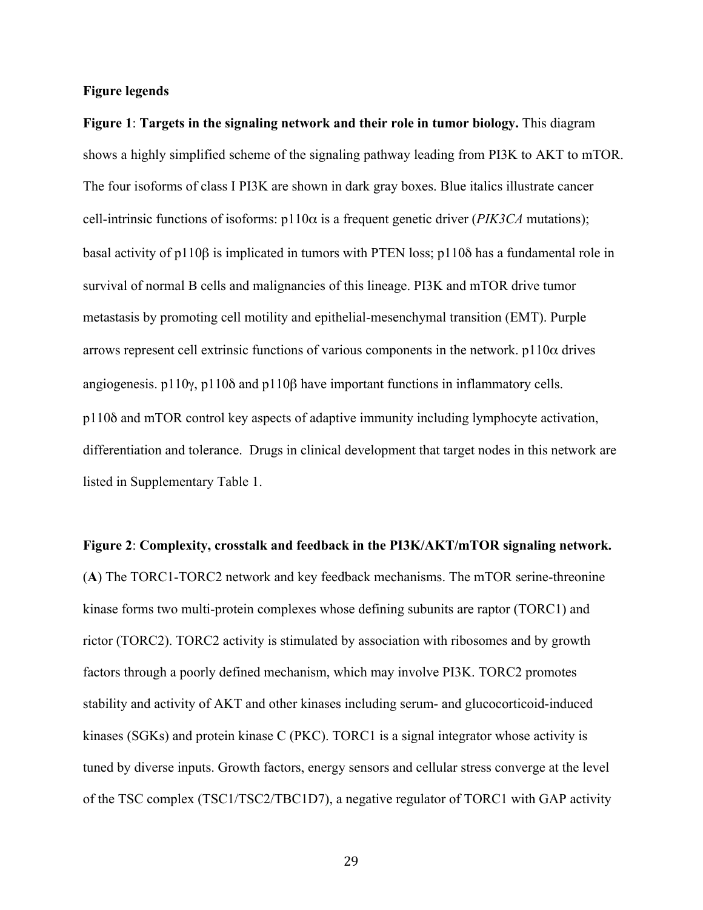**Figure legends**

**Figure 1**: **Targets in the signaling network and their role in tumor biology.** This diagram shows a highly simplified scheme of the signaling pathway leading from PI3K to AKT to mTOR. The four isoforms of class I PI3K are shown in dark gray boxes. Blue italics illustrate cancer cell-intrinsic functions of isoforms: p110α is a frequent genetic driver (*PIK3CA* mutations); basal activity of p110β is implicated in tumors with PTEN loss; p110δ has a fundamental role in survival of normal B cells and malignancies of this lineage. PI3K and mTOR drive tumor metastasis by promoting cell motility and epithelial-mesenchymal transition (EMT). Purple arrows represent cell extrinsic functions of various components in the network. p110α drives angiogenesis. p110γ, p110δ and p110β have important functions in inflammatory cells. p110δ and mTOR control key aspects of adaptive immunity including lymphocyte activation, differentiation and tolerance. Drugs in clinical development that target nodes in this network are listed in Supplementary Table 1.

**Figure 2**: **Complexity, crosstalk and feedback in the PI3K/AKT/mTOR signaling network.** (**A**) The TORC1-TORC2 network and key feedback mechanisms. The mTOR serine-threonine kinase forms two multi-protein complexes whose defining subunits are raptor (TORC1) and rictor (TORC2). TORC2 activity is stimulated by association with ribosomes and by growth factors through a poorly defined mechanism, which may involve PI3K. TORC2 promotes stability and activity of AKT and other kinases including serum- and glucocorticoid-induced kinases (SGKs) and protein kinase C (PKC). TORC1 is a signal integrator whose activity is tuned by diverse inputs. Growth factors, energy sensors and cellular stress converge at the level of the TSC complex (TSC1/TSC2/TBC1D7), a negative regulator of TORC1 with GAP activity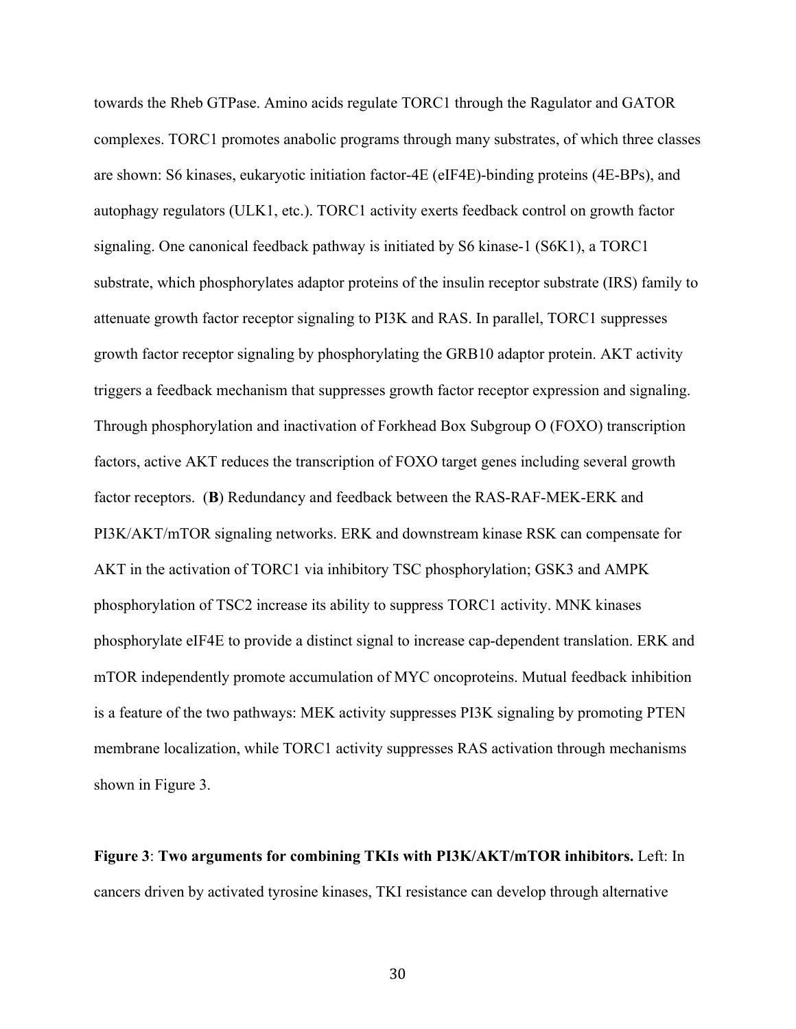towards the Rheb GTPase. Amino acids regulate TORC1 through the Ragulator and GATOR complexes. TORC1 promotes anabolic programs through many substrates, of which three classes are shown: S6 kinases, eukaryotic initiation factor-4E (eIF4E)-binding proteins (4E-BPs), and autophagy regulators (ULK1, etc.). TORC1 activity exerts feedback control on growth factor signaling. One canonical feedback pathway is initiated by S6 kinase-1 (S6K1), a TORC1 substrate, which phosphorylates adaptor proteins of the insulin receptor substrate (IRS) family to attenuate growth factor receptor signaling to PI3K and RAS. In parallel, TORC1 suppresses growth factor receptor signaling by phosphorylating the GRB10 adaptor protein. AKT activity triggers a feedback mechanism that suppresses growth factor receptor expression and signaling. Through phosphorylation and inactivation of Forkhead Box Subgroup O (FOXO) transcription factors, active AKT reduces the transcription of FOXO target genes including several growth factor receptors. (**B**) Redundancy and feedback between the RAS-RAF-MEK-ERK and PI3K/AKT/mTOR signaling networks. ERK and downstream kinase RSK can compensate for AKT in the activation of TORC1 via inhibitory TSC phosphorylation; GSK3 and AMPK phosphorylation of TSC2 increase its ability to suppress TORC1 activity. MNK kinases phosphorylate eIF4E to provide a distinct signal to increase cap-dependent translation. ERK and mTOR independently promote accumulation of MYC oncoproteins. Mutual feedback inhibition is a feature of the two pathways: MEK activity suppresses PI3K signaling by promoting PTEN membrane localization, while TORC1 activity suppresses RAS activation through mechanisms shown in Figure 3.

**Figure 3**: **Two arguments for combining TKIs with PI3K/AKT/mTOR inhibitors.** Left: In cancers driven by activated tyrosine kinases, TKI resistance can develop through alternative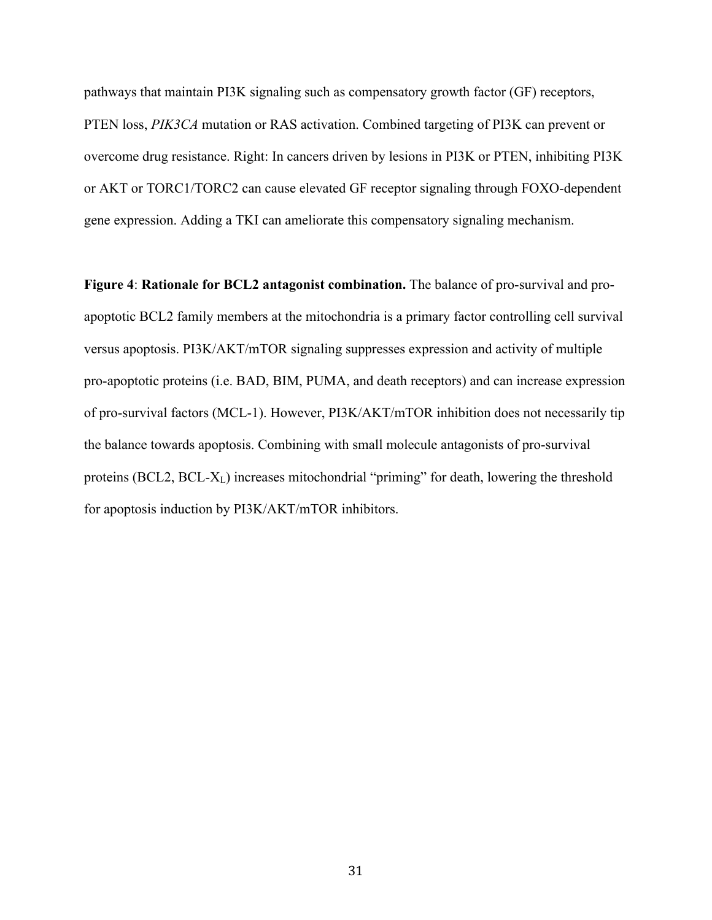pathways that maintain PI3K signaling such as compensatory growth factor (GF) receptors, PTEN loss, *PIK3CA* mutation or RAS activation. Combined targeting of PI3K can prevent or overcome drug resistance. Right: In cancers driven by lesions in PI3K or PTEN, inhibiting PI3K or AKT or TORC1/TORC2 can cause elevated GF receptor signaling through FOXO-dependent gene expression. Adding a TKI can ameliorate this compensatory signaling mechanism.

**Figure 4**: **Rationale for BCL2 antagonist combination.** The balance of pro-survival and pro-apoptotic BCL2 family members at the mitochondria is a primary factor controlling cell survival versus apoptosis. PI3K/AKT/mTOR signaling suppresses expression and activity of multiple pro-apoptotic proteins (i.e. BAD, BIM, PUMA, and death receptors) and can increase expression of pro-survival factors (MCL-1). However, PI3K/AKT/mTOR inhibition does not necessarily tip the balance towards apoptosis. Combining with small molecule antagonists of pro-survival proteins (BCL2, BCL-$X_L$) increases mitochondrial "priming" for death, lowering the threshold for apoptosis induction by PI3K/AKT/mTOR inhibitors.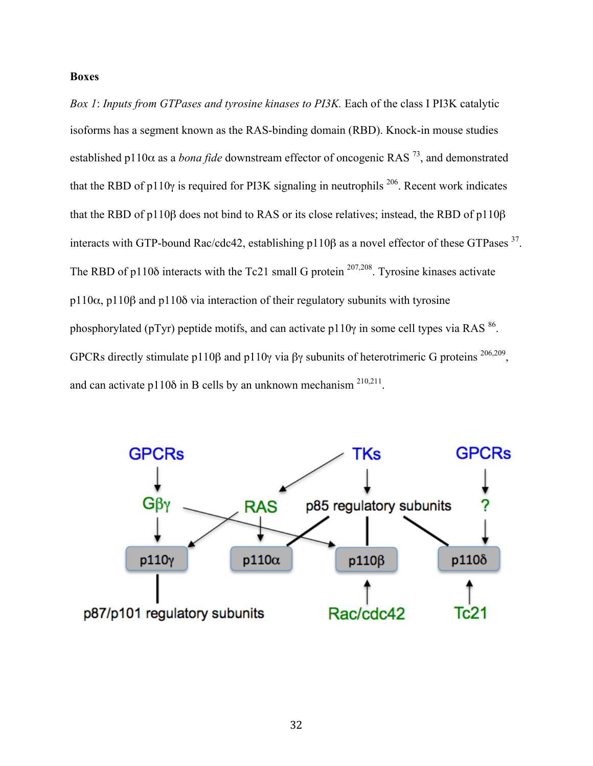**Boxes**

*Box 1*: *Inputs from GTPases and tyrosine kinases to PI3K.* Each of the class I PI3K catalytic isoforms has a segment known as the RAS-binding domain (RBD). Knock-in mouse studies established p110α as a *bona fide* downstream effector of oncogenic RAS [73], and demonstrated that the RBD of p110γ is required for PI3K signaling in neutrophils [206]. Recent work indicates that the RBD of p110β does not bind to RAS or its close relatives; instead, the RBD of p110β interacts with GTP-bound Rac/cdc42, establishing p110β as a novel effector of these GTPases [37]. The RBD of p110δ interacts with the Tc21 small G protein [207,208]. Tyrosine kinases activate p110α, p110β and p110δ via interaction of their regulatory subunits with tyrosine phosphorylated (pTyr) peptide motifs, and can activate p110γ in some cell types via RAS [86]. GPCRs directly stimulate p110β and p110γ via βγ subunits of heterotrimeric G proteins [206,209], and can activate p110δ in B cells by an unknown mechanism [210,211].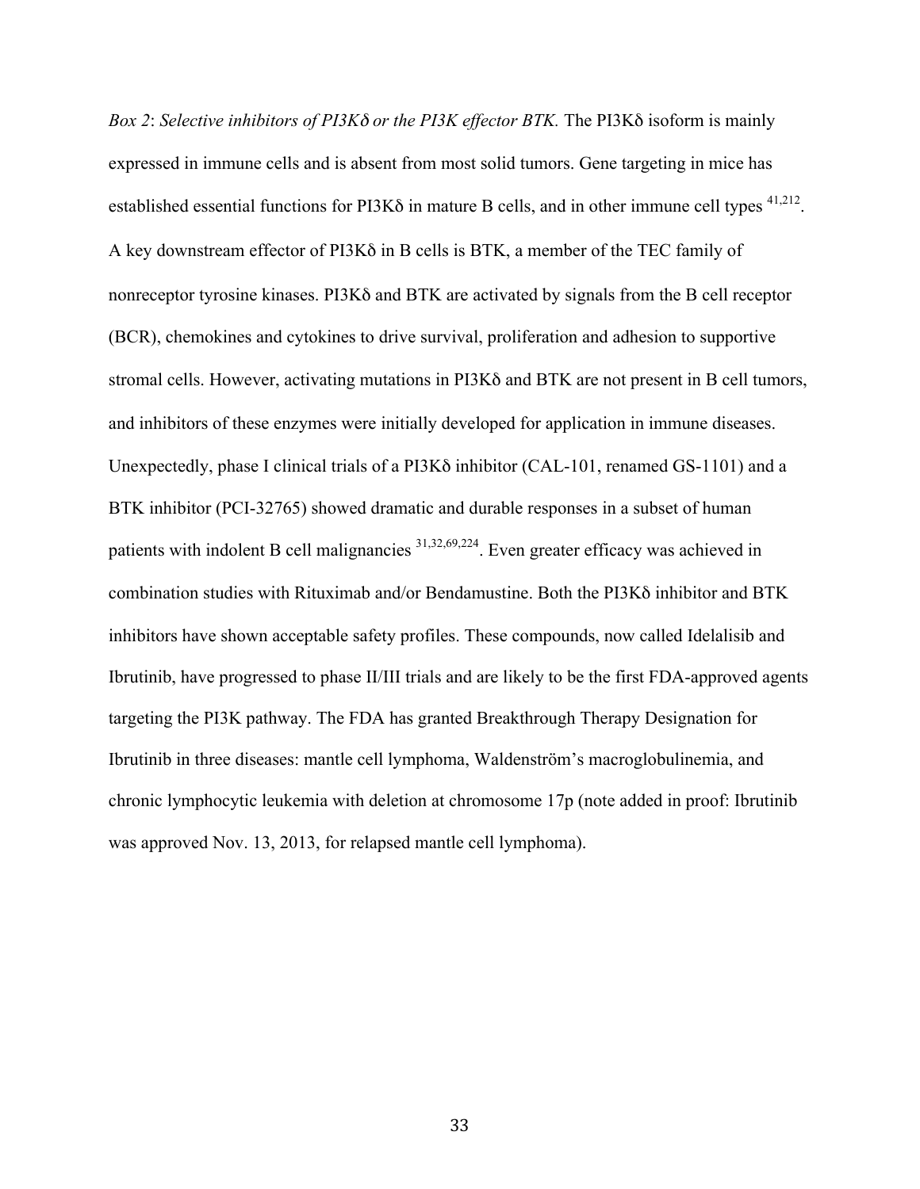*Box 2*: *Selective inhibitors of PI3Kδ or the PI3K effector BTK.* The PI3Kδ isoform is mainly expressed in immune cells and is absent from most solid tumors. Gene targeting in mice has established essential functions for PI3Kδ in mature B cells, and in other immune cell types [41,212]. A key downstream effector of PI3Kδ in B cells is BTK, a member of the TEC family of nonreceptor tyrosine kinases. PI3Kδ and BTK are activated by signals from the B cell receptor (BCR), chemokines and cytokines to drive survival, proliferation and adhesion to supportive stromal cells. However, activating mutations in PI3Kδ and BTK are not present in B cell tumors, and inhibitors of these enzymes were initially developed for application in immune diseases. Unexpectedly, phase I clinical trials of a PI3Kδ inhibitor (CAL-101, renamed GS-1101) and a BTK inhibitor (PCI-32765) showed dramatic and durable responses in a subset of human patients with indolent B cell malignancies [31,32,69,224]. Even greater efficacy was achieved in combination studies with Rituximab and/or Bendamustine. Both the PI3Kδ inhibitor and BTK inhibitors have shown acceptable safety profiles. These compounds, now called Idelalisib and Ibrutinib, have progressed to phase II/III trials and are likely to be the first FDA-approved agents targeting the PI3K pathway. The FDA has granted Breakthrough Therapy Designation for Ibrutinib in three diseases: mantle cell lymphoma, Waldenström's macroglobulinemia, and chronic lymphocytic leukemia with deletion at chromosome 17p (note added in proof: Ibrutinib was approved Nov. 13, 2013, for relapsed mantle cell lymphoma).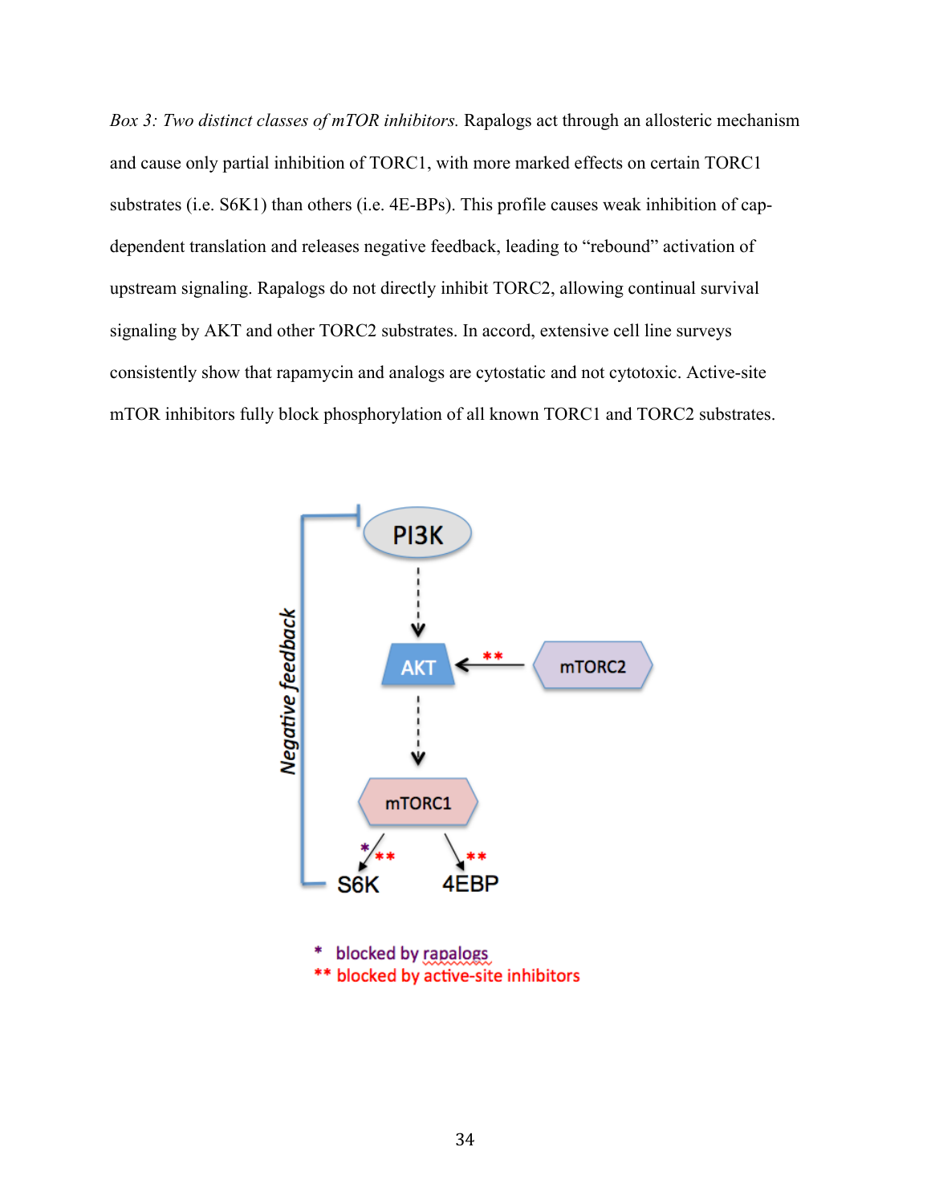*Box 3: Two distinct classes of mTOR inhibitors.* Rapalogs act through an allosteric mechanism and cause only partial inhibition of TORC1, with more marked effects on certain TORC1 substrates (i.e. S6K1) than others (i.e. 4E-BPs). This profile causes weak inhibition of cap-dependent translation and releases negative feedback, leading to "rebound" activation of upstream signaling. Rapalogs do not directly inhibit TORC2, allowing continual survival signaling by AKT and other TORC2 substrates. In accord, extensive cell line surveys consistently show that rapamycin and analogs are cytostatic and not cytotoxic. Active-site mTOR inhibitors fully block phosphorylation of all known TORC1 and TORC2 substrates.

PI3K

AKT

mTORC2

mTORC1

S6K

4EBP

Negative feedback

\* blocked by rapalogs

\*\* blocked by active-site inhibitors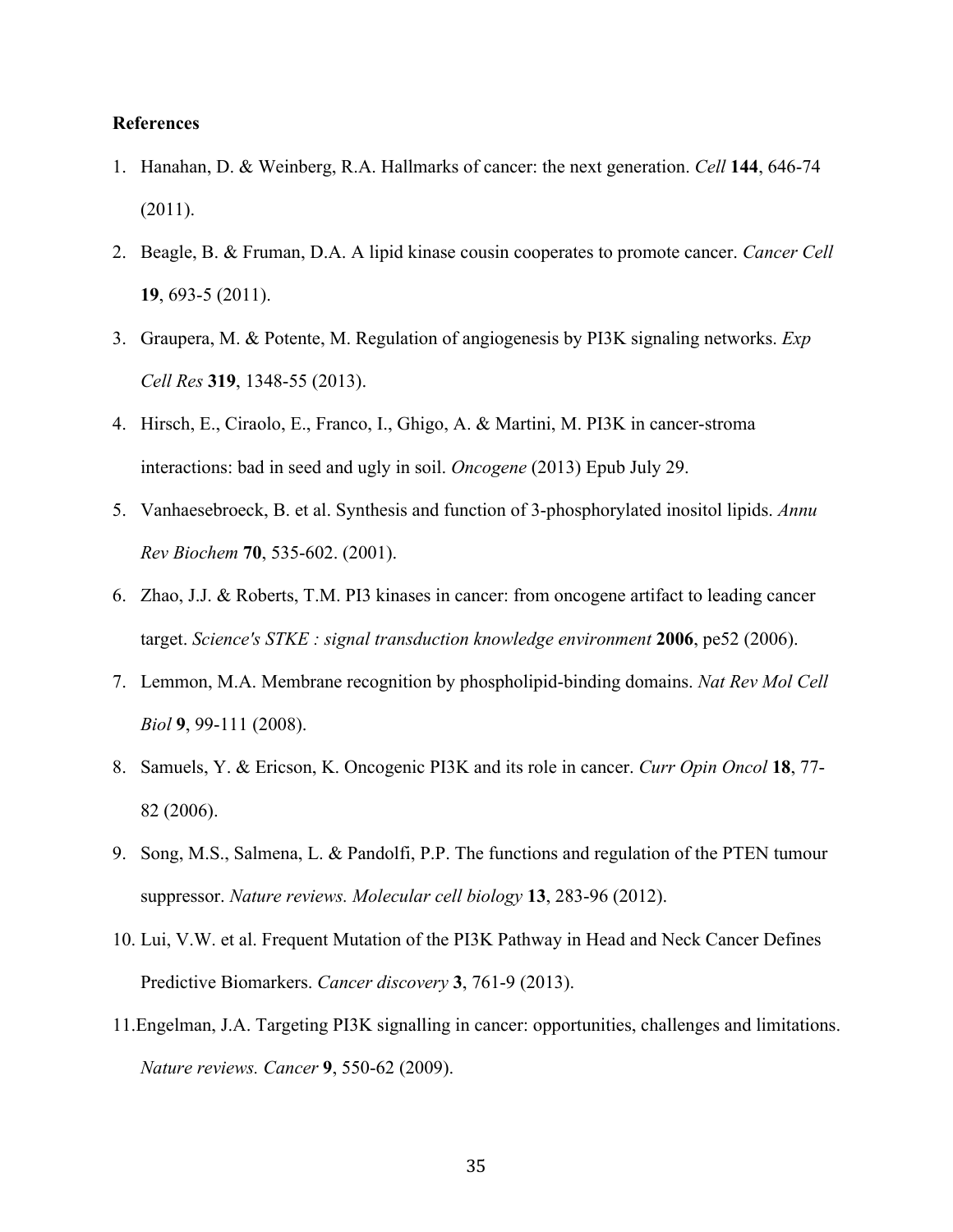**References**

1. Hanahan, D. & Weinberg, R.A. Hallmarks of cancer: the next generation. *Cell* **144**, 646-74 (2011).
2. Beagle, B. & Fruman, D.A. A lipid kinase cousin cooperates to promote cancer. *Cancer Cell* **19**, 693-5 (2011).
3. Graupera, M. & Potente, M. Regulation of angiogenesis by PI3K signaling networks. *Exp Cell Res* **319**, 1348-55 (2013).
4. Hirsch, E., Ciraolo, E., Franco, I., Ghigo, A. & Martini, M. PI3K in cancer-stroma interactions: bad in seed and ugly in soil. *Oncogene* (2013) Epub July 29.
5. Vanhaesebroeck, B. et al. Synthesis and function of 3-phosphorylated inositol lipids. *Annu Rev Biochem* **70**, 535-602. (2001).
6. Zhao, J.J. & Roberts, T.M. PI3 kinases in cancer: from oncogene artifact to leading cancer target. *Science's STKE : signal transduction knowledge environment* **2006**, pe52 (2006).
7. Lemmon, M.A. Membrane recognition by phospholipid-binding domains. *Nat Rev Mol Cell Biol* **9**, 99-111 (2008).
8. Samuels, Y. & Ericson, K. Oncogenic PI3K and its role in cancer. *Curr Opin Oncol* **18**, 77-82 (2006).
9. Song, M.S., Salmena, L. & Pandolfi, P.P. The functions and regulation of the PTEN tumour suppressor. *Nature reviews. Molecular cell biology* **13**, 283-96 (2012).
10. Lui, V.W. et al. Frequent Mutation of the PI3K Pathway in Head and Neck Cancer Defines Predictive Biomarkers. *Cancer discovery* **3**, 761-9 (2013).
11. Engelman, J.A. Targeting PI3K signalling in cancer: opportunities, challenges and limitations. *Nature reviews. Cancer* **9**, 550-62 (2009).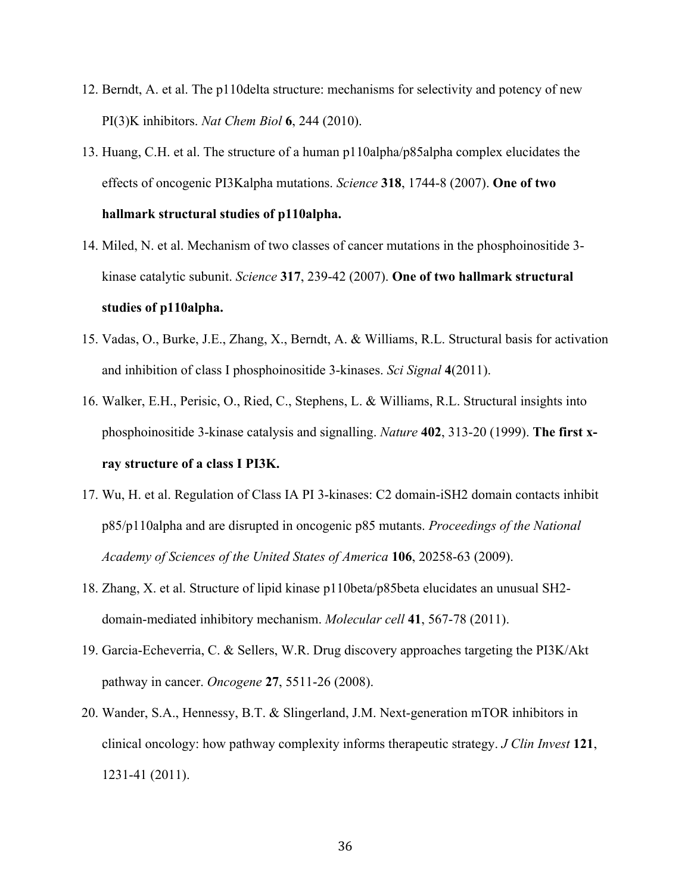12. Berndt, A. et al. The p110delta structure: mechanisms for selectivity and potency of new PI(3)K inhibitors. *Nat Chem Biol* **6**, 244 (2010).
13. Huang, C.H. et al. The structure of a human p110alpha/p85alpha complex elucidates the effects of oncogenic PI3Kalpha mutations. *Science* **318**, 1744-8 (2007). **One of two hallmark structural studies of p110alpha.**
14. Miled, N. et al. Mechanism of two classes of cancer mutations in the phosphoinositide 3-kinase catalytic subunit. *Science* **317**, 239-42 (2007). **One of two hallmark structural studies of p110alpha.**
15. Vadas, O., Burke, J.E., Zhang, X., Berndt, A. & Williams, R.L. Structural basis for activation and inhibition of class I phosphoinositide 3-kinases. *Sci Signal* **4**(2011).
16. Walker, E.H., Perisic, O., Ried, C., Stephens, L. & Williams, R.L. Structural insights into phosphoinositide 3-kinase catalysis and signalling. *Nature* **402**, 313-20 (1999). **The first x-ray structure of a class I PI3K.**
17. Wu, H. et al. Regulation of Class IA PI 3-kinases: C2 domain-iSH2 domain contacts inhibit p85/p110alpha and are disrupted in oncogenic p85 mutants. *Proceedings of the National Academy of Sciences of the United States of America* **106**, 20258-63 (2009).
18. Zhang, X. et al. Structure of lipid kinase p110beta/p85beta elucidates an unusual SH2-domain-mediated inhibitory mechanism. *Molecular cell* **41**, 567-78 (2011).
19. Garcia-Echeverria, C. & Sellers, W.R. Drug discovery approaches targeting the PI3K/Akt pathway in cancer. *Oncogene* **27**, 5511-26 (2008).
20. Wander, S.A., Hennessy, B.T. & Slingerland, J.M. Next-generation mTOR inhibitors in clinical oncology: how pathway complexity informs therapeutic strategy. *J Clin Invest* **121**, 1231-41 (2011).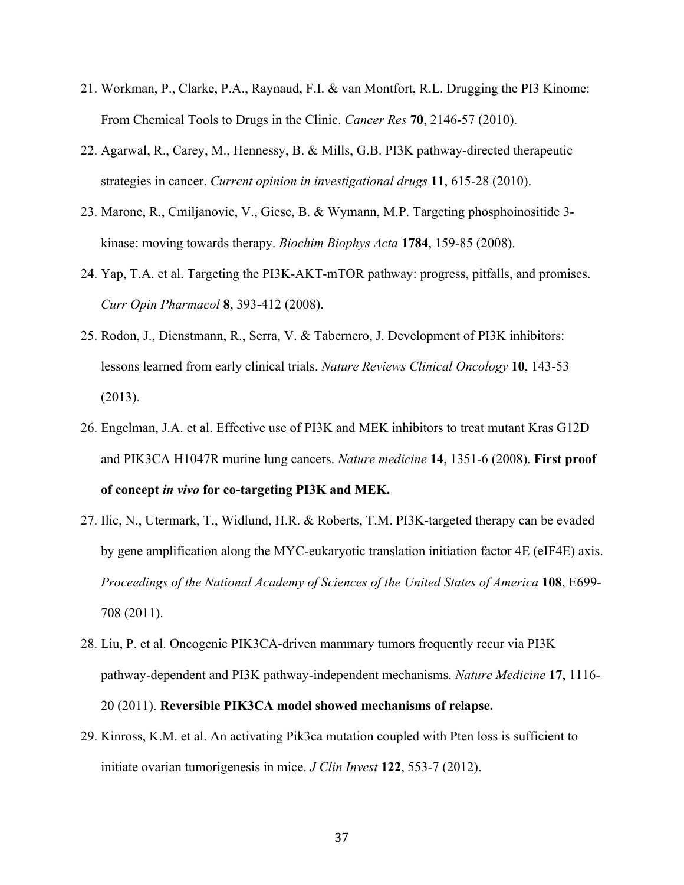21. Workman, P., Clarke, P.A., Raynaud, F.I. & van Montfort, R.L. Drugging the PI3 Kinome: From Chemical Tools to Drugs in the Clinic. *Cancer Res* **70**, 2146-57 (2010).
22. Agarwal, R., Carey, M., Hennessy, B. & Mills, G.B. PI3K pathway-directed therapeutic strategies in cancer. *Current opinion in investigational drugs* **11**, 615-28 (2010).
23. Marone, R., Cmiljanovic, V., Giese, B. & Wymann, M.P. Targeting phosphoinositide 3-kinase: moving towards therapy. *Biochim Biophys Acta* **1784**, 159-85 (2008).
24. Yap, T.A. et al. Targeting the PI3K-AKT-mTOR pathway: progress, pitfalls, and promises. *Curr Opin Pharmacol* **8**, 393-412 (2008).
25. Rodon, J., Dienstmann, R., Serra, V. & Tabernero, J. Development of PI3K inhibitors: lessons learned from early clinical trials. *Nature Reviews Clinical Oncology* **10**, 143-53 (2013).
26. Engelman, J.A. et al. Effective use of PI3K and MEK inhibitors to treat mutant Kras G12D and PIK3CA H1047R murine lung cancers. *Nature medicine* **14**, 1351-6 (2008). **First proof of concept *in vivo* for co-targeting PI3K and MEK.**
27. Ilic, N., Utermark, T., Widlund, H.R. & Roberts, T.M. PI3K-targeted therapy can be evaded by gene amplification along the MYC-eukaryotic translation initiation factor 4E (eIF4E) axis. *Proceedings of the National Academy of Sciences of the United States of America* **108**, E699-708 (2011).
28. Liu, P. et al. Oncogenic PIK3CA-driven mammary tumors frequently recur via PI3K pathway-dependent and PI3K pathway-independent mechanisms. *Nature Medicine* **17**, 1116-20 (2011). **Reversible PIK3CA model showed mechanisms of relapse.**
29. Kinross, K.M. et al. An activating Pik3ca mutation coupled with Pten loss is sufficient to initiate ovarian tumorigenesis in mice. *J Clin Invest* **122**, 553-7 (2012).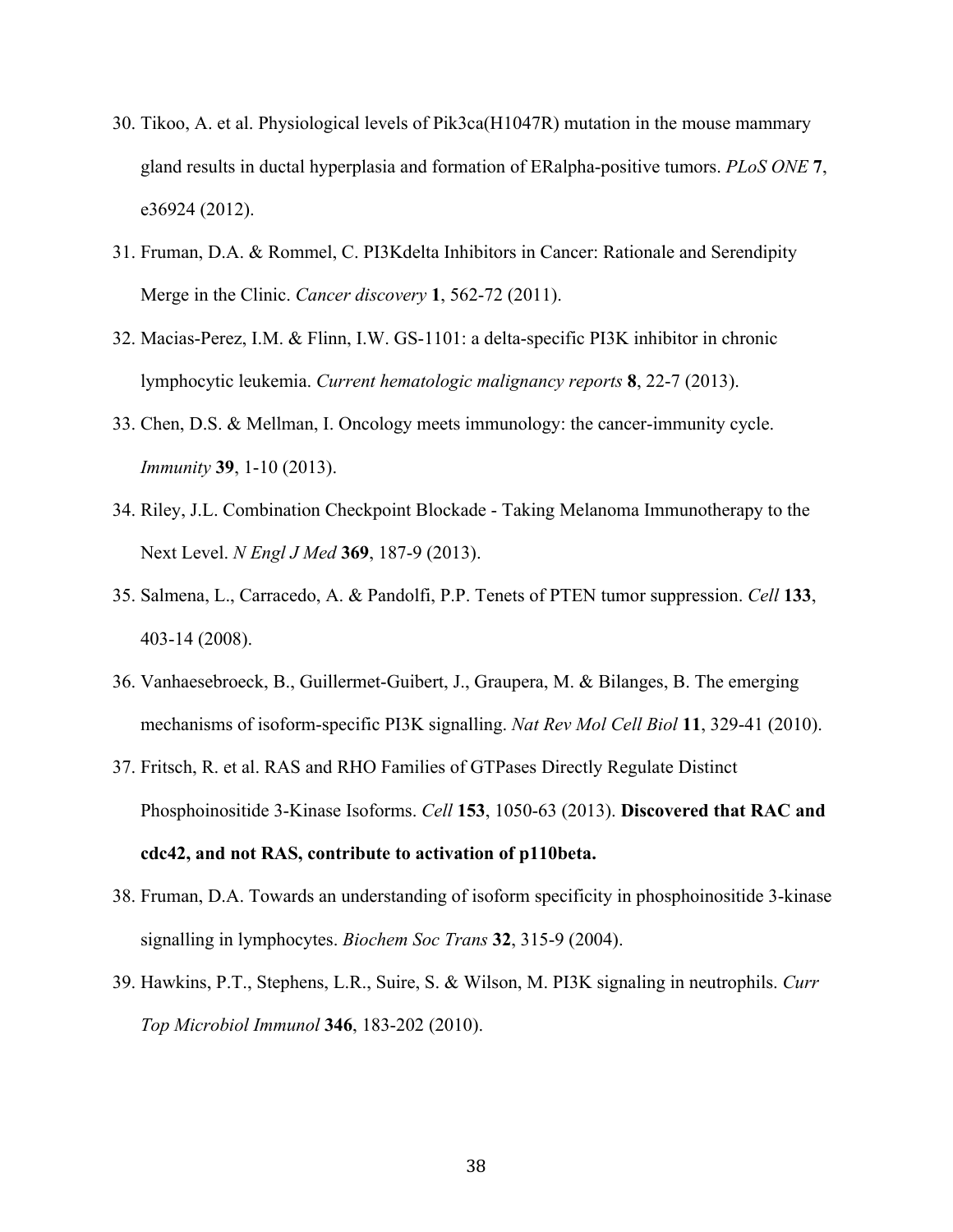30. Tikoo, A. et al. Physiological levels of Pik3ca(H1047R) mutation in the mouse mammary gland results in ductal hyperplasia and formation of ERalpha-positive tumors. *PLoS ONE* **7**, e36924 (2012).
31. Fruman, D.A. & Rommel, C. PI3Kdelta Inhibitors in Cancer: Rationale and Serendipity Merge in the Clinic. *Cancer discovery* **1**, 562-72 (2011).
32. Macias-Perez, I.M. & Flinn, I.W. GS-1101: a delta-specific PI3K inhibitor in chronic lymphocytic leukemia. *Current hematologic malignancy reports* **8**, 22-7 (2013).
33. Chen, D.S. & Mellman, I. Oncology meets immunology: the cancer-immunity cycle. *Immunity* **39**, 1-10 (2013).
34. Riley, J.L. Combination Checkpoint Blockade - Taking Melanoma Immunotherapy to the Next Level. *N Engl J Med* **369**, 187-9 (2013).
35. Salmena, L., Carracedo, A. & Pandolfi, P.P. Tenets of PTEN tumor suppression. *Cell* **133**, 403-14 (2008).
36. Vanhaesebroeck, B., Guillermet-Guibert, J., Graupera, M. & Bilanges, B. The emerging mechanisms of isoform-specific PI3K signalling. *Nat Rev Mol Cell Biol* **11**, 329-41 (2010).
37. Fritsch, R. et al. RAS and RHO Families of GTPases Directly Regulate Distinct Phosphoinositide 3-Kinase Isoforms. *Cell* **153**, 1050-63 (2013). **Discovered that RAC and cdc42, and not RAS, contribute to activation of p110beta.**
38. Fruman, D.A. Towards an understanding of isoform specificity in phosphoinositide 3-kinase signalling in lymphocytes. *Biochem Soc Trans* **32**, 315-9 (2004).
39. Hawkins, P.T., Stephens, L.R., Suire, S. & Wilson, M. PI3K signaling in neutrophils. *Curr Top Microbiol Immunol* **346**, 183-202 (2010).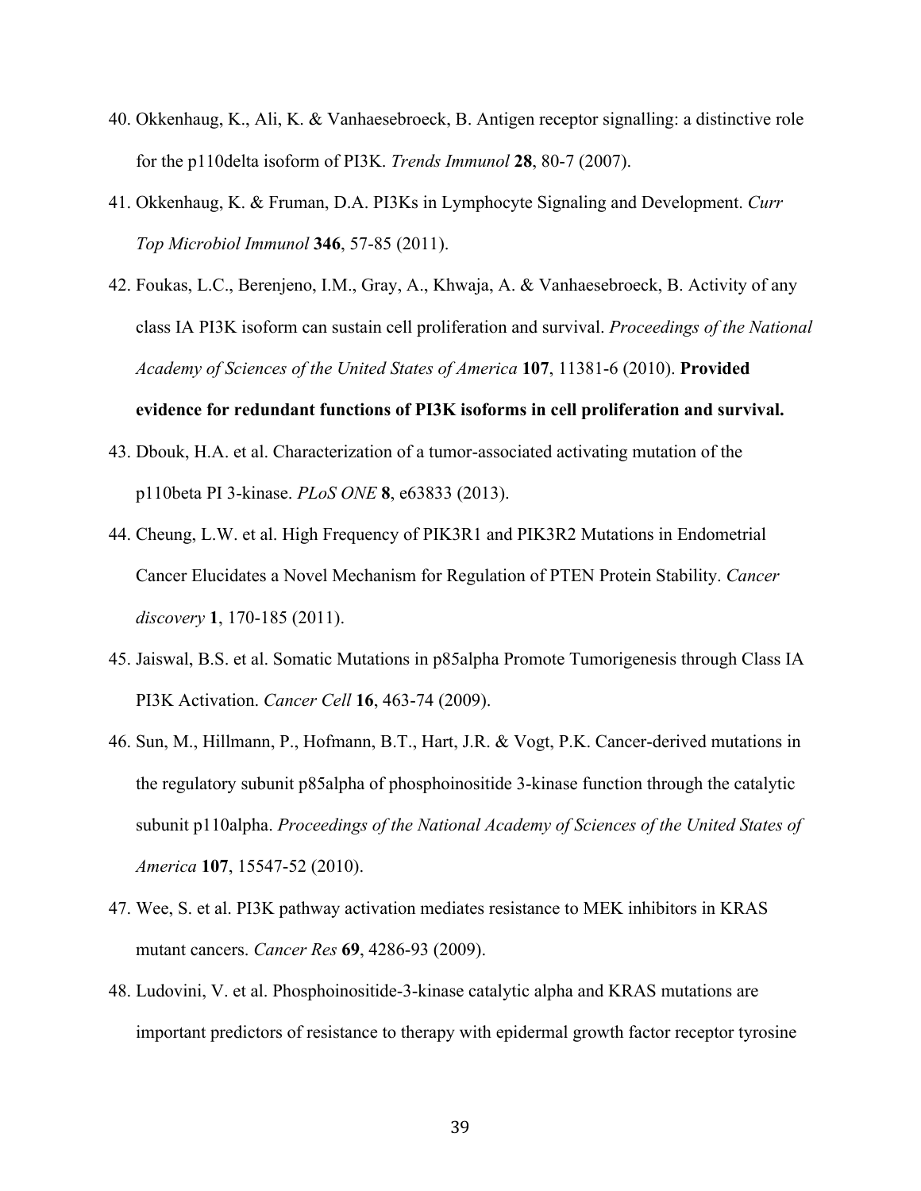40. Okkenhaug, K., Ali, K. & Vanhaesebroeck, B. Antigen receptor signalling: a distinctive role for the p110delta isoform of PI3K. *Trends Immunol* **28**, 80-7 (2007).

41. Okkenhaug, K. & Fruman, D.A. PI3Ks in Lymphocyte Signaling and Development. *Curr Top Microbiol Immunol* **346**, 57-85 (2011).

42. Foukas, L.C., Berenjeno, I.M., Gray, A., Khwaja, A. & Vanhaesebroeck, B. Activity of any class IA PI3K isoform can sustain cell proliferation and survival. *Proceedings of the National Academy of Sciences of the United States of America* **107**, 11381-6 (2010). **Provided evidence for redundant functions of PI3K isoforms in cell proliferation and survival.**

43. Dbouk, H.A. et al. Characterization of a tumor-associated activating mutation of the p110beta PI 3-kinase. *PLoS ONE* **8**, e63833 (2013).

44. Cheung, L.W. et al. High Frequency of PIK3R1 and PIK3R2 Mutations in Endometrial Cancer Elucidates a Novel Mechanism for Regulation of PTEN Protein Stability. *Cancer discovery* **1**, 170-185 (2011).

45. Jaiswal, B.S. et al. Somatic Mutations in p85alpha Promote Tumorigenesis through Class IA PI3K Activation. *Cancer Cell* **16**, 463-74 (2009).

46. Sun, M., Hillmann, P., Hofmann, B.T., Hart, J.R. & Vogt, P.K. Cancer-derived mutations in the regulatory subunit p85alpha of phosphoinositide 3-kinase function through the catalytic subunit p110alpha. *Proceedings of the National Academy of Sciences of the United States of America* **107**, 15547-52 (2010).

47. Wee, S. et al. PI3K pathway activation mediates resistance to MEK inhibitors in KRAS mutant cancers. *Cancer Res* **69**, 4286-93 (2009).

48. Ludovini, V. et al. Phosphoinositide-3-kinase catalytic alpha and KRAS mutations are important predictors of resistance to therapy with epidermal growth factor receptor tyrosine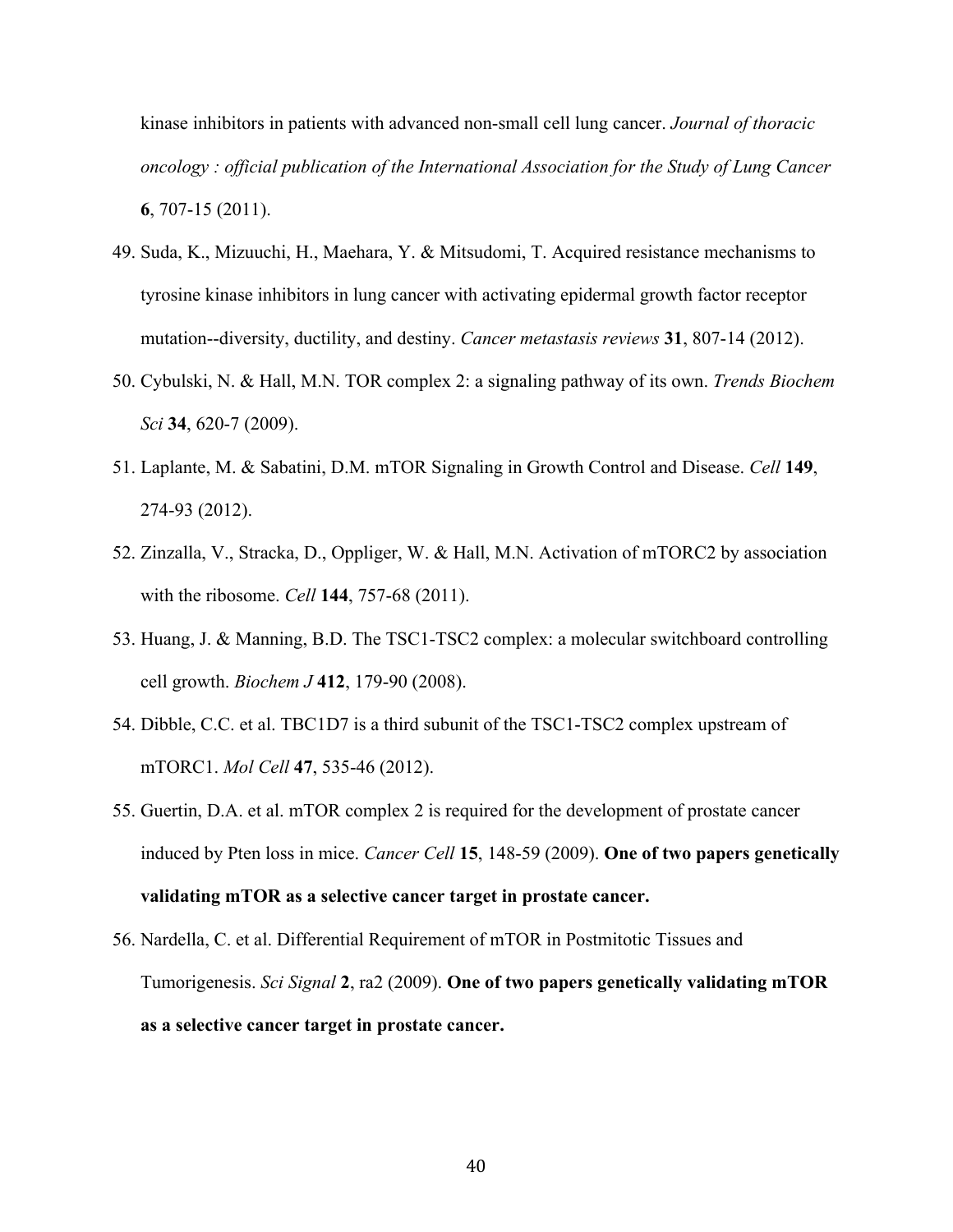kinase inhibitors in patients with advanced non-small cell lung cancer. *Journal of thoracic oncology : official publication of the International Association for the Study of Lung Cancer* **6**, 707-15 (2011).

49. Suda, K., Mizuuchi, H., Maehara, Y. & Mitsudomi, T. Acquired resistance mechanisms to tyrosine kinase inhibitors in lung cancer with activating epidermal growth factor receptor mutation--diversity, ductility, and destiny. *Cancer metastasis reviews* **31**, 807-14 (2012).
50. Cybulski, N. & Hall, M.N. TOR complex 2: a signaling pathway of its own. *Trends Biochem Sci* **34**, 620-7 (2009).
51. Laplante, M. & Sabatini, D.M. mTOR Signaling in Growth Control and Disease. *Cell* **149**, 274-93 (2012).
52. Zinzalla, V., Stracka, D., Oppliger, W. & Hall, M.N. Activation of mTORC2 by association with the ribosome. *Cell* **144**, 757-68 (2011).
53. Huang, J. & Manning, B.D. The TSC1-TSC2 complex: a molecular switchboard controlling cell growth. *Biochem J* **412**, 179-90 (2008).
54. Dibble, C.C. et al. TBC1D7 is a third subunit of the TSC1-TSC2 complex upstream of mTORC1. *Mol Cell* **47**, 535-46 (2012).
55. Guertin, D.A. et al. mTOR complex 2 is required for the development of prostate cancer induced by Pten loss in mice. *Cancer Cell* **15**, 148-59 (2009). **One of two papers genetically validating mTOR as a selective cancer target in prostate cancer.**
56. Nardella, C. et al. Differential Requirement of mTOR in Postmitotic Tissues and Tumorigenesis. *Sci Signal* **2**, ra2 (2009). **One of two papers genetically validating mTOR as a selective cancer target in prostate cancer.**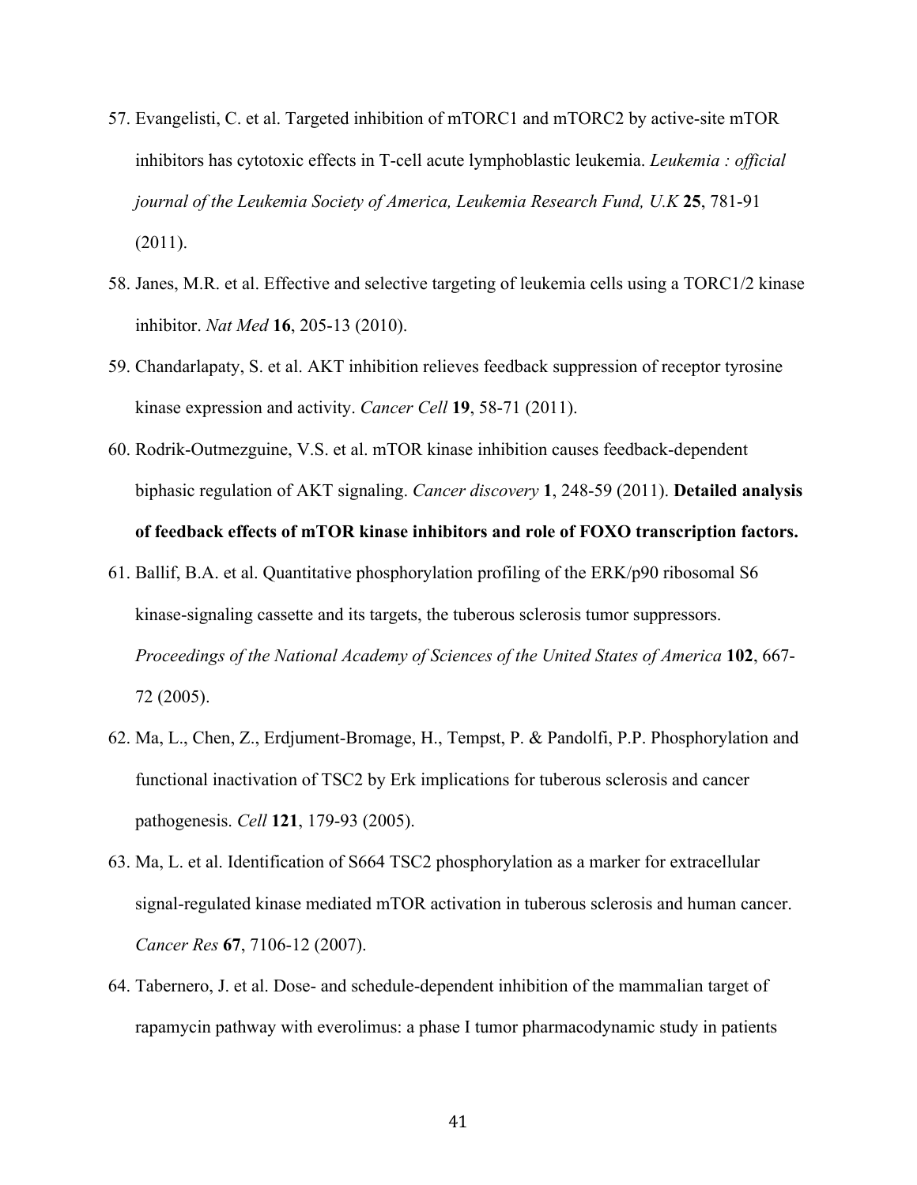57. Evangelisti, C. et al. Targeted inhibition of mTORC1 and mTORC2 by active-site mTOR inhibitors has cytotoxic effects in T-cell acute lymphoblastic leukemia. *Leukemia : official journal of the Leukemia Society of America, Leukemia Research Fund, U.K* **25**, 781-91 (2011).
58. Janes, M.R. et al. Effective and selective targeting of leukemia cells using a TORC1/2 kinase inhibitor. *Nat Med* **16**, 205-13 (2010).
59. Chandarlapaty, S. et al. AKT inhibition relieves feedback suppression of receptor tyrosine kinase expression and activity. *Cancer Cell* **19**, 58-71 (2011).
60. Rodrik-Outmezguine, V.S. et al. mTOR kinase inhibition causes feedback-dependent biphasic regulation of AKT signaling. *Cancer discovery* **1**, 248-59 (2011). **Detailed analysis of feedback effects of mTOR kinase inhibitors and role of FOXO transcription factors.**
61. Ballif, B.A. et al. Quantitative phosphorylation profiling of the ERK/p90 ribosomal S6 kinase-signaling cassette and its targets, the tuberous sclerosis tumor suppressors. *Proceedings of the National Academy of Sciences of the United States of America* **102**, 667-72 (2005).
62. Ma, L., Chen, Z., Erdjument-Bromage, H., Tempst, P. & Pandolfi, P.P. Phosphorylation and functional inactivation of TSC2 by Erk implications for tuberous sclerosis and cancer pathogenesis. *Cell* **121**, 179-93 (2005).
63. Ma, L. et al. Identification of S664 TSC2 phosphorylation as a marker for extracellular signal-regulated kinase mediated mTOR activation in tuberous sclerosis and human cancer. *Cancer Res* **67**, 7106-12 (2007).
64. Tabernero, J. et al. Dose- and schedule-dependent inhibition of the mammalian target of rapamycin pathway with everolimus: a phase I tumor pharmacodynamic study in patients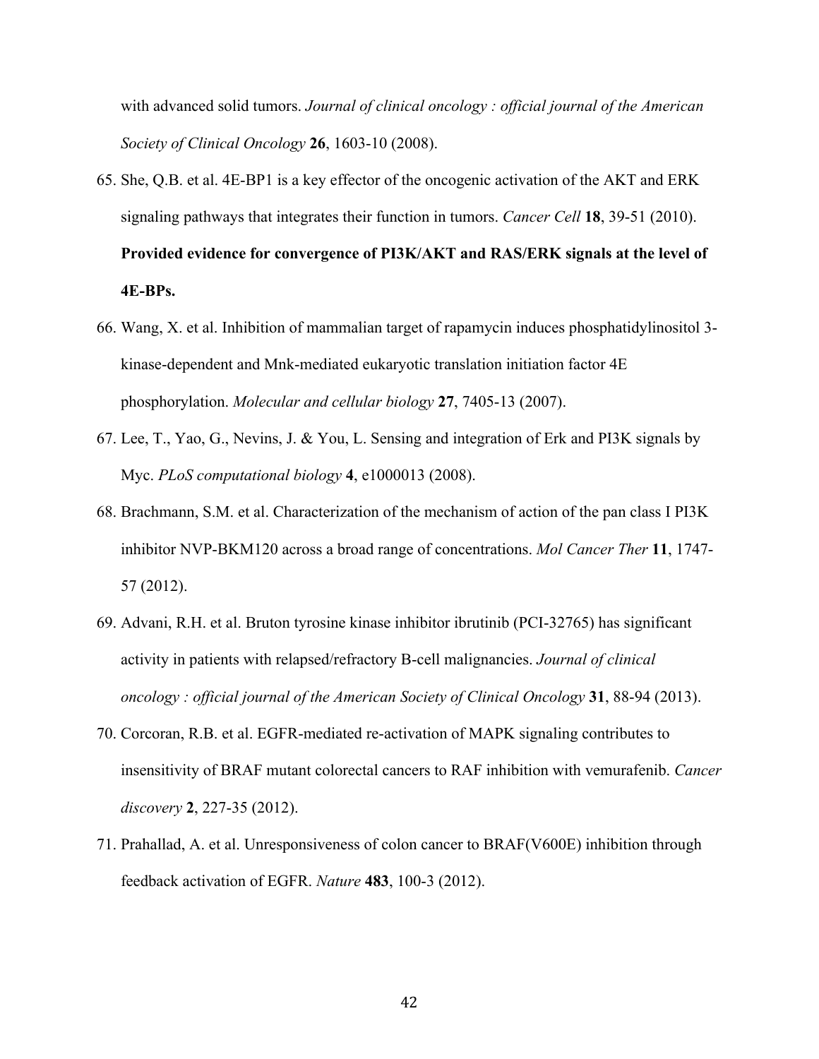with advanced solid tumors. *Journal of clinical oncology : official journal of the American Society of Clinical Oncology* **26**, 1603-10 (2008).

65. She, Q.B. et al. 4E-BP1 is a key effector of the oncogenic activation of the AKT and ERK signaling pathways that integrates their function in tumors. *Cancer Cell* **18**, 39-51 (2010). **Provided evidence for convergence of PI3K/AKT and RAS/ERK signals at the level of 4E-BPs.**
66. Wang, X. et al. Inhibition of mammalian target of rapamycin induces phosphatidylinositol 3-kinase-dependent and Mnk-mediated eukaryotic translation initiation factor 4E phosphorylation. *Molecular and cellular biology* **27**, 7405-13 (2007).
67. Lee, T., Yao, G., Nevins, J. & You, L. Sensing and integration of Erk and PI3K signals by Myc. *PLoS computational biology* **4**, e1000013 (2008).
68. Brachmann, S.M. et al. Characterization of the mechanism of action of the pan class I PI3K inhibitor NVP-BKM120 across a broad range of concentrations. *Mol Cancer Ther* **11**, 1747-57 (2012).
69. Advani, R.H. et al. Bruton tyrosine kinase inhibitor ibrutinib (PCI-32765) has significant activity in patients with relapsed/refractory B-cell malignancies. *Journal of clinical oncology : official journal of the American Society of Clinical Oncology* **31**, 88-94 (2013).
70. Corcoran, R.B. et al. EGFR-mediated re-activation of MAPK signaling contributes to insensitivity of BRAF mutant colorectal cancers to RAF inhibition with vemurafenib. *Cancer discovery* **2**, 227-35 (2012).
71. Prahallad, A. et al. Unresponsiveness of colon cancer to BRAF(V600E) inhibition through feedback activation of EGFR. *Nature* **483**, 100-3 (2012).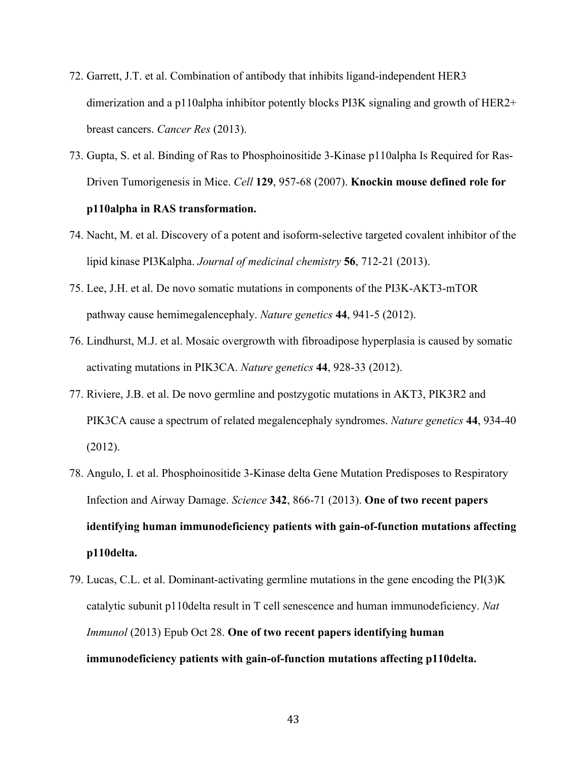72. Garrett, J.T. et al. Combination of antibody that inhibits ligand-independent HER3 dimerization and a p110alpha inhibitor potently blocks PI3K signaling and growth of HER2+ breast cancers. *Cancer Res* (2013).
73. Gupta, S. et al. Binding of Ras to Phosphoinositide 3-Kinase p110alpha Is Required for Ras-Driven Tumorigenesis in Mice. *Cell* **129**, 957-68 (2007). **Knockin mouse defined role for p110alpha in RAS transformation.**
74. Nacht, M. et al. Discovery of a potent and isoform-selective targeted covalent inhibitor of the lipid kinase PI3Kalpha. *Journal of medicinal chemistry* **56**, 712-21 (2013).
75. Lee, J.H. et al. De novo somatic mutations in components of the PI3K-AKT3-mTOR pathway cause hemimegalencephaly. *Nature genetics* **44**, 941-5 (2012).
76. Lindhurst, M.J. et al. Mosaic overgrowth with fibroadipose hyperplasia is caused by somatic activating mutations in PIK3CA. *Nature genetics* **44**, 928-33 (2012).
77. Riviere, J.B. et al. De novo germline and postzygotic mutations in AKT3, PIK3R2 and PIK3CA cause a spectrum of related megalencephaly syndromes. *Nature genetics* **44**, 934-40 (2012).
78. Angulo, I. et al. Phosphoinositide 3-Kinase delta Gene Mutation Predisposes to Respiratory Infection and Airway Damage. *Science* **342**, 866-71 (2013). **One of two recent papers identifying human immunodeficiency patients with gain-of-function mutations affecting p110delta.**
79. Lucas, C.L. et al. Dominant-activating germline mutations in the gene encoding the PI(3)K catalytic subunit p110delta result in T cell senescence and human immunodeficiency. *Nat Immunol* (2013) Epub Oct 28. **One of two recent papers identifying human immunodeficiency patients with gain-of-function mutations affecting p110delta.**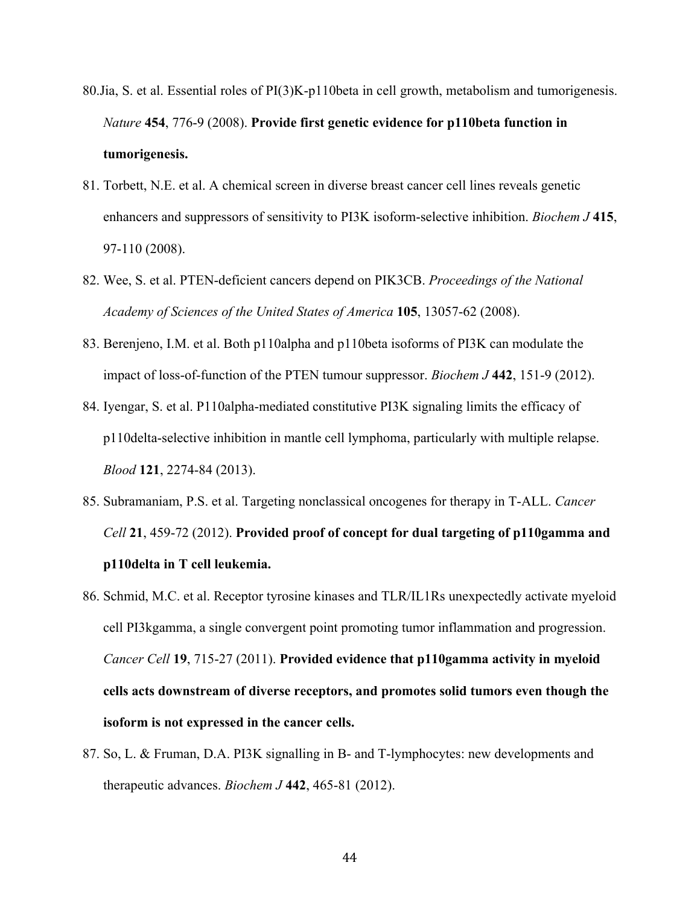80. Jia, S. et al. Essential roles of PI(3)K-p110beta in cell growth, metabolism and tumorigenesis. *Nature* **454**, 776-9 (2008). **Provide first genetic evidence for p110beta function in tumorigenesis.**

81. Torbett, N.E. et al. A chemical screen in diverse breast cancer cell lines reveals genetic enhancers and suppressors of sensitivity to PI3K isoform-selective inhibition. *Biochem J* **415**, 97-110 (2008).

82. Wee, S. et al. PTEN-deficient cancers depend on PIK3CB. *Proceedings of the National Academy of Sciences of the United States of America* **105**, 13057-62 (2008).

83. Berenjeno, I.M. et al. Both p110alpha and p110beta isoforms of PI3K can modulate the impact of loss-of-function of the PTEN tumour suppressor. *Biochem J* **442**, 151-9 (2012).

84. Iyengar, S. et al. P110alpha-mediated constitutive PI3K signaling limits the efficacy of p110delta-selective inhibition in mantle cell lymphoma, particularly with multiple relapse. *Blood* **121**, 2274-84 (2013).

85. Subramaniam, P.S. et al. Targeting nonclassical oncogenes for therapy in T-ALL. *Cancer Cell* **21**, 459-72 (2012). **Provided proof of concept for dual targeting of p110gamma and p110delta in T cell leukemia.**

86. Schmid, M.C. et al. Receptor tyrosine kinases and TLR/IL1Rs unexpectedly activate myeloid cell PI3kgamma, a single convergent point promoting tumor inflammation and progression. *Cancer Cell* **19**, 715-27 (2011). **Provided evidence that p110gamma activity in myeloid cells acts downstream of diverse receptors, and promotes solid tumors even though the isoform is not expressed in the cancer cells.**

87. So, L. & Fruman, D.A. PI3K signalling in B- and T-lymphocytes: new developments and therapeutic advances. *Biochem J* **442**, 465-81 (2012).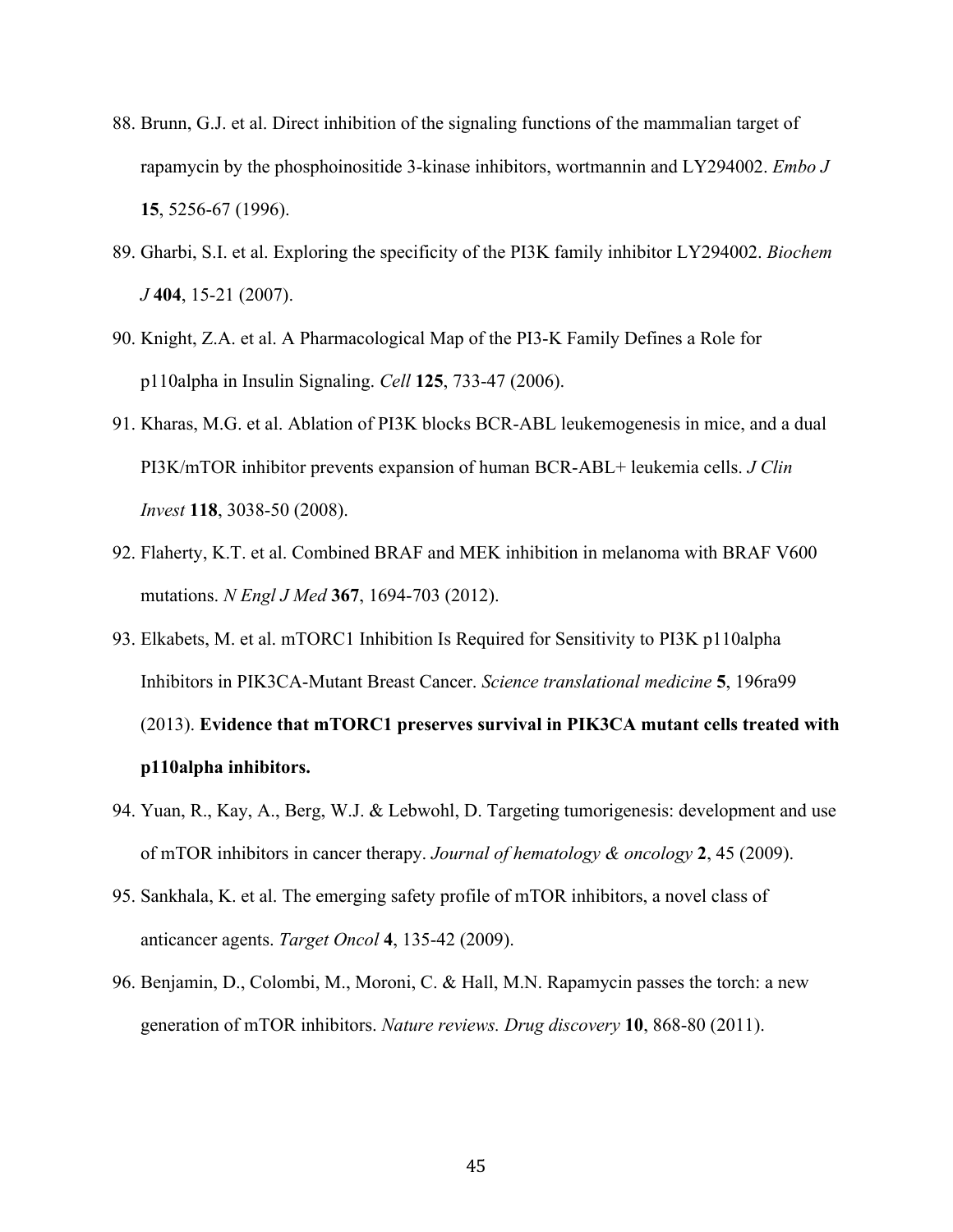88. Brunn, G.J. et al. Direct inhibition of the signaling functions of the mammalian target of rapamycin by the phosphoinositide 3-kinase inhibitors, wortmannin and LY294002. *Embo J* **15**, 5256-67 (1996).
89. Gharbi, S.I. et al. Exploring the specificity of the PI3K family inhibitor LY294002. *Biochem J* **404**, 15-21 (2007).
90. Knight, Z.A. et al. A Pharmacological Map of the PI3-K Family Defines a Role for p110alpha in Insulin Signaling. *Cell* **125**, 733-47 (2006).
91. Kharas, M.G. et al. Ablation of PI3K blocks BCR-ABL leukemogenesis in mice, and a dual PI3K/mTOR inhibitor prevents expansion of human BCR-ABL+ leukemia cells. *J Clin Invest* **118**, 3038-50 (2008).
92. Flaherty, K.T. et al. Combined BRAF and MEK inhibition in melanoma with BRAF V600 mutations. *N Engl J Med* **367**, 1694-703 (2012).
93. Elkabets, M. et al. mTORC1 Inhibition Is Required for Sensitivity to PI3K p110alpha Inhibitors in PIK3CA-Mutant Breast Cancer. *Science translational medicine* **5**, 196ra99 (2013). **Evidence that mTORC1 preserves survival in PIK3CA mutant cells treated with p110alpha inhibitors.**
94. Yuan, R., Kay, A., Berg, W.J. & Lebwohl, D. Targeting tumorigenesis: development and use of mTOR inhibitors in cancer therapy. *Journal of hematology & oncology* **2**, 45 (2009).
95. Sankhala, K. et al. The emerging safety profile of mTOR inhibitors, a novel class of anticancer agents. *Target Oncol* **4**, 135-42 (2009).
96. Benjamin, D., Colombi, M., Moroni, C. & Hall, M.N. Rapamycin passes the torch: a new generation of mTOR inhibitors. *Nature reviews. Drug discovery* **10**, 868-80 (2011).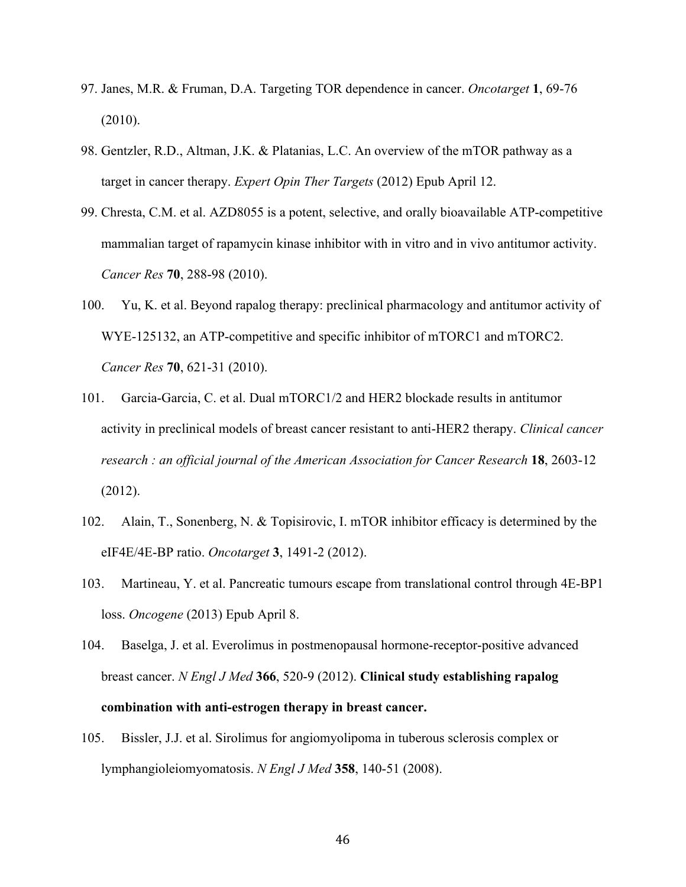97. Janes, M.R. & Fruman, D.A. Targeting TOR dependence in cancer. *Oncotarget* **1**, 69-76 (2010).
98. Gentzler, R.D., Altman, J.K. & Platanias, L.C. An overview of the mTOR pathway as a target in cancer therapy. *Expert Opin Ther Targets* (2012) Epub April 12.
99. Chresta, C.M. et al. AZD8055 is a potent, selective, and orally bioavailable ATP-competitive mammalian target of rapamycin kinase inhibitor with in vitro and in vivo antitumor activity. *Cancer Res* **70**, 288-98 (2010).
100. Yu, K. et al. Beyond rapalog therapy: preclinical pharmacology and antitumor activity of WYE-125132, an ATP-competitive and specific inhibitor of mTORC1 and mTORC2. *Cancer Res* **70**, 621-31 (2010).
101. Garcia-Garcia, C. et al. Dual mTORC1/2 and HER2 blockade results in antitumor activity in preclinical models of breast cancer resistant to anti-HER2 therapy. *Clinical cancer research : an official journal of the American Association for Cancer Research* **18**, 2603-12 (2012).
102. Alain, T., Sonenberg, N. & Topisirovic, I. mTOR inhibitor efficacy is determined by the eIF4E/4E-BP ratio. *Oncotarget* **3**, 1491-2 (2012).
103. Martineau, Y. et al. Pancreatic tumours escape from translational control through 4E-BP1 loss. *Oncogene* (2013) Epub April 8.
104. Baselga, J. et al. Everolimus in postmenopausal hormone-receptor-positive advanced breast cancer. *N Engl J Med* **366**, 520-9 (2012). **Clinical study establishing rapalog combination with anti-estrogen therapy in breast cancer.**
105. Bissler, J.J. et al. Sirolimus for angiomyolipoma in tuberous sclerosis complex or lymphangioleiomyomatosis. *N Engl J Med* **358**, 140-51 (2008).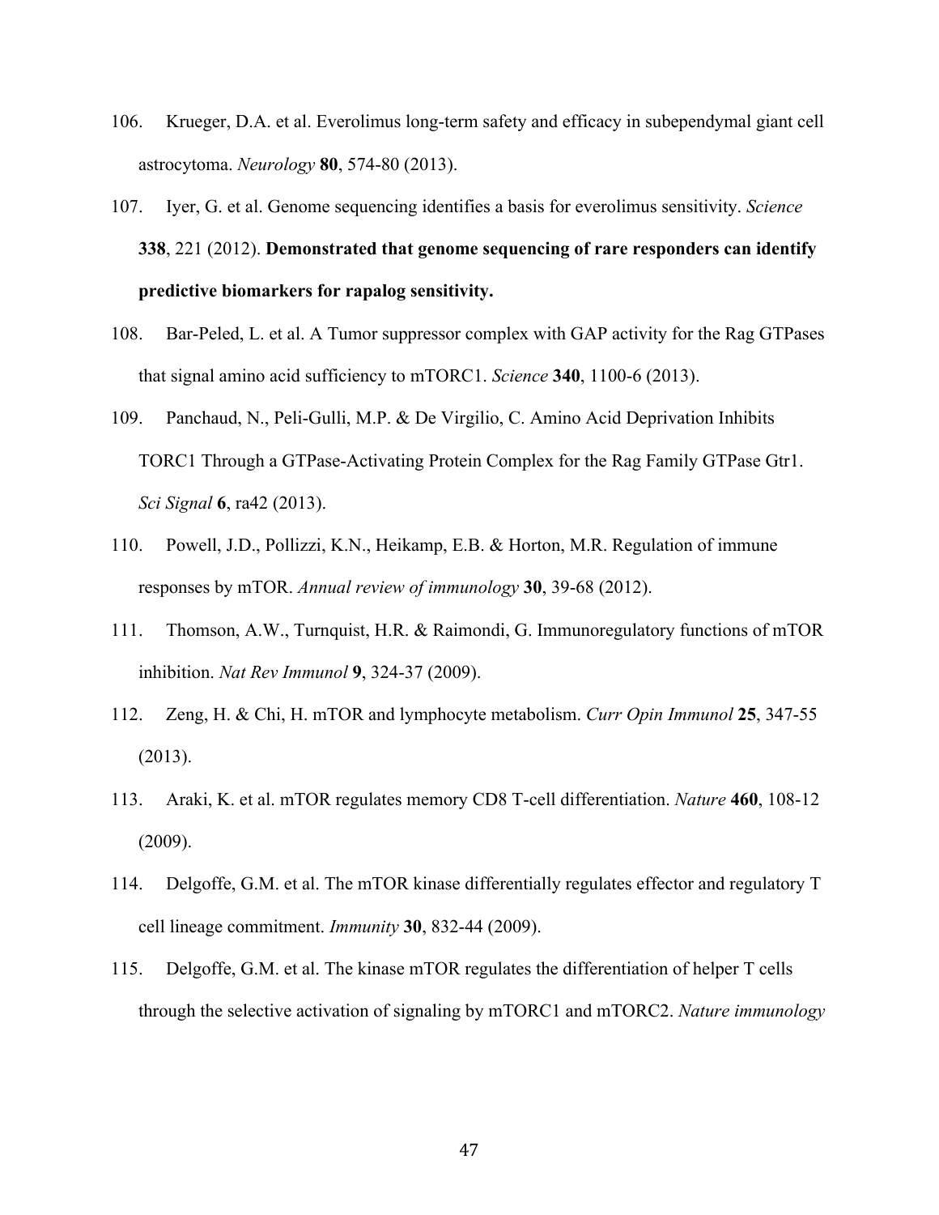106. Krueger, D.A. et al. Everolimus long-term safety and efficacy in subependymal giant cell astrocytoma. *Neurology* **80**, 574-80 (2013).

107. Iyer, G. et al. Genome sequencing identifies a basis for everolimus sensitivity. *Science* **338**, 221 (2012). **Demonstrated that genome sequencing of rare responders can identify predictive biomarkers for rapalog sensitivity.**

108. Bar-Peled, L. et al. A Tumor suppressor complex with GAP activity for the Rag GTPases that signal amino acid sufficiency to mTORC1. *Science* **340**, 1100-6 (2013).

109. Panchaud, N., Peli-Gulli, M.P. & De Virgilio, C. Amino Acid Deprivation Inhibits TORC1 Through a GTPase-Activating Protein Complex for the Rag Family GTPase Gtr1. *Sci Signal* **6**, ra42 (2013).

110. Powell, J.D., Pollizzi, K.N., Heikamp, E.B. & Horton, M.R. Regulation of immune responses by mTOR. *Annual review of immunology* **30**, 39-68 (2012).

111. Thomson, A.W., Turnquist, H.R. & Raimondi, G. Immunoregulatory functions of mTOR inhibition. *Nat Rev Immunol* **9**, 324-37 (2009).

112. Zeng, H. & Chi, H. mTOR and lymphocyte metabolism. *Curr Opin Immunol* **25**, 347-55 (2013).

113. Araki, K. et al. mTOR regulates memory CD8 T-cell differentiation. *Nature* **460**, 108-12 (2009).

114. Delgoffe, G.M. et al. The mTOR kinase differentially regulates effector and regulatory T cell lineage commitment. *Immunity* **30**, 832-44 (2009).

115. Delgoffe, G.M. et al. The kinase mTOR regulates the differentiation of helper T cells through the selective activation of signaling by mTORC1 and mTORC2. *Nature immunology*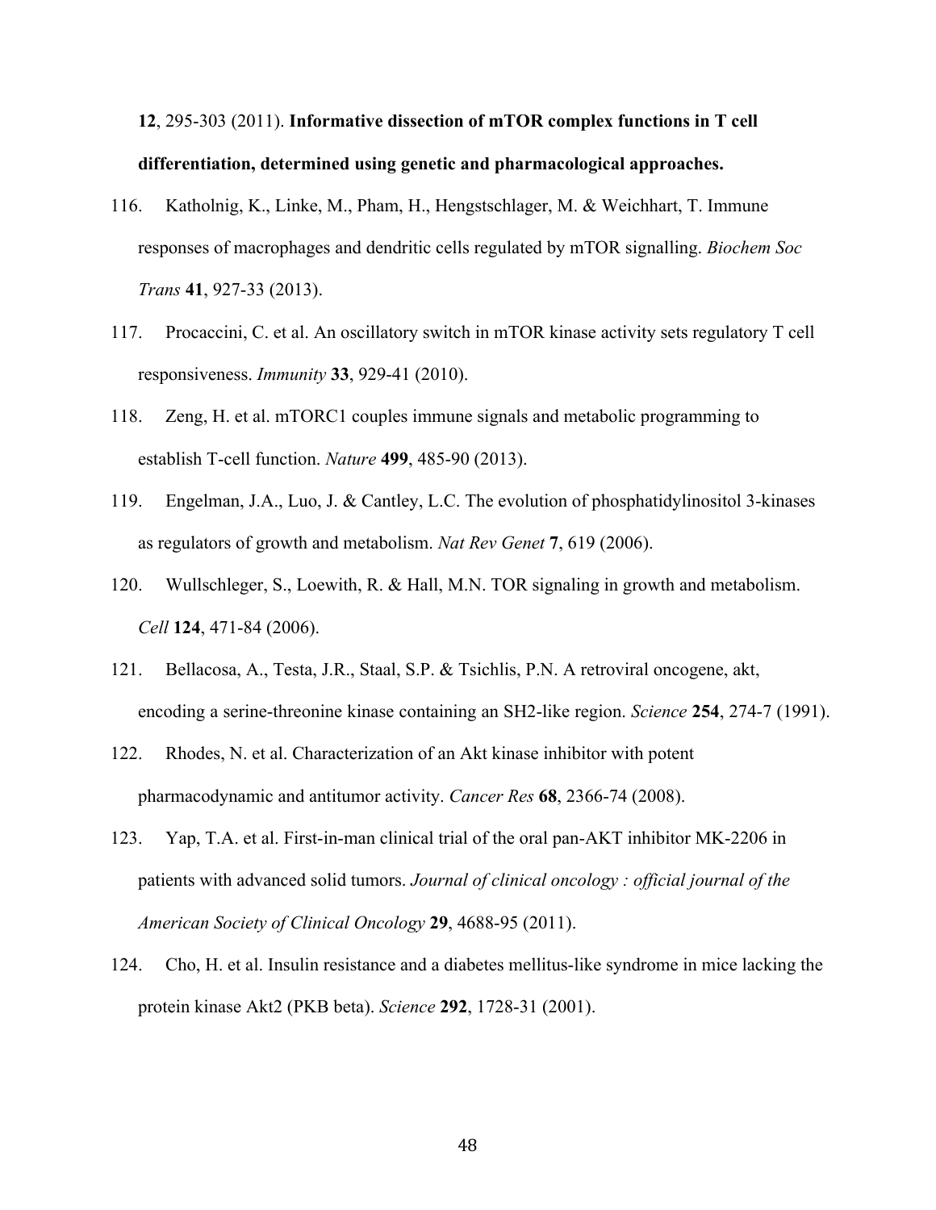**12**, 295-303 (2011). **Informative dissection of mTOR complex functions in T cell differentiation, determined using genetic and pharmacological approaches.**

116. Katholnig, K., Linke, M., Pham, H., Hengstschlager, M. & Weichhart, T. Immune responses of macrophages and dendritic cells regulated by mTOR signalling. *Biochem Soc Trans* **41**, 927-33 (2013).
117. Procaccini, C. et al. An oscillatory switch in mTOR kinase activity sets regulatory T cell responsiveness. *Immunity* **33**, 929-41 (2010).
118. Zeng, H. et al. mTORC1 couples immune signals and metabolic programming to establish T-cell function. *Nature* **499**, 485-90 (2013).
119. Engelman, J.A., Luo, J. & Cantley, L.C. The evolution of phosphatidylinositol 3-kinases as regulators of growth and metabolism. *Nat Rev Genet* **7**, 619 (2006).
120. Wullschleger, S., Loewith, R. & Hall, M.N. TOR signaling in growth and metabolism. *Cell* **124**, 471-84 (2006).
121. Bellacosa, A., Testa, J.R., Staal, S.P. & Tsichlis, P.N. A retroviral oncogene, akt, encoding a serine-threonine kinase containing an SH2-like region. *Science* **254**, 274-7 (1991).
122. Rhodes, N. et al. Characterization of an Akt kinase inhibitor with potent pharmacodynamic and antitumor activity. *Cancer Res* **68**, 2366-74 (2008).
123. Yap, T.A. et al. First-in-man clinical trial of the oral pan-AKT inhibitor MK-2206 in patients with advanced solid tumors. *Journal of clinical oncology : official journal of the American Society of Clinical Oncology* **29**, 4688-95 (2011).
124. Cho, H. et al. Insulin resistance and a diabetes mellitus-like syndrome in mice lacking the protein kinase Akt2 (PKB beta). *Science* **292**, 1728-31 (2001).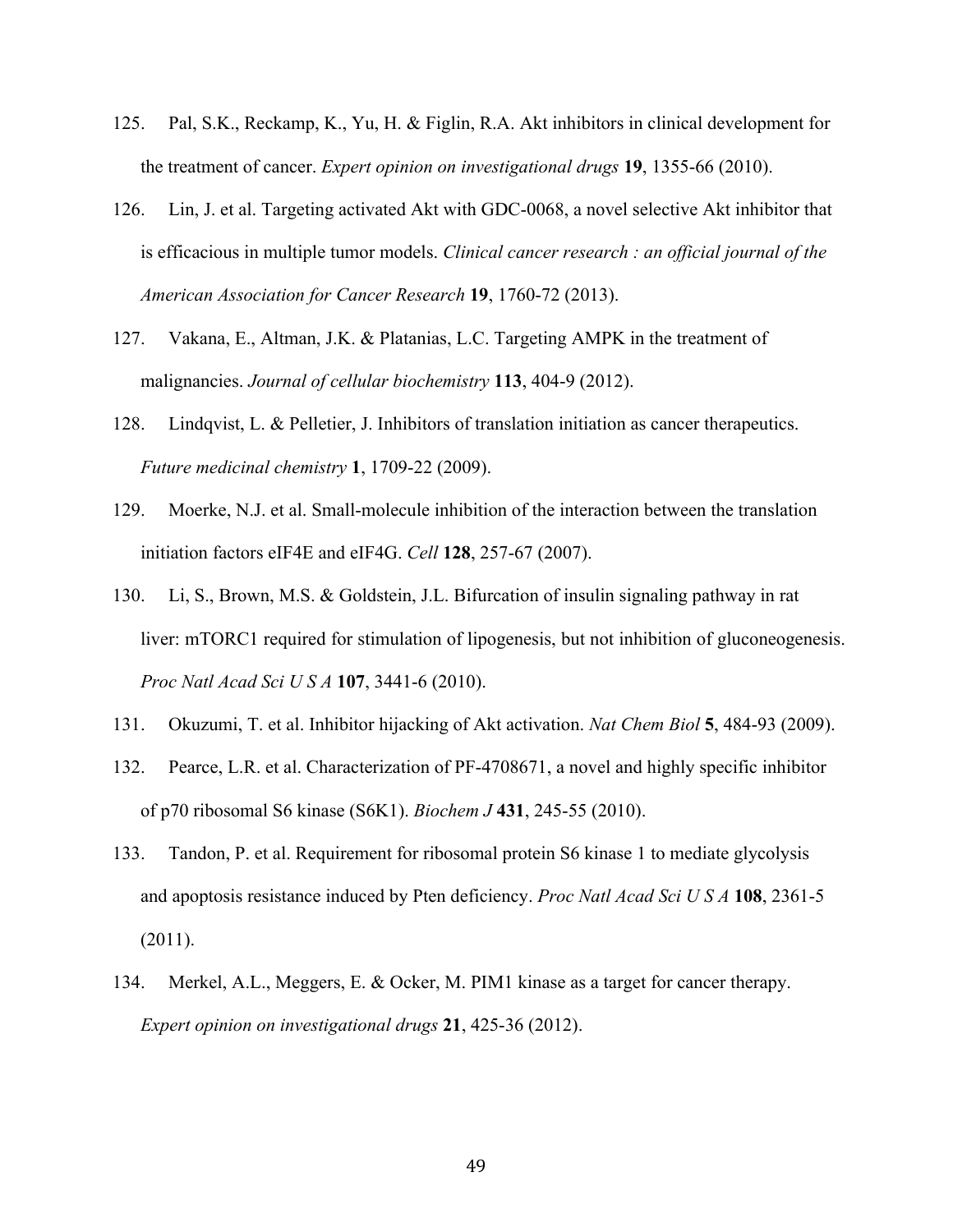125. Pal, S.K., Reckamp, K., Yu, H. & Figlin, R.A. Akt inhibitors in clinical development for the treatment of cancer. *Expert opinion on investigational drugs* **19**, 1355-66 (2010).

126. Lin, J. et al. Targeting activated Akt with GDC-0068, a novel selective Akt inhibitor that is efficacious in multiple tumor models. *Clinical cancer research : an official journal of the American Association for Cancer Research* **19**, 1760-72 (2013).

127. Vakana, E., Altman, J.K. & Platanias, L.C. Targeting AMPK in the treatment of malignancies. *Journal of cellular biochemistry* **113**, 404-9 (2012).

128. Lindqvist, L. & Pelletier, J. Inhibitors of translation initiation as cancer therapeutics. *Future medicinal chemistry* **1**, 1709-22 (2009).

129. Moerke, N.J. et al. Small-molecule inhibition of the interaction between the translation initiation factors eIF4E and eIF4G. *Cell* **128**, 257-67 (2007).

130. Li, S., Brown, M.S. & Goldstein, J.L. Bifurcation of insulin signaling pathway in rat liver: mTORC1 required for stimulation of lipogenesis, but not inhibition of gluconeogenesis. *Proc Natl Acad Sci U S A* **107**, 3441-6 (2010).

131. Okuzumi, T. et al. Inhibitor hijacking of Akt activation. *Nat Chem Biol* **5**, 484-93 (2009).

132. Pearce, L.R. et al. Characterization of PF-4708671, a novel and highly specific inhibitor of p70 ribosomal S6 kinase (S6K1). *Biochem J* **431**, 245-55 (2010).

133. Tandon, P. et al. Requirement for ribosomal protein S6 kinase 1 to mediate glycolysis and apoptosis resistance induced by Pten deficiency. *Proc Natl Acad Sci U S A* **108**, 2361-5 (2011).

134. Merkel, A.L., Meggers, E. & Ocker, M. PIM1 kinase as a target for cancer therapy. *Expert opinion on investigational drugs* **21**, 425-36 (2012).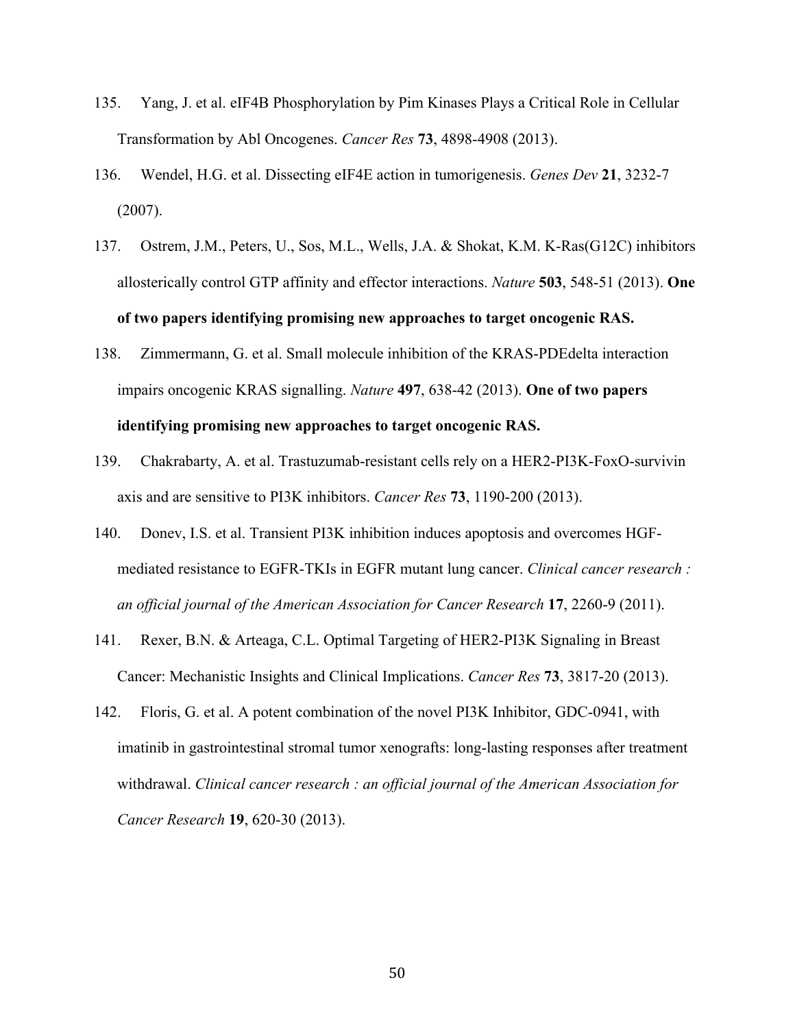135. Yang, J. et al. eIF4B Phosphorylation by Pim Kinases Plays a Critical Role in Cellular Transformation by Abl Oncogenes. *Cancer Res* **73**, 4898-4908 (2013).

136. Wendel, H.G. et al. Dissecting eIF4E action in tumorigenesis. *Genes Dev* **21**, 3232-7 (2007).

137. Ostrem, J.M., Peters, U., Sos, M.L., Wells, J.A. & Shokat, K.M. K-Ras(G12C) inhibitors allosterically control GTP affinity and effector interactions. *Nature* **503**, 548-51 (2013). **One of two papers identifying promising new approaches to target oncogenic RAS.**

138. Zimmermann, G. et al. Small molecule inhibition of the KRAS-PDEdelta interaction impairs oncogenic KRAS signalling. *Nature* **497**, 638-42 (2013). **One of two papers identifying promising new approaches to target oncogenic RAS.**

139. Chakrabarty, A. et al. Trastuzumab-resistant cells rely on a HER2-PI3K-FoxO-survivin axis and are sensitive to PI3K inhibitors. *Cancer Res* **73**, 1190-200 (2013).

140. Donev, I.S. et al. Transient PI3K inhibition induces apoptosis and overcomes HGF-mediated resistance to EGFR-TKIs in EGFR mutant lung cancer. *Clinical cancer research : an official journal of the American Association for Cancer Research* **17**, 2260-9 (2011).

141. Rexer, B.N. & Arteaga, C.L. Optimal Targeting of HER2-PI3K Signaling in Breast Cancer: Mechanistic Insights and Clinical Implications. *Cancer Res* **73**, 3817-20 (2013).

142. Floris, G. et al. A potent combination of the novel PI3K Inhibitor, GDC-0941, with imatinib in gastrointestinal stromal tumor xenografts: long-lasting responses after treatment withdrawal. *Clinical cancer research : an official journal of the American Association for Cancer Research* **19**, 620-30 (2013).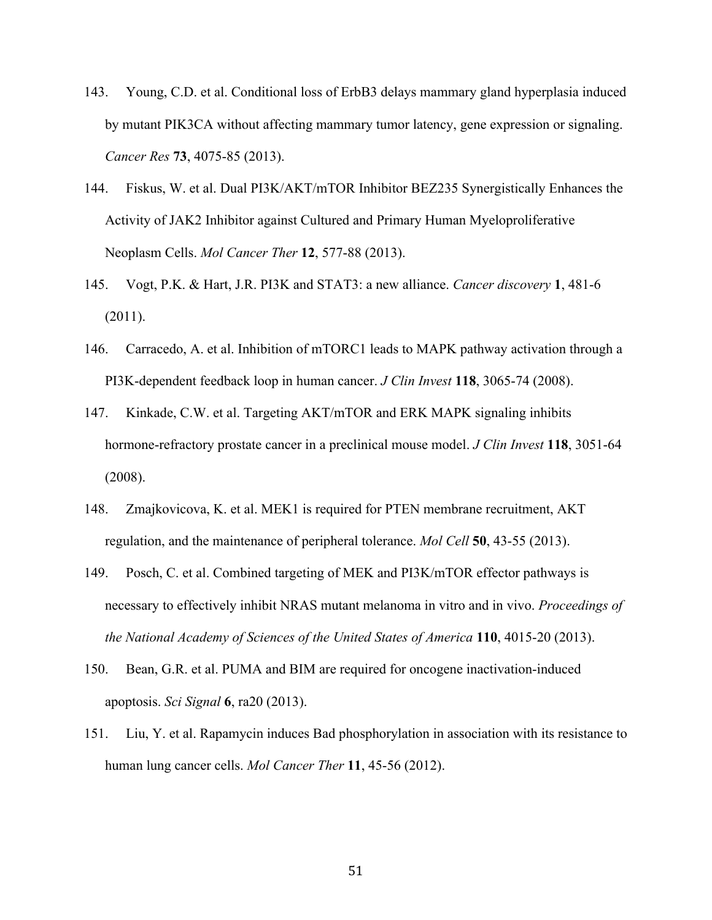143. Young, C.D. et al. Conditional loss of ErbB3 delays mammary gland hyperplasia induced by mutant PIK3CA without affecting mammary tumor latency, gene expression or signaling. *Cancer Res* **73**, 4075-85 (2013).

144. Fiskus, W. et al. Dual PI3K/AKT/mTOR Inhibitor BEZ235 Synergistically Enhances the Activity of JAK2 Inhibitor against Cultured and Primary Human Myeloproliferative Neoplasm Cells. *Mol Cancer Ther* **12**, 577-88 (2013).

145. Vogt, P.K. & Hart, J.R. PI3K and STAT3: a new alliance. *Cancer discovery* **1**, 481-6 (2011).

146. Carracedo, A. et al. Inhibition of mTORC1 leads to MAPK pathway activation through a PI3K-dependent feedback loop in human cancer. *J Clin Invest* **118**, 3065-74 (2008).

147. Kinkade, C.W. et al. Targeting AKT/mTOR and ERK MAPK signaling inhibits hormone-refractory prostate cancer in a preclinical mouse model. *J Clin Invest* **118**, 3051-64 (2008).

148. Zmajkovicova, K. et al. MEK1 is required for PTEN membrane recruitment, AKT regulation, and the maintenance of peripheral tolerance. *Mol Cell* **50**, 43-55 (2013).

149. Posch, C. et al. Combined targeting of MEK and PI3K/mTOR effector pathways is necessary to effectively inhibit NRAS mutant melanoma in vitro and in vivo. *Proceedings of the National Academy of Sciences of the United States of America* **110**, 4015-20 (2013).

150. Bean, G.R. et al. PUMA and BIM are required for oncogene inactivation-induced apoptosis. *Sci Signal* **6**, ra20 (2013).

151. Liu, Y. et al. Rapamycin induces Bad phosphorylation in association with its resistance to human lung cancer cells. *Mol Cancer Ther* **11**, 45-56 (2012).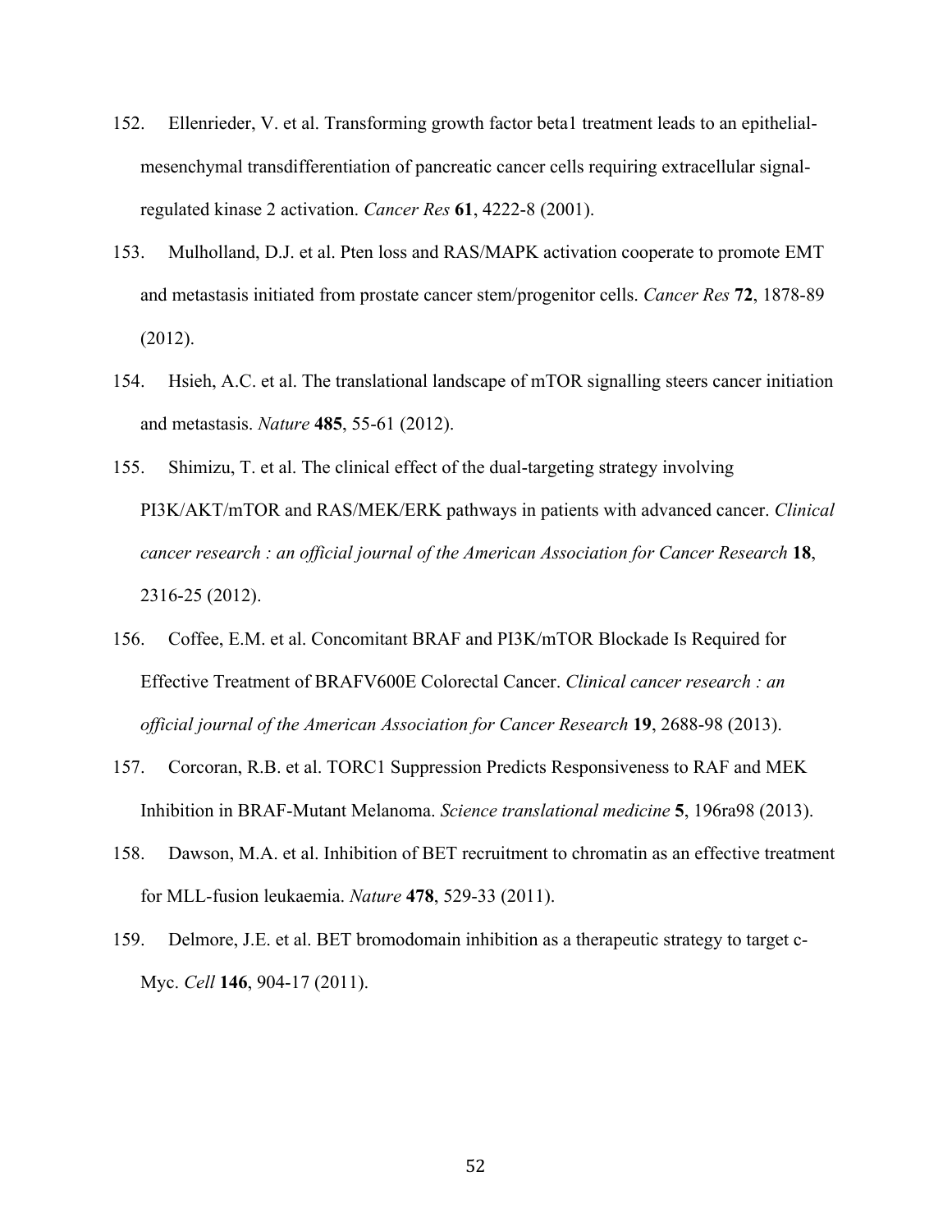152. Ellenrieder, V. et al. Transforming growth factor beta1 treatment leads to an epithelial-mesenchymal transdifferentiation of pancreatic cancer cells requiring extracellular signal-regulated kinase 2 activation. *Cancer Res* **61**, 4222-8 (2001).

153. Mulholland, D.J. et al. Pten loss and RAS/MAPK activation cooperate to promote EMT and metastasis initiated from prostate cancer stem/progenitor cells. *Cancer Res* **72**, 1878-89 (2012).

154. Hsieh, A.C. et al. The translational landscape of mTOR signalling steers cancer initiation and metastasis. *Nature* **485**, 55-61 (2012).

155. Shimizu, T. et al. The clinical effect of the dual-targeting strategy involving PI3K/AKT/mTOR and RAS/MEK/ERK pathways in patients with advanced cancer. *Clinical cancer research : an official journal of the American Association for Cancer Research* **18**, 2316-25 (2012).

156. Coffee, E.M. et al. Concomitant BRAF and PI3K/mTOR Blockade Is Required for Effective Treatment of BRAFV600E Colorectal Cancer. *Clinical cancer research : an official journal of the American Association for Cancer Research* **19**, 2688-98 (2013).

157. Corcoran, R.B. et al. TORC1 Suppression Predicts Responsiveness to RAF and MEK Inhibition in BRAF-Mutant Melanoma. *Science translational medicine* **5**, 196ra98 (2013).

158. Dawson, M.A. et al. Inhibition of BET recruitment to chromatin as an effective treatment for MLL-fusion leukaemia. *Nature* **478**, 529-33 (2011).

159. Delmore, J.E. et al. BET bromodomain inhibition as a therapeutic strategy to target c-Myc. *Cell* **146**, 904-17 (2011).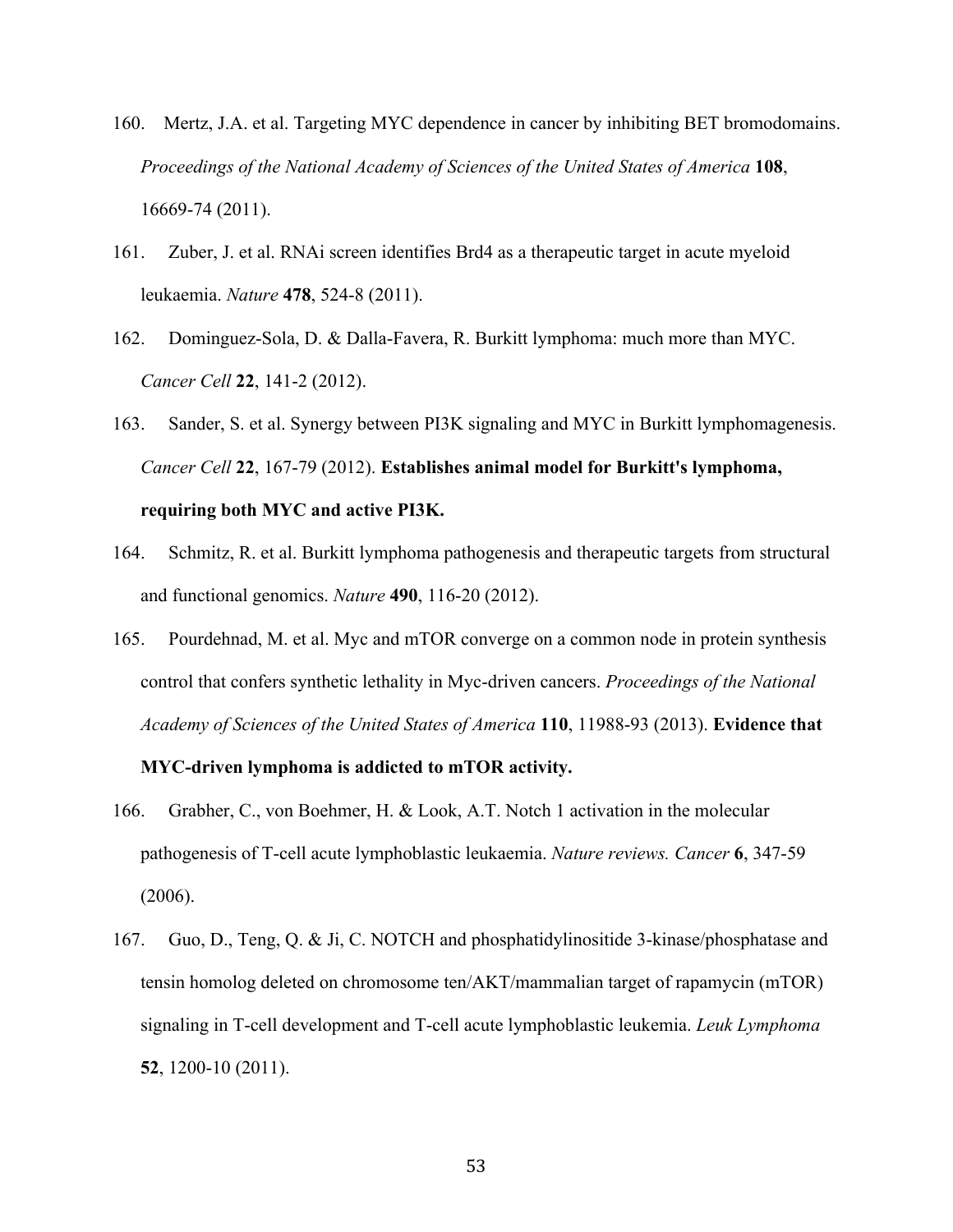160. Mertz, J.A. et al. Targeting MYC dependence in cancer by inhibiting BET bromodomains. *Proceedings of the National Academy of Sciences of the United States of America* **108**, 16669-74 (2011).

161. Zuber, J. et al. RNAi screen identifies Brd4 as a therapeutic target in acute myeloid leukaemia. *Nature* **478**, 524-8 (2011).

162. Dominguez-Sola, D. & Dalla-Favera, R. Burkitt lymphoma: much more than MYC. *Cancer Cell* **22**, 141-2 (2012).

163. Sander, S. et al. Synergy between PI3K signaling and MYC in Burkitt lymphomagenesis. *Cancer Cell* **22**, 167-79 (2012). **Establishes animal model for Burkitt's lymphoma, requiring both MYC and active PI3K.**

164. Schmitz, R. et al. Burkitt lymphoma pathogenesis and therapeutic targets from structural and functional genomics. *Nature* **490**, 116-20 (2012).

165. Pourdehnad, M. et al. Myc and mTOR converge on a common node in protein synthesis control that confers synthetic lethality in Myc-driven cancers. *Proceedings of the National Academy of Sciences of the United States of America* **110**, 11988-93 (2013). **Evidence that MYC-driven lymphoma is addicted to mTOR activity.**

166. Grabher, C., von Boehmer, H. & Look, A.T. Notch 1 activation in the molecular pathogenesis of T-cell acute lymphoblastic leukaemia. *Nature reviews. Cancer* **6**, 347-59 (2006).

167. Guo, D., Teng, Q. & Ji, C. NOTCH and phosphatidylinositide 3-kinase/phosphatase and tensin homolog deleted on chromosome ten/AKT/mammalian target of rapamycin (mTOR) signaling in T-cell development and T-cell acute lymphoblastic leukemia. *Leuk Lymphoma* **52**, 1200-10 (2011).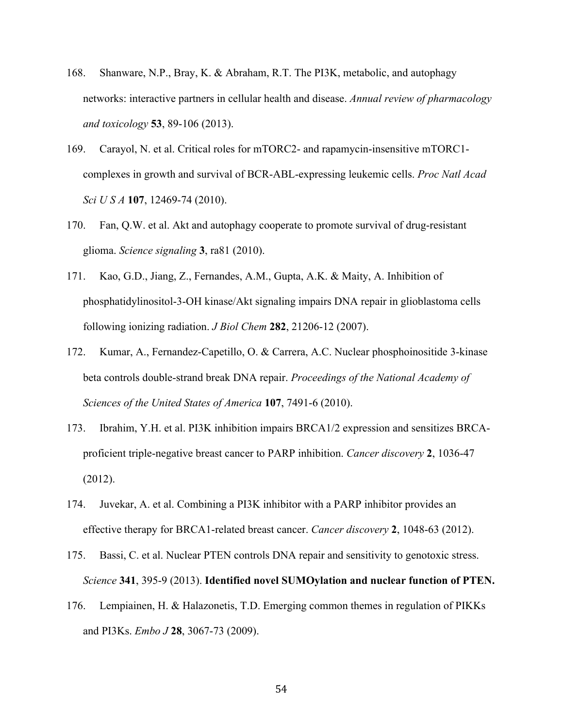168. Shanware, N.P., Bray, K. & Abraham, R.T. The PI3K, metabolic, and autophagy networks: interactive partners in cellular health and disease. *Annual review of pharmacology and toxicology* **53**, 89-106 (2013).

169. Carayol, N. et al. Critical roles for mTORC2- and rapamycin-insensitive mTORC1-complexes in growth and survival of BCR-ABL-expressing leukemic cells. *Proc Natl Acad Sci U S A* **107**, 12469-74 (2010).

170. Fan, Q.W. et al. Akt and autophagy cooperate to promote survival of drug-resistant glioma. *Science signaling* **3**, ra81 (2010).

171. Kao, G.D., Jiang, Z., Fernandes, A.M., Gupta, A.K. & Maity, A. Inhibition of phosphatidylinositol-3-OH kinase/Akt signaling impairs DNA repair in glioblastoma cells following ionizing radiation. *J Biol Chem* **282**, 21206-12 (2007).

172. Kumar, A., Fernandez-Capetillo, O. & Carrera, A.C. Nuclear phosphoinositide 3-kinase beta controls double-strand break DNA repair. *Proceedings of the National Academy of Sciences of the United States of America* **107**, 7491-6 (2010).

173. Ibrahim, Y.H. et al. PI3K inhibition impairs BRCA1/2 expression and sensitizes BRCA-proficient triple-negative breast cancer to PARP inhibition. *Cancer discovery* **2**, 1036-47 (2012).

174. Juvekar, A. et al. Combining a PI3K inhibitor with a PARP inhibitor provides an effective therapy for BRCA1-related breast cancer. *Cancer discovery* **2**, 1048-63 (2012).

175. Bassi, C. et al. Nuclear PTEN controls DNA repair and sensitivity to genotoxic stress. *Science* **341**, 395-9 (2013). **Identified novel SUMOylation and nuclear function of PTEN.**

176. Lempiainen, H. & Halazonetis, T.D. Emerging common themes in regulation of PIKKs and PI3Ks. *Embo J* **28**, 3067-73 (2009).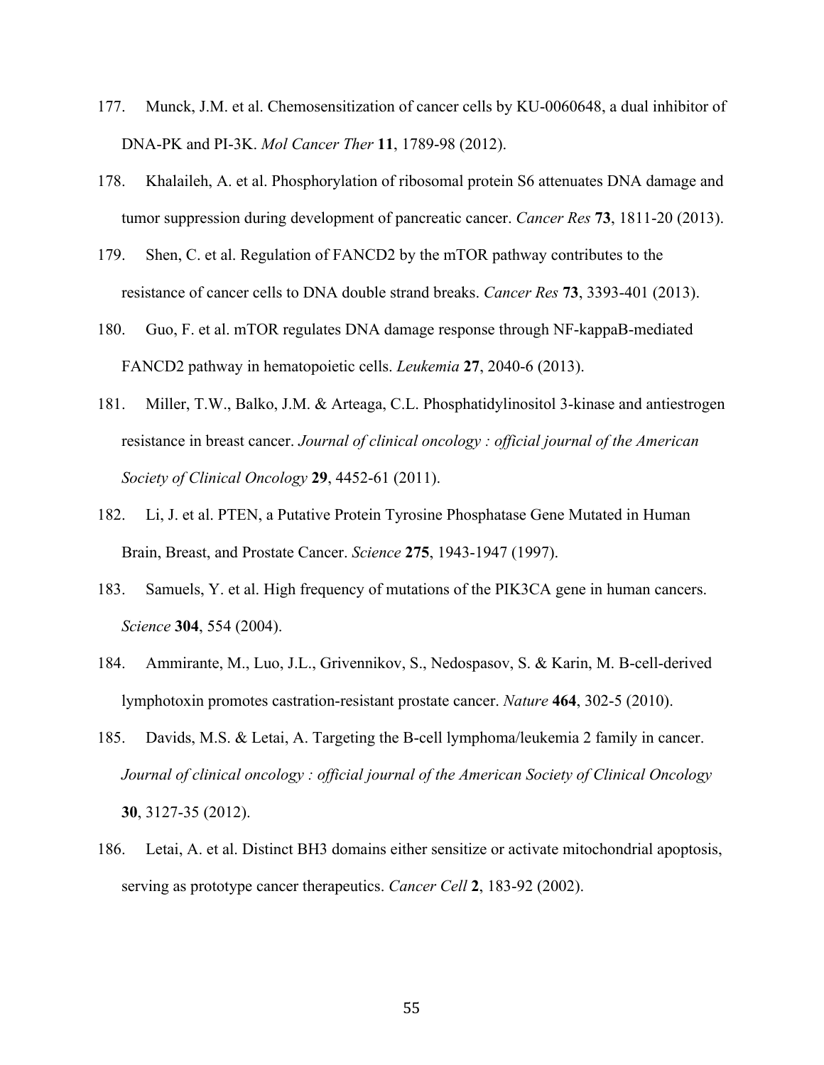177. Munck, J.M. et al. Chemosensitization of cancer cells by KU-0060648, a dual inhibitor of DNA-PK and PI-3K. *Mol Cancer Ther* **11**, 1789-98 (2012).

178. Khalaileh, A. et al. Phosphorylation of ribosomal protein S6 attenuates DNA damage and tumor suppression during development of pancreatic cancer. *Cancer Res* **73**, 1811-20 (2013).

179. Shen, C. et al. Regulation of FANCD2 by the mTOR pathway contributes to the resistance of cancer cells to DNA double strand breaks. *Cancer Res* **73**, 3393-401 (2013).

180. Guo, F. et al. mTOR regulates DNA damage response through NF-kappaB-mediated FANCD2 pathway in hematopoietic cells. *Leukemia* **27**, 2040-6 (2013).

181. Miller, T.W., Balko, J.M. & Arteaga, C.L. Phosphatidylinositol 3-kinase and antiestrogen resistance in breast cancer. *Journal of clinical oncology : official journal of the American Society of Clinical Oncology* **29**, 4452-61 (2011).

182. Li, J. et al. PTEN, a Putative Protein Tyrosine Phosphatase Gene Mutated in Human Brain, Breast, and Prostate Cancer. *Science* **275**, 1943-1947 (1997).

183. Samuels, Y. et al. High frequency of mutations of the PIK3CA gene in human cancers. *Science* **304**, 554 (2004).

184. Ammirante, M., Luo, J.L., Grivennikov, S., Nedospasov, S. & Karin, M. B-cell-derived lymphotoxin promotes castration-resistant prostate cancer. *Nature* **464**, 302-5 (2010).

185. Davids, M.S. & Letai, A. Targeting the B-cell lymphoma/leukemia 2 family in cancer. *Journal of clinical oncology : official journal of the American Society of Clinical Oncology* **30**, 3127-35 (2012).

186. Letai, A. et al. Distinct BH3 domains either sensitize or activate mitochondrial apoptosis, serving as prototype cancer therapeutics. *Cancer Cell* **2**, 183-92 (2002).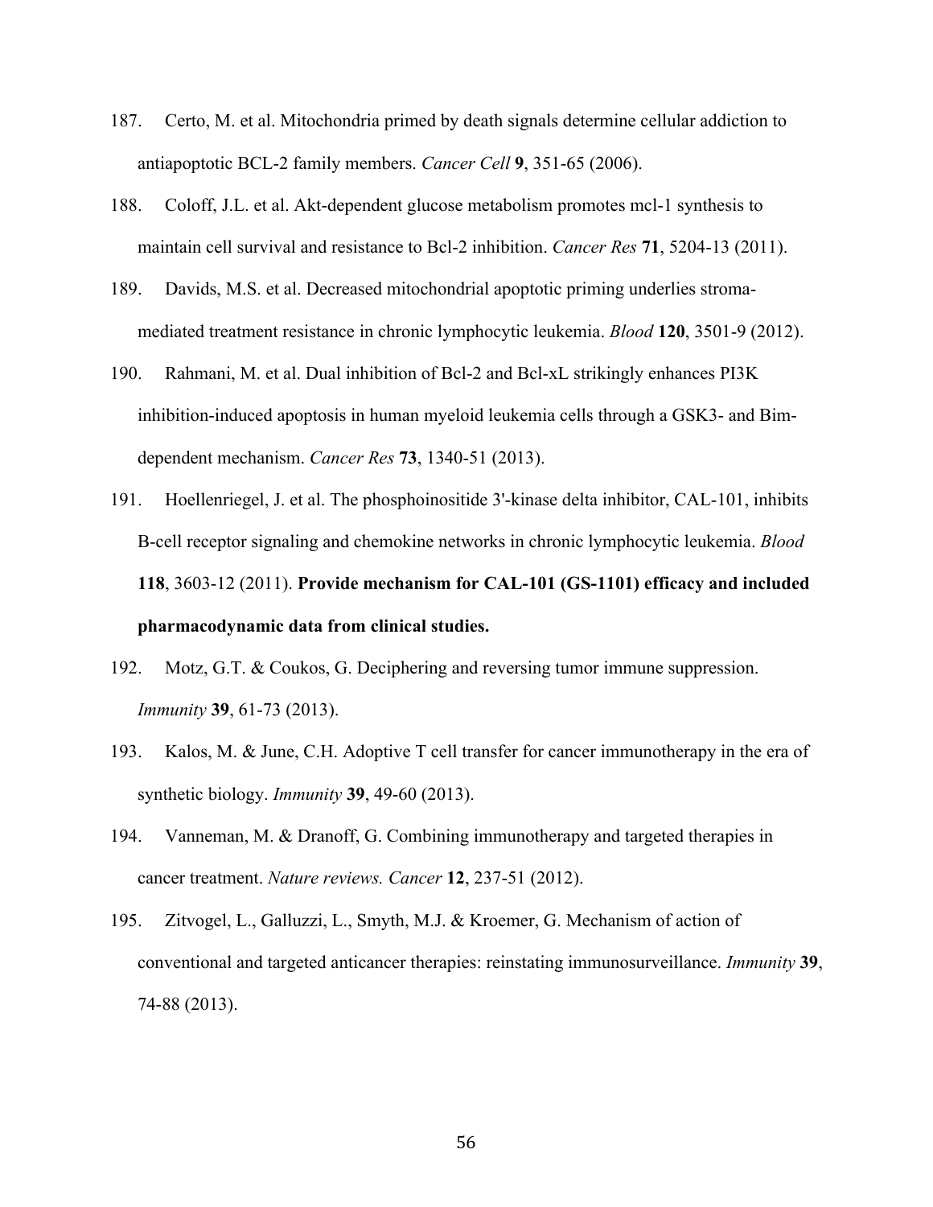187. Certo, M. et al. Mitochondria primed by death signals determine cellular addiction to antiapoptotic BCL-2 family members. *Cancer Cell* **9**, 351-65 (2006).

188. Coloff, J.L. et al. Akt-dependent glucose metabolism promotes mcl-1 synthesis to maintain cell survival and resistance to Bcl-2 inhibition. *Cancer Res* **71**, 5204-13 (2011).

189. Davids, M.S. et al. Decreased mitochondrial apoptotic priming underlies stroma-mediated treatment resistance in chronic lymphocytic leukemia. *Blood* **120**, 3501-9 (2012).

190. Rahmani, M. et al. Dual inhibition of Bcl-2 and Bcl-xL strikingly enhances PI3K inhibition-induced apoptosis in human myeloid leukemia cells through a GSK3- and Bim-dependent mechanism. *Cancer Res* **73**, 1340-51 (2013).

191. Hoellenriegel, J. et al. The phosphoinositide 3'-kinase delta inhibitor, CAL-101, inhibits B-cell receptor signaling and chemokine networks in chronic lymphocytic leukemia. *Blood* **118**, 3603-12 (2011). **Provide mechanism for CAL-101 (GS-1101) efficacy and included pharmacodynamic data from clinical studies.**

192. Motz, G.T. & Coukos, G. Deciphering and reversing tumor immune suppression. *Immunity* **39**, 61-73 (2013).

193. Kalos, M. & June, C.H. Adoptive T cell transfer for cancer immunotherapy in the era of synthetic biology. *Immunity* **39**, 49-60 (2013).

194. Vanneman, M. & Dranoff, G. Combining immunotherapy and targeted therapies in cancer treatment. *Nature reviews. Cancer* **12**, 237-51 (2012).

195. Zitvogel, L., Galluzzi, L., Smyth, M.J. & Kroemer, G. Mechanism of action of conventional and targeted anticancer therapies: reinstating immunosurveillance. *Immunity* **39**, 74-88 (2013).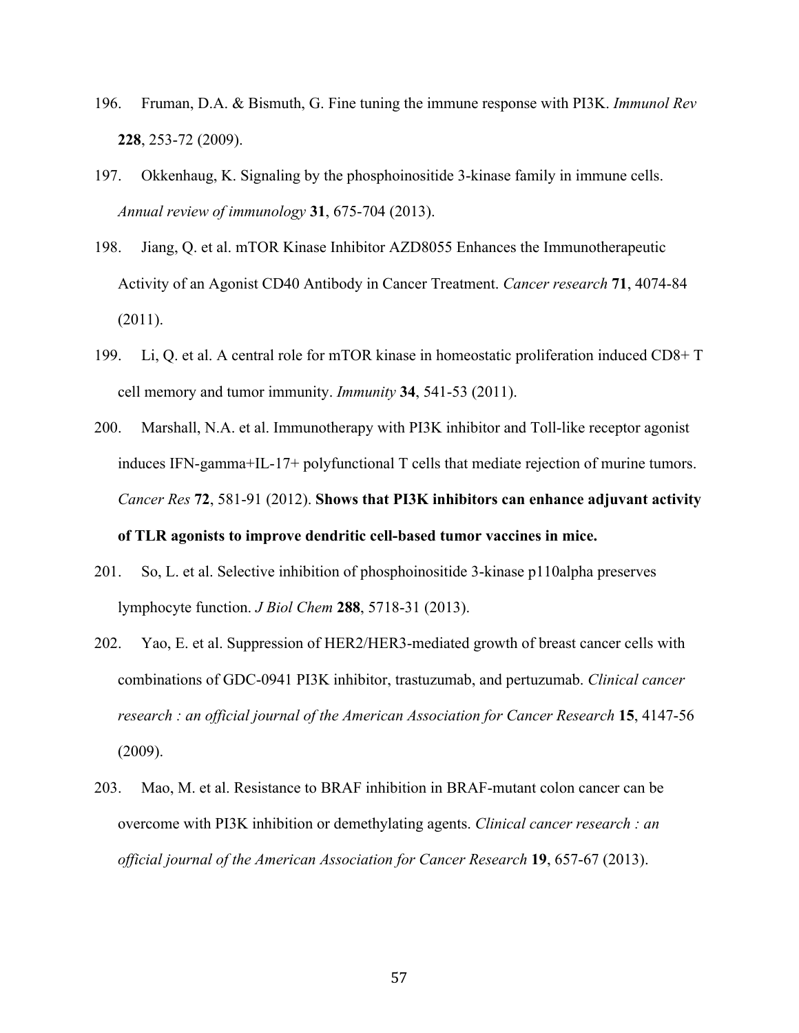196. Fruman, D.A. & Bismuth, G. Fine tuning the immune response with PI3K. *Immunol Rev* **228**, 253-72 (2009).

197. Okkenhaug, K. Signaling by the phosphoinositide 3-kinase family in immune cells. *Annual review of immunology* **31**, 675-704 (2013).

198. Jiang, Q. et al. mTOR Kinase Inhibitor AZD8055 Enhances the Immunotherapeutic Activity of an Agonist CD40 Antibody in Cancer Treatment. *Cancer research* **71**, 4074-84 (2011).

199. Li, Q. et al. A central role for mTOR kinase in homeostatic proliferation induced CD8+ T cell memory and tumor immunity. *Immunity* **34**, 541-53 (2011).

200. Marshall, N.A. et al. Immunotherapy with PI3K inhibitor and Toll-like receptor agonist induces IFN-gamma+IL-17+ polyfunctional T cells that mediate rejection of murine tumors. *Cancer Res* **72**, 581-91 (2012). **Shows that PI3K inhibitors can enhance adjuvant activity of TLR agonists to improve dendritic cell-based tumor vaccines in mice.**

201. So, L. et al. Selective inhibition of phosphoinositide 3-kinase p110alpha preserves lymphocyte function. *J Biol Chem* **288**, 5718-31 (2013).

202. Yao, E. et al. Suppression of HER2/HER3-mediated growth of breast cancer cells with combinations of GDC-0941 PI3K inhibitor, trastuzumab, and pertuzumab. *Clinical cancer research : an official journal of the American Association for Cancer Research* **15**, 4147-56 (2009).

203. Mao, M. et al. Resistance to BRAF inhibition in BRAF-mutant colon cancer can be overcome with PI3K inhibition or demethylating agents. *Clinical cancer research : an official journal of the American Association for Cancer Research* **19**, 657-67 (2013).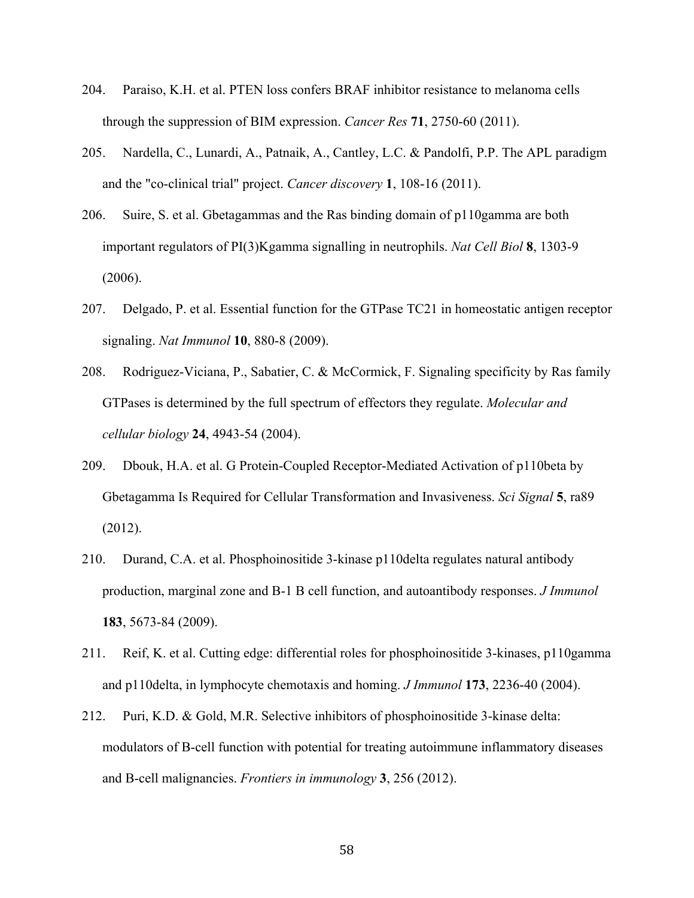204. Paraiso, K.H. et al. PTEN loss confers BRAF inhibitor resistance to melanoma cells through the suppression of BIM expression. *Cancer Res* **71**, 2750-60 (2011).

205. Nardella, C., Lunardi, A., Patnaik, A., Cantley, L.C. & Pandolfi, P.P. The APL paradigm and the "co-clinical trial" project. *Cancer discovery* **1**, 108-16 (2011).

206. Suire, S. et al. Gbetagammas and the Ras binding domain of p110gamma are both important regulators of PI(3)Kgamma signalling in neutrophils. *Nat Cell Biol* **8**, 1303-9 (2006).

207. Delgado, P. et al. Essential function for the GTPase TC21 in homeostatic antigen receptor signaling. *Nat Immunol* **10**, 880-8 (2009).

208. Rodriguez-Viciana, P., Sabatier, C. & McCormick, F. Signaling specificity by Ras family GTPases is determined by the full spectrum of effectors they regulate. *Molecular and cellular biology* **24**, 4943-54 (2004).

209. Dbouk, H.A. et al. G Protein-Coupled Receptor-Mediated Activation of p110beta by Gbetagamma Is Required for Cellular Transformation and Invasiveness. *Sci Signal* **5**, ra89 (2012).

210. Durand, C.A. et al. Phosphoinositide 3-kinase p110delta regulates natural antibody production, marginal zone and B-1 B cell function, and autoantibody responses. *J Immunol* **183**, 5673-84 (2009).

211. Reif, K. et al. Cutting edge: differential roles for phosphoinositide 3-kinases, p110gamma and p110delta, in lymphocyte chemotaxis and homing. *J Immunol* **173**, 2236-40 (2004).

212. Puri, K.D. & Gold, M.R. Selective inhibitors of phosphoinositide 3-kinase delta: modulators of B-cell function with potential for treating autoimmune inflammatory diseases and B-cell malignancies. *Frontiers in immunology* **3**, 256 (2012).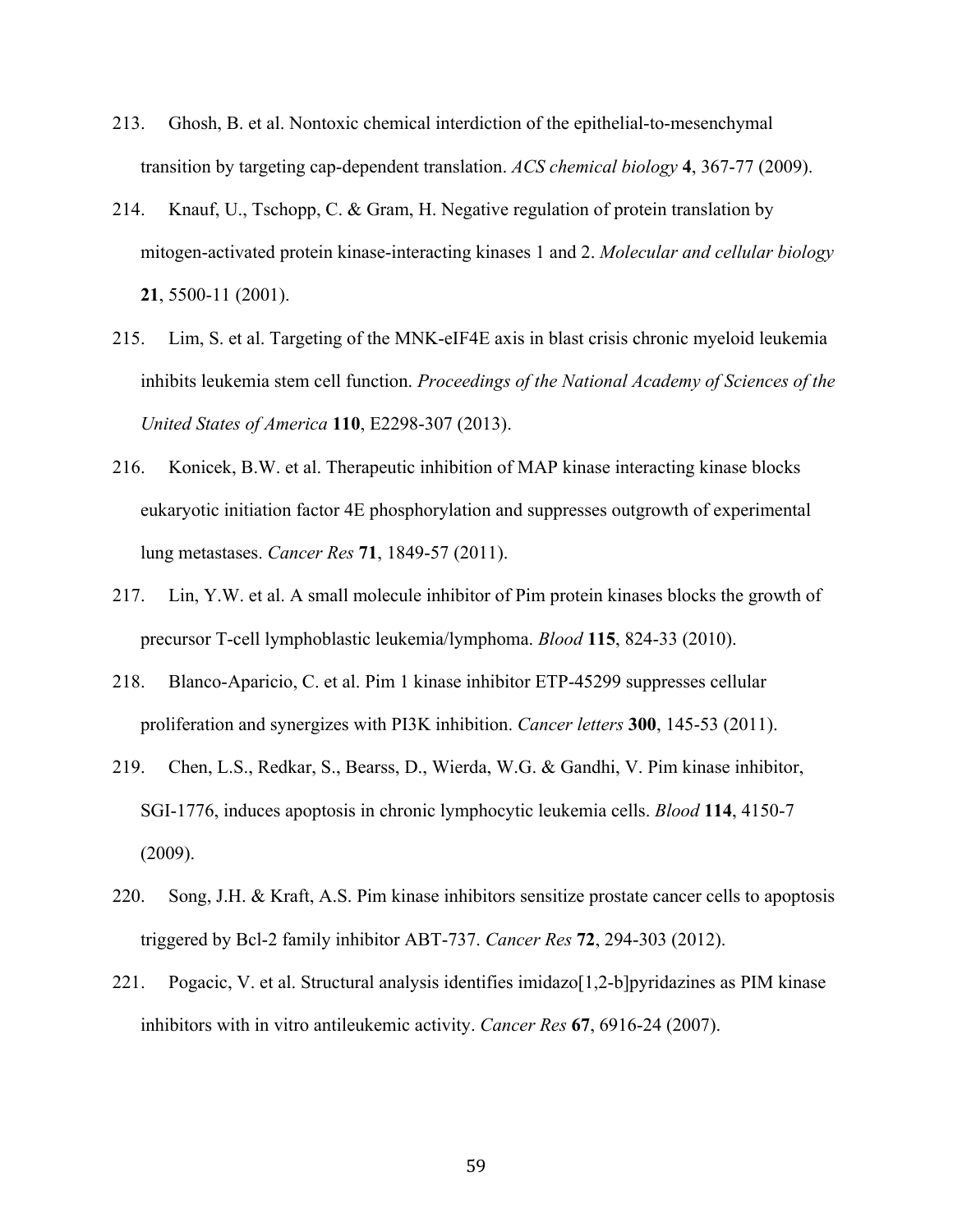213. Ghosh, B. et al. Nontoxic chemical interdiction of the epithelial-to-mesenchymal transition by targeting cap-dependent translation. *ACS chemical biology* **4**, 367-77 (2009).

214. Knauf, U., Tschopp, C. & Gram, H. Negative regulation of protein translation by mitogen-activated protein kinase-interacting kinases 1 and 2. *Molecular and cellular biology* **21**, 5500-11 (2001).

215. Lim, S. et al. Targeting of the MNK-eIF4E axis in blast crisis chronic myeloid leukemia inhibits leukemia stem cell function. *Proceedings of the National Academy of Sciences of the United States of America* **110**, E2298-307 (2013).

216. Konicek, B.W. et al. Therapeutic inhibition of MAP kinase interacting kinase blocks eukaryotic initiation factor 4E phosphorylation and suppresses outgrowth of experimental lung metastases. *Cancer Res* **71**, 1849-57 (2011).

217. Lin, Y.W. et al. A small molecule inhibitor of Pim protein kinases blocks the growth of precursor T-cell lymphoblastic leukemia/lymphoma. *Blood* **115**, 824-33 (2010).

218. Blanco-Aparicio, C. et al. Pim 1 kinase inhibitor ETP-45299 suppresses cellular proliferation and synergizes with PI3K inhibition. *Cancer letters* **300**, 145-53 (2011).

219. Chen, L.S., Redkar, S., Bearss, D., Wierda, W.G. & Gandhi, V. Pim kinase inhibitor, SGI-1776, induces apoptosis in chronic lymphocytic leukemia cells. *Blood* **114**, 4150-7 (2009).

220. Song, J.H. & Kraft, A.S. Pim kinase inhibitors sensitize prostate cancer cells to apoptosis triggered by Bcl-2 family inhibitor ABT-737. *Cancer Res* **72**, 294-303 (2012).

221. Pogacic, V. et al. Structural analysis identifies imidazo[1,2-b]pyridazines as PIM kinase inhibitors with in vitro antileukemic activity. *Cancer Res* **67**, 6916-24 (2007).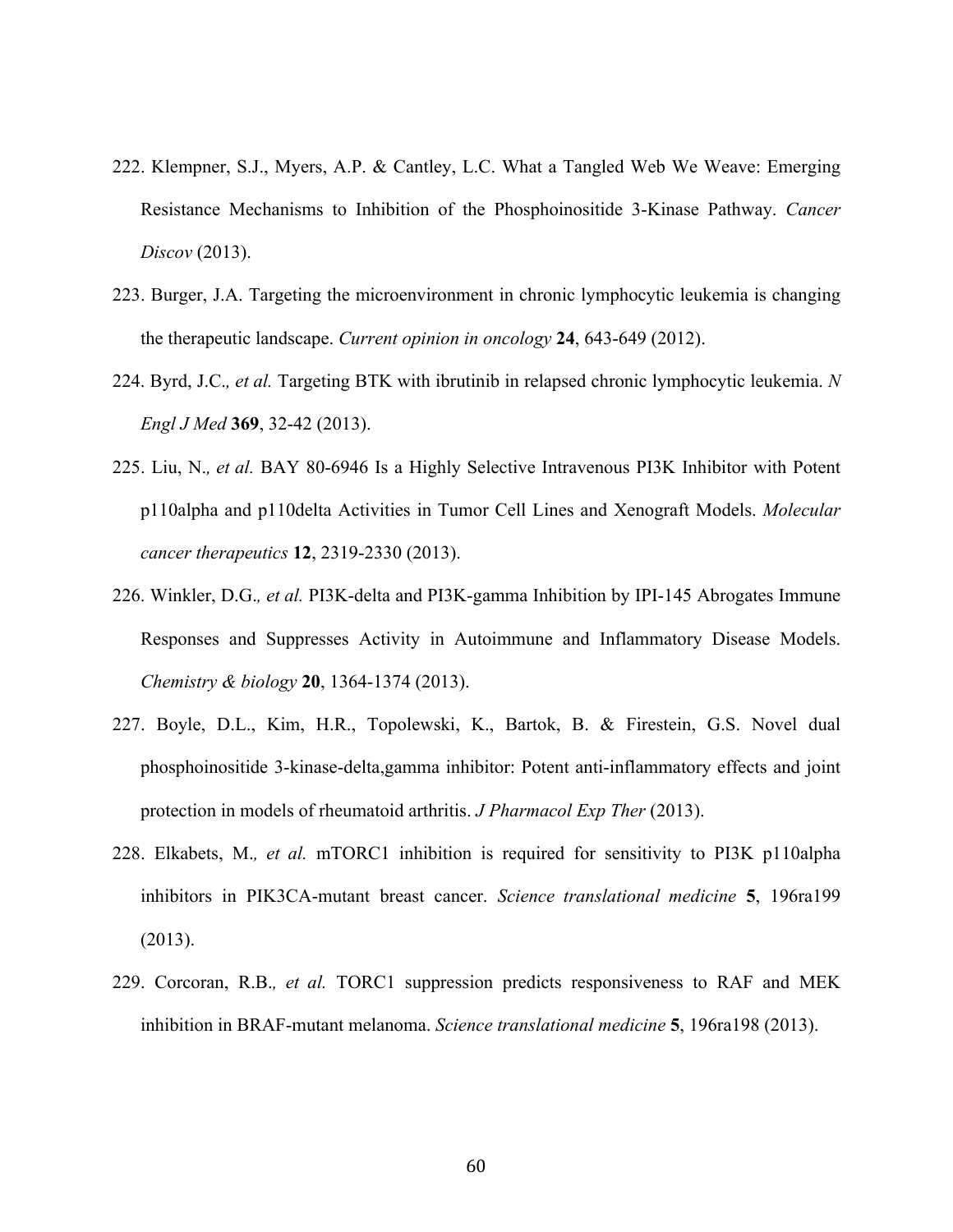222. Klempner, S.J., Myers, A.P. & Cantley, L.C. What a Tangled Web We Weave: Emerging Resistance Mechanisms to Inhibition of the Phosphoinositide 3-Kinase Pathway. *Cancer Discov* (2013).

223. Burger, J.A. Targeting the microenvironment in chronic lymphocytic leukemia is changing the therapeutic landscape. *Current opinion in oncology* **24**, 643-649 (2012).

224. Byrd, J.C.*, et al.* Targeting BTK with ibrutinib in relapsed chronic lymphocytic leukemia. *N Engl J Med* **369**, 32-42 (2013).

225. Liu, N.*, et al.* BAY 80-6946 Is a Highly Selective Intravenous PI3K Inhibitor with Potent p110alpha and p110delta Activities in Tumor Cell Lines and Xenograft Models. *Molecular cancer therapeutics* **12**, 2319-2330 (2013).

226. Winkler, D.G.*, et al.* PI3K-delta and PI3K-gamma Inhibition by IPI-145 Abrogates Immune Responses and Suppresses Activity in Autoimmune and Inflammatory Disease Models. *Chemistry & biology* **20**, 1364-1374 (2013).

227. Boyle, D.L., Kim, H.R., Topolewski, K., Bartok, B. & Firestein, G.S. Novel dual phosphoinositide 3-kinase-delta,gamma inhibitor: Potent anti-inflammatory effects and joint protection in models of rheumatoid arthritis. *J Pharmacol Exp Ther* (2013).

228. Elkabets, M.*, et al.* mTORC1 inhibition is required for sensitivity to PI3K p110alpha inhibitors in PIK3CA-mutant breast cancer. *Science translational medicine* **5**, 196ra199 (2013).

229. Corcoran, R.B.*, et al.* TORC1 suppression predicts responsiveness to RAF and MEK inhibition in BRAF-mutant melanoma. *Science translational medicine* **5**, 196ra198 (2013).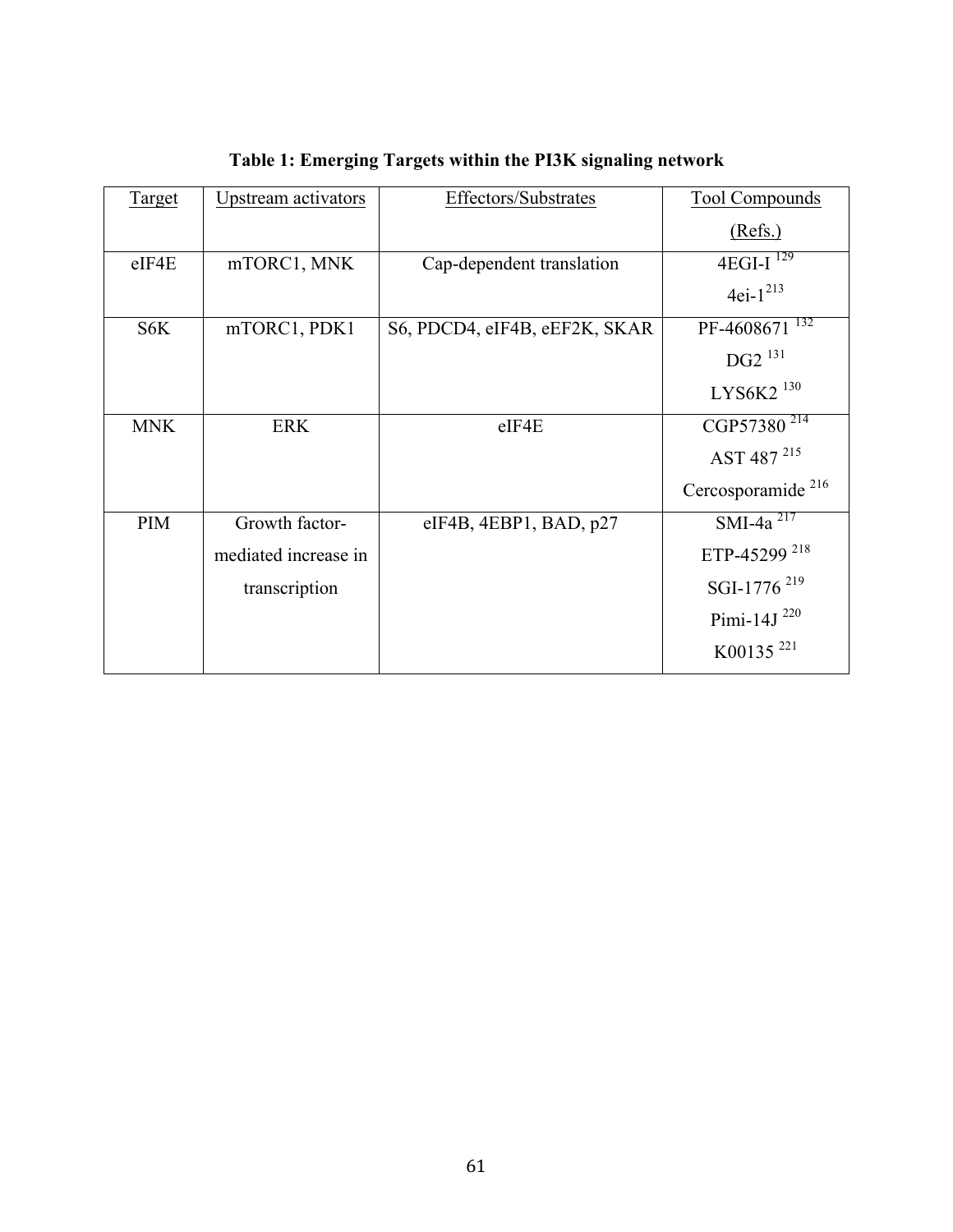**Table 1: Emerging Targets within the PI3K signaling network**

| Target | Upstream activators | Effectors/Substrates | Tool Compounds (Refs.) |
|---|---|---|---|
| eIF4E | mTORC1, MNK | Cap-dependent translation | 4EGI-I [129]<br>4ei-1 [213] |
| S6K | mTORC1, PDK1 | S6, PDCD4, eIF4B, eEF2K, SKAR | PF-4608671 [132]<br>DG2 [131]<br>LYS6K2 [130] |
| MNK | ERK | eIF4E | CGP57380 [214]<br>AST 487 [215]<br>Cercosporamide [216] |
| PIM | Growth factor-mediated increase in transcription | eIF4B, 4EBP1, BAD, p27 | SMI-4a [217]<br>ETP-45299 [218]<br>SGI-1776 [219]<br>Pimi-14J [220]<br>K00135 [221] |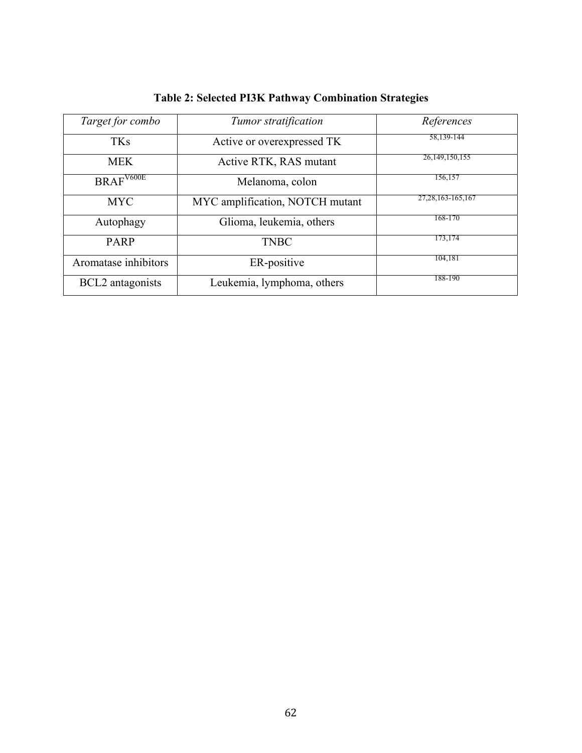**Table 2: Selected PI3K Pathway Combination Strategies**

| *Target for combo* | *Tumor stratification* | *References* |
|---|---|---|
| TKs | Active or overexpressed TK | 58,139-144 |
| MEK | Active RTK, RAS mutant | 26,149,150,155 |
| $BRAF^{V600E}$ | Melanoma, colon | 156,157 |
| MYC | MYC amplification, NOTCH mutant | 27,28,163-165,167 |
| Autophagy | Glioma, leukemia, others | 168-170 |
| PARP | TNBC | 173,174 |
| Aromatase inhibitors | ER-positive | 104,181 |
| BCL2 antagonists | Leukemia, lymphoma, others | 188-190 |